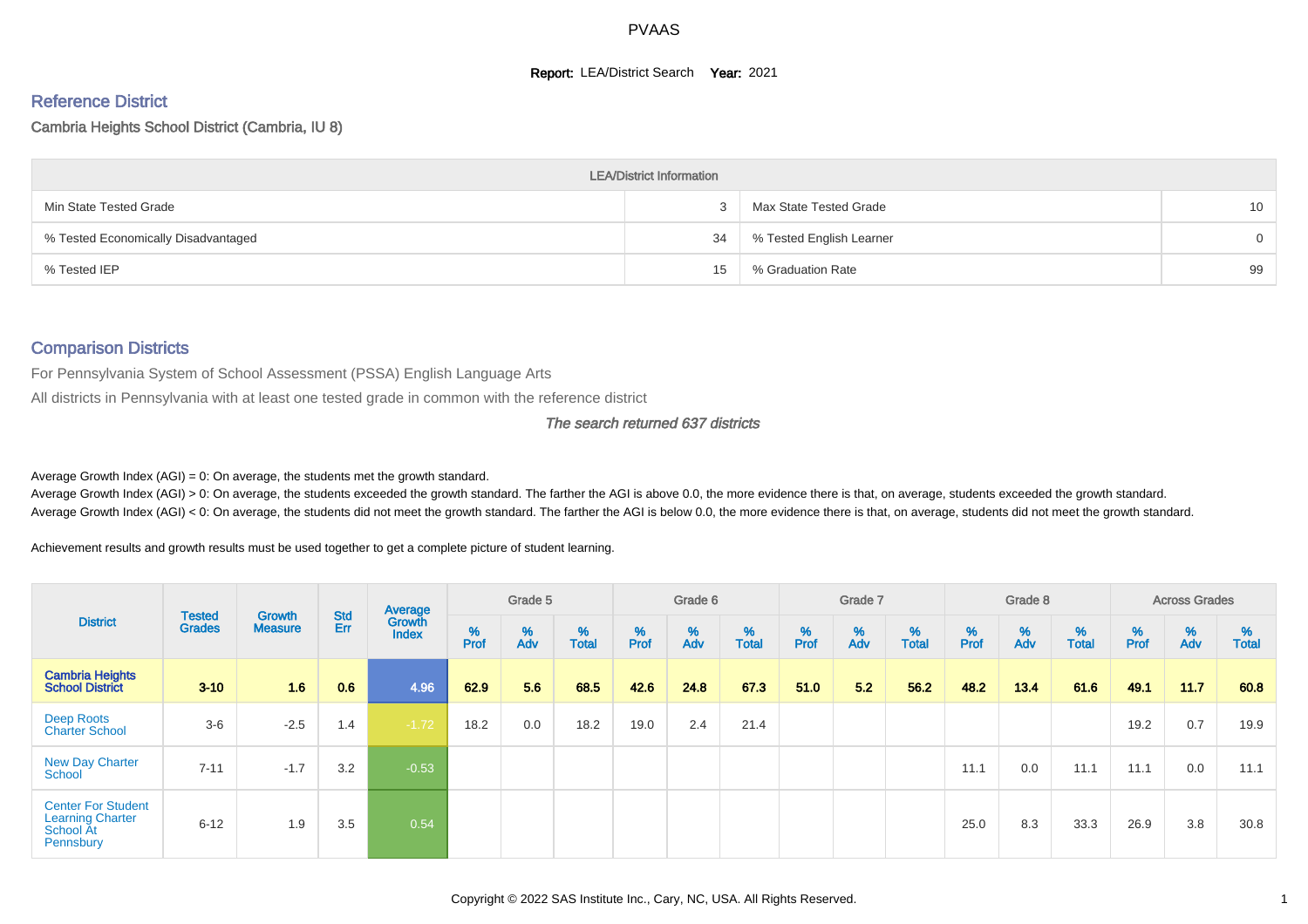PVAAS

**Report:** LEA/District Search **Year:** 2021

## Reference District

Cambria Heights School District (Cambria, IU 8)

| LEA/District Information | | | |
|---|---|---|---|
| Min State Tested Grade | 3 | Max State Tested Grade | 10 |
| % Tested Economically Disadvantaged | 34 | % Tested English Learner | 0 |
| % Tested IEP | 15 | % Graduation Rate | 99 |

## Comparison Districts

For Pennsylvania System of School Assessment (PSSA) English Language Arts

All districts in Pennsylvania with at least one tested grade in common with the reference district

*The search returned 637 districts*

Average Growth Index (AGI) = 0: On average, the students met the growth standard.
Average Growth Index (AGI) > 0: On average, the students exceeded the growth standard. The farther the AGI is above 0.0, the more evidence there is that, on average, students exceeded the growth standard.
Average Growth Index (AGI) < 0: On average, the students did not meet the growth standard. The farther the AGI is below 0.0, the more evidence there is that, on average, students did not meet the growth standard.

Achievement results and growth results must be used together to get a complete picture of student learning.

| District | Tested Grades | Growth Measure | Std Err | Average Growth Index | Grade 5 | | | Grade 6 | | | Grade 7 | | | Grade 8 | | | Across Grades | | |
|---|---|---|---|---|---|---|---|---|---|---|---|---|---|---|---|---|---|---|---|
| | | | | | % Prof | % Adv | % Total | % Prof | % Adv | % Total | % Prof | % Adv | % Total | % Prof | % Adv | % Total | % Prof | % Adv | % Total |
| **Cambria Heights School District** | **3-10** | **1.6** | **0.6** | **4.96** | **62.9** | **5.6** | **68.5** | **42.6** | **24.8** | **67.3** | **51.0** | **5.2** | **56.2** | **48.2** | **13.4** | **61.6** | **49.1** | **11.7** | **60.8** |
| Deep Roots Charter School | 3-6 | -2.5 | 1.4 | -1.72 | 18.2 | 0.0 | 18.2 | 19.0 | 2.4 | 21.4 | | | | | | | 19.2 | 0.7 | 19.9 |
| New Day Charter School | 7-11 | -1.7 | 3.2 | -0.53 | | | | | | | | | | 11.1 | 0.0 | 11.1 | 11.1 | 0.0 | 11.1 |
| Center For Student Learning Charter School At Pennsbury | 6-12 | 1.9 | 3.5 | 0.54 | | | | | | | | | | 25.0 | 8.3 | 33.3 | 26.9 | 3.8 | 30.8 |

Copyright © 2022 SAS Institute Inc., Cary, NC, USA. All Rights Reserved.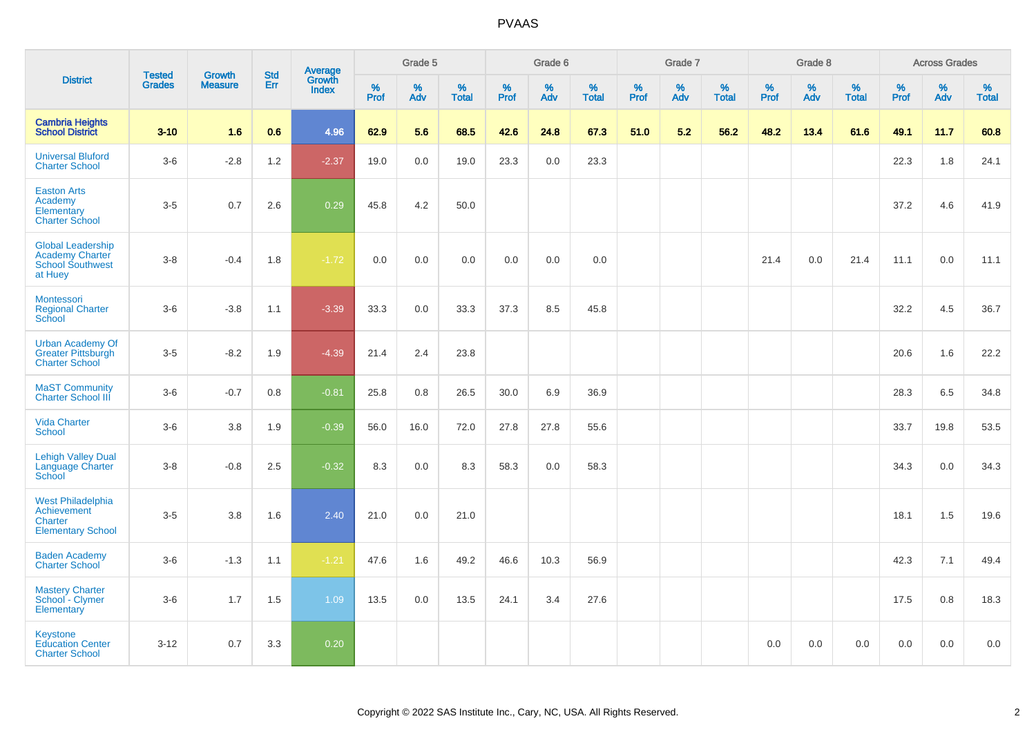# PVAAS

| District | Tested Grades | Growth Measure | Std Err | Average Growth Index | Grade 5 | | | Grade 6 | | | Grade 7 | | | Grade 8 | | | Across Grades | | |
|---|---|---|---|---|---|---|---|---|---|---|---|---|---|---|---|---|---|---|---|
| | | | | | % Prof | % Adv | % Total | % Prof | % Adv | % Total | % Prof | % Adv | % Total | % Prof | % Adv | % Total | % Prof | % Adv | % Total |
| **Cambria Heights School District** | **3-10** | **1.6** | **0.6** | **4.96** | **62.9** | **5.6** | **68.5** | **42.6** | **24.8** | **67.3** | **51.0** | **5.2** | **56.2** | **48.2** | **13.4** | **61.6** | **49.1** | **11.7** | **60.8** |
| Universal Bluford Charter School | 3-6 | -2.8 | 1.2 | -2.37 | 19.0 | 0.0 | 19.0 | 23.3 | 0.0 | 23.3 | | | | | | | 22.3 | 1.8 | 24.1 |
| Easton Arts Academy Elementary Charter School | 3-5 | 0.7 | 2.6 | 0.29 | 45.8 | 4.2 | 50.0 | | | | | | | | | | 37.2 | 4.6 | 41.9 |
| Global Leadership Academy Charter School Southwest at Huey | 3-8 | -0.4 | 1.8 | -1.72 | 0.0 | 0.0 | 0.0 | 0.0 | 0.0 | 0.0 | | | | 21.4 | 0.0 | 21.4 | 11.1 | 0.0 | 11.1 |
| Montessori Regional Charter School | 3-6 | -3.8 | 1.1 | -3.39 | 33.3 | 0.0 | 33.3 | 37.3 | 8.5 | 45.8 | | | | | | | 32.2 | 4.5 | 36.7 |
| Urban Academy Of Greater Pittsburgh Charter School | 3-5 | -8.2 | 1.9 | -4.39 | 21.4 | 2.4 | 23.8 | | | | | | | | | | 20.6 | 1.6 | 22.2 |
| MaST Community Charter School III | 3-6 | -0.7 | 0.8 | -0.81 | 25.8 | 0.8 | 26.5 | 30.0 | 6.9 | 36.9 | | | | | | | 28.3 | 6.5 | 34.8 |
| Vida Charter School | 3-6 | 3.8 | 1.9 | -0.39 | 56.0 | 16.0 | 72.0 | 27.8 | 27.8 | 55.6 | | | | | | | 33.7 | 19.8 | 53.5 |
| Lehigh Valley Dual Language Charter School | 3-8 | -0.8 | 2.5 | -0.32 | 8.3 | 0.0 | 8.3 | 58.3 | 0.0 | 58.3 | | | | | | | 34.3 | 0.0 | 34.3 |
| West Philadelphia Achievement Charter Elementary School | 3-5 | 3.8 | 1.6 | 2.40 | 21.0 | 0.0 | 21.0 | | | | | | | | | | 18.1 | 1.5 | 19.6 |
| Baden Academy Charter School | 3-6 | -1.3 | 1.1 | -1.21 | 47.6 | 1.6 | 49.2 | 46.6 | 10.3 | 56.9 | | | | | | | 42.3 | 7.1 | 49.4 |
| Mastery Charter School - Clymer Elementary | 3-6 | 1.7 | 1.5 | 1.09 | 13.5 | 0.0 | 13.5 | 24.1 | 3.4 | 27.6 | | | | | | | 17.5 | 0.8 | 18.3 |
| Keystone Education Center Charter School | 3-12 | 0.7 | 3.3 | 0.20 | | | | | | | | | | 0.0 | 0.0 | 0.0 | 0.0 | 0.0 | 0.0 |

Copyright © 2022 SAS Institute Inc., Cary, NC, USA. All Rights Reserved.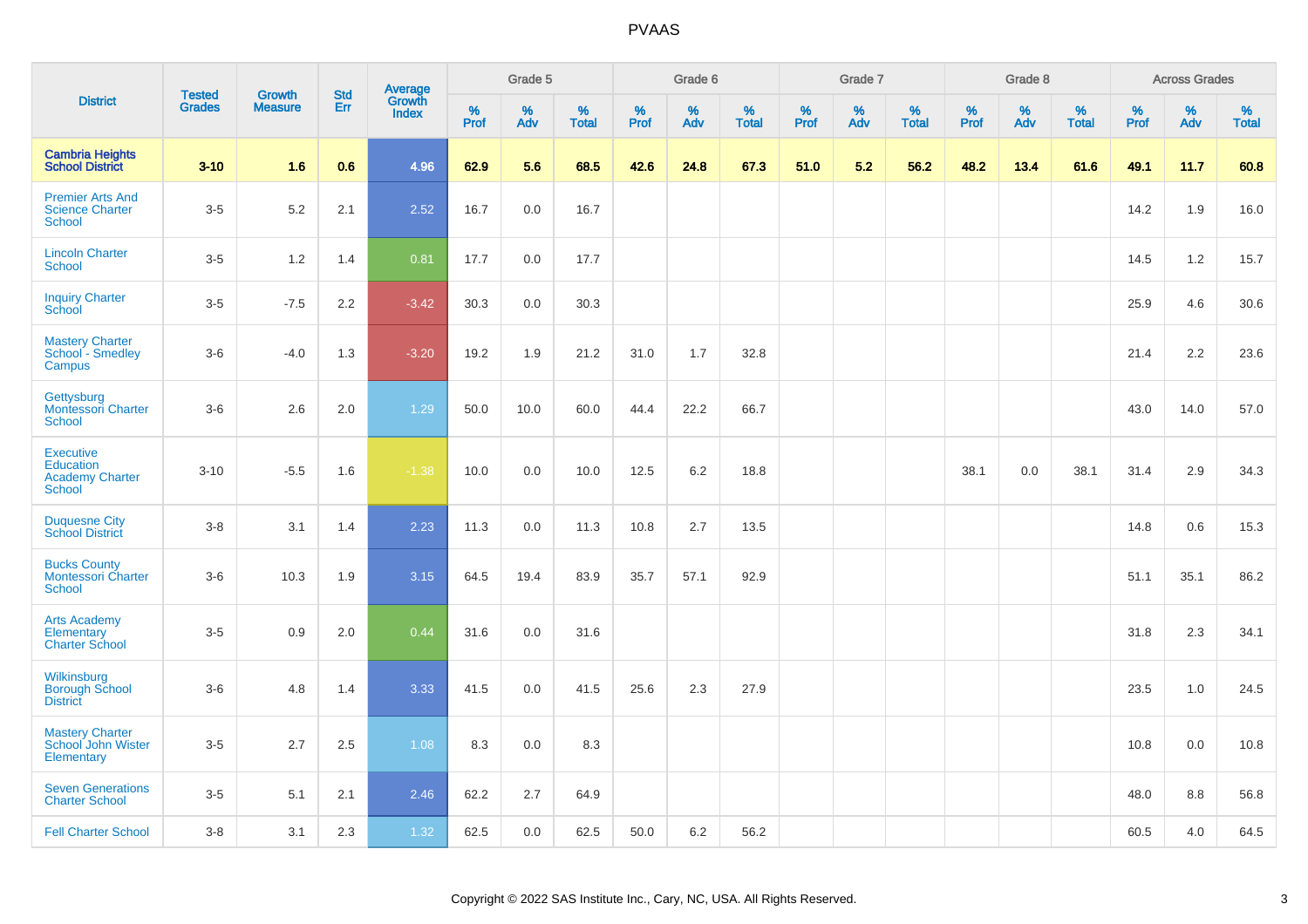# PVAAS

| District | Tested Grades | Growth Measure | Std Err | Average Growth Index | Grade 5 | | | Grade 6 | | | Grade 7 | | | Grade 8 | | | Across Grades | | |
|---|---|---|---|---|---|---|---|---|---|---|---|---|---|---|---|---|---|---|---|
| | | | | | % Prof | % Adv | % Total | % Prof | % Adv | % Total | % Prof | % Adv | % Total | % Prof | % Adv | % Total | % Prof | % Adv | % Total |
| **Cambria Heights School District** | **3-10** | **1.6** | **0.6** | **4.96** | **62.9** | **5.6** | **68.5** | **42.6** | **24.8** | **67.3** | **51.0** | **5.2** | **56.2** | **48.2** | **13.4** | **61.6** | **49.1** | **11.7** | **60.8** |
| Premier Arts And Science Charter School | 3-5 | 5.2 | 2.1 | 2.52 | 16.7 | 0.0 | 16.7 | | | | | | | | | | 14.2 | 1.9 | 16.0 |
| Lincoln Charter School | 3-5 | 1.2 | 1.4 | 0.81 | 17.7 | 0.0 | 17.7 | | | | | | | | | | 14.5 | 1.2 | 15.7 |
| Inquiry Charter School | 3-5 | -7.5 | 2.2 | -3.42 | 30.3 | 0.0 | 30.3 | | | | | | | | | | 25.9 | 4.6 | 30.6 |
| Mastery Charter School - Smedley Campus | 3-6 | -4.0 | 1.3 | -3.20 | 19.2 | 1.9 | 21.2 | 31.0 | 1.7 | 32.8 | | | | | | | 21.4 | 2.2 | 23.6 |
| Gettysburg Montessori Charter School | 3-6 | 2.6 | 2.0 | 1.29 | 50.0 | 10.0 | 60.0 | 44.4 | 22.2 | 66.7 | | | | | | | 43.0 | 14.0 | 57.0 |
| Executive Education Academy Charter School | 3-10 | -5.5 | 1.6 | -1.38 | 10.0 | 0.0 | 10.0 | 12.5 | 6.2 | 18.8 | | | | 38.1 | 0.0 | 38.1 | 31.4 | 2.9 | 34.3 |
| Duquesne City School District | 3-8 | 3.1 | 1.4 | 2.23 | 11.3 | 0.0 | 11.3 | 10.8 | 2.7 | 13.5 | | | | | | | 14.8 | 0.6 | 15.3 |
| Bucks County Montessori Charter School | 3-6 | 10.3 | 1.9 | 3.15 | 64.5 | 19.4 | 83.9 | 35.7 | 57.1 | 92.9 | | | | | | | 51.1 | 35.1 | 86.2 |
| Arts Academy Elementary Charter School | 3-5 | 0.9 | 2.0 | 0.44 | 31.6 | 0.0 | 31.6 | | | | | | | | | | 31.8 | 2.3 | 34.1 |
| Wilkinsburg Borough School District | 3-6 | 4.8 | 1.4 | 3.33 | 41.5 | 0.0 | 41.5 | 25.6 | 2.3 | 27.9 | | | | | | | 23.5 | 1.0 | 24.5 |
| Mastery Charter School John Wister Elementary | 3-5 | 2.7 | 2.5 | 1.08 | 8.3 | 0.0 | 8.3 | | | | | | | | | | 10.8 | 0.0 | 10.8 |
| Seven Generations Charter School | 3-5 | 5.1 | 2.1 | 2.46 | 62.2 | 2.7 | 64.9 | | | | | | | | | | 48.0 | 8.8 | 56.8 |
| Fell Charter School | 3-8 | 3.1 | 2.3 | 1.32 | 62.5 | 0.0 | 62.5 | 50.0 | 6.2 | 56.2 | | | | | | | 60.5 | 4.0 | 64.5 |

Copyright © 2022 SAS Institute Inc., Cary, NC, USA. All Rights Reserved.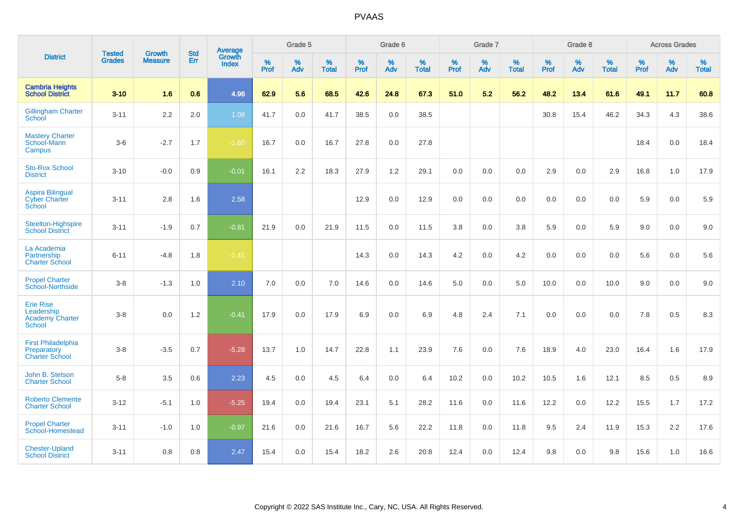# PVAAS

| District | Tested Grades | Growth Measure | Std Err | Average Growth Index | Grade 5 | | | Grade 6 | | | Grade 7 | | | Grade 8 | | | Across Grades | | |
|---|---|---|---|---|---|---|---|---|---|---|---|---|---|---|---|---|---|---|---|
| | | | | | % Prof | % Adv | % Total | % Prof | % Adv | % Total | % Prof | % Adv | % Total | % Prof | % Adv | % Total | % Prof | % Adv | % Total |
| **Cambria Heights School District** | **3-10** | **1.6** | **0.6** | **4.96** | **62.9** | **5.6** | **68.5** | **42.6** | **24.8** | **67.3** | **51.0** | **5.2** | **56.2** | **48.2** | **13.4** | **61.6** | **49.1** | **11.7** | **60.8** |
| Gillingham Charter School | 3-11 | 2.2 | 2.0 | 1.08 | 41.7 | 0.0 | 41.7 | 38.5 | 0.0 | 38.5 | | | | 30.8 | 15.4 | 46.2 | 34.3 | 4.3 | 38.6 |
| Mastery Charter School-Mann Campus | 3-6 | -2.7 | 1.7 | -1.60 | 16.7 | 0.0 | 16.7 | 27.8 | 0.0 | 27.8 | | | | | | | 18.4 | 0.0 | 18.4 |
| Sto-Rox School District | 3-10 | -0.0 | 0.9 | -0.01 | 16.1 | 2.2 | 18.3 | 27.9 | 1.2 | 29.1 | 0.0 | 0.0 | 0.0 | 2.9 | 0.0 | 2.9 | 16.8 | 1.0 | 17.9 |
| Aspira Bilingual Cyber Charter School | 3-11 | 2.8 | 1.6 | 2.58 | | | | 12.9 | 0.0 | 12.9 | 0.0 | 0.0 | 0.0 | 0.0 | 0.0 | 0.0 | 5.9 | 0.0 | 5.9 |
| Steelton-Highspire School District | 3-11 | -1.9 | 0.7 | -0.81 | 21.9 | 0.0 | 21.9 | 11.5 | 0.0 | 11.5 | 3.8 | 0.0 | 3.8 | 5.9 | 0.0 | 5.9 | 9.0 | 0.0 | 9.0 |
| La Academia Partnership Charter School | 6-11 | -4.8 | 1.8 | -1.41 | | | | 14.3 | 0.0 | 14.3 | 4.2 | 0.0 | 4.2 | 0.0 | 0.0 | 0.0 | 5.6 | 0.0 | 5.6 |
| Propel Charter School-Northside | 3-8 | -1.3 | 1.0 | 2.10 | 7.0 | 0.0 | 7.0 | 14.6 | 0.0 | 14.6 | 5.0 | 0.0 | 5.0 | 10.0 | 0.0 | 10.0 | 9.0 | 0.0 | 9.0 |
| Erie Rise Leadership Academy Charter School | 3-8 | 0.0 | 1.2 | -0.41 | 17.9 | 0.0 | 17.9 | 6.9 | 0.0 | 6.9 | 4.8 | 2.4 | 7.1 | 0.0 | 0.0 | 0.0 | 7.8 | 0.5 | 8.3 |
| First Philadelphia Preparatory Charter School | 3-8 | -3.5 | 0.7 | -5.28 | 13.7 | 1.0 | 14.7 | 22.8 | 1.1 | 23.9 | 7.6 | 0.0 | 7.6 | 18.9 | 4.0 | 23.0 | 16.4 | 1.6 | 17.9 |
| John B. Stetson Charter School | 5-8 | 3.5 | 0.6 | 2.23 | 4.5 | 0.0 | 4.5 | 6.4 | 0.0 | 6.4 | 10.2 | 0.0 | 10.2 | 10.5 | 1.6 | 12.1 | 8.5 | 0.5 | 8.9 |
| Roberto Clemente Charter School | 3-12 | -5.1 | 1.0 | -5.25 | 19.4 | 0.0 | 19.4 | 23.1 | 5.1 | 28.2 | 11.6 | 0.0 | 11.6 | 12.2 | 0.0 | 12.2 | 15.5 | 1.7 | 17.2 |
| Propel Charter School-Homestead | 3-11 | -1.0 | 1.0 | -0.97 | 21.6 | 0.0 | 21.6 | 16.7 | 5.6 | 22.2 | 11.8 | 0.0 | 11.8 | 9.5 | 2.4 | 11.9 | 15.3 | 2.2 | 17.6 |
| Chester-Upland School District | 3-11 | 0.8 | 0.8 | 2.47 | 15.4 | 0.0 | 15.4 | 18.2 | 2.6 | 20.8 | 12.4 | 0.0 | 12.4 | 9.8 | 0.0 | 9.8 | 15.6 | 1.0 | 16.6 |

Copyright © 2022 SAS Institute Inc., Cary, NC, USA. All Rights Reserved.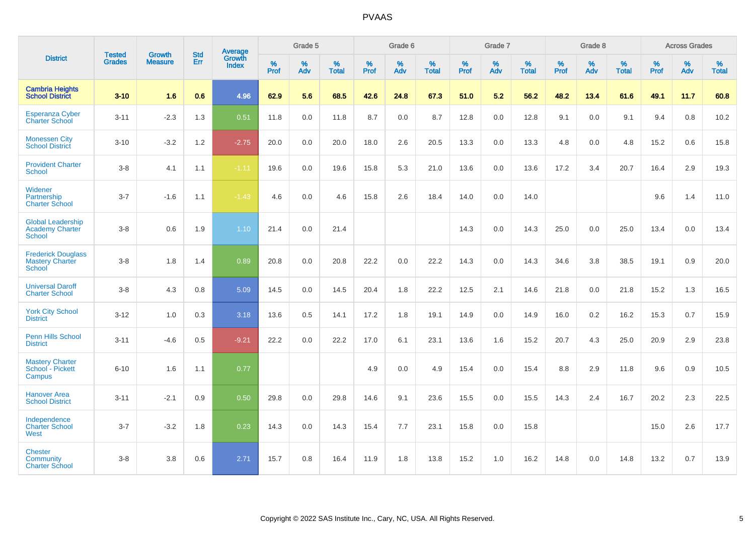# PVAAS

| District | Tested Grades | Growth Measure | Std Err | Average Growth Index | Grade 5 | | | Grade 6 | | | Grade 7 | | | Grade 8 | | | Across Grades | | |
|---|---|---|---|---|---|---|---|---|---|---|---|---|---|---|---|---|---|---|---|
| | | | | | % Prof | % Adv | % Total | % Prof | % Adv | % Total | % Prof | % Adv | % Total | % Prof | % Adv | % Total | % Prof | % Adv | % Total |
| **Cambria Heights School District** | **3-10** | **1.6** | **0.6** | **4.96** | **62.9** | **5.6** | **68.5** | **42.6** | **24.8** | **67.3** | **51.0** | **5.2** | **56.2** | **48.2** | **13.4** | **61.6** | **49.1** | **11.7** | **60.8** |
| Esperanza Cyber Charter School | 3-11 | -2.3 | 1.3 | 0.51 | 11.8 | 0.0 | 11.8 | 8.7 | 0.0 | 8.7 | 12.8 | 0.0 | 12.8 | 9.1 | 0.0 | 9.1 | 9.4 | 0.8 | 10.2 |
| Monessen City School District | 3-10 | -3.2 | 1.2 | -2.75 | 20.0 | 0.0 | 20.0 | 18.0 | 2.6 | 20.5 | 13.3 | 0.0 | 13.3 | 4.8 | 0.0 | 4.8 | 15.2 | 0.6 | 15.8 |
| Provident Charter School | 3-8 | 4.1 | 1.1 | -1.11 | 19.6 | 0.0 | 19.6 | 15.8 | 5.3 | 21.0 | 13.6 | 0.0 | 13.6 | 17.2 | 3.4 | 20.7 | 16.4 | 2.9 | 19.3 |
| Widener Partnership Charter School | 3-7 | -1.6 | 1.1 | -1.43 | 4.6 | 0.0 | 4.6 | 15.8 | 2.6 | 18.4 | 14.0 | 0.0 | 14.0 | | | | 9.6 | 1.4 | 11.0 |
| Global Leadership Academy Charter School | 3-8 | 0.6 | 1.9 | 1.10 | 21.4 | 0.0 | 21.4 | | | | 14.3 | 0.0 | 14.3 | 25.0 | 0.0 | 25.0 | 13.4 | 0.0 | 13.4 |
| Frederick Douglass Mastery Charter School | 3-8 | 1.8 | 1.4 | 0.89 | 20.8 | 0.0 | 20.8 | 22.2 | 0.0 | 22.2 | 14.3 | 0.0 | 14.3 | 34.6 | 3.8 | 38.5 | 19.1 | 0.9 | 20.0 |
| Universal Daroff Charter School | 3-8 | 4.3 | 0.8 | 5.09 | 14.5 | 0.0 | 14.5 | 20.4 | 1.8 | 22.2 | 12.5 | 2.1 | 14.6 | 21.8 | 0.0 | 21.8 | 15.2 | 1.3 | 16.5 |
| York City School District | 3-12 | 1.0 | 0.3 | 3.18 | 13.6 | 0.5 | 14.1 | 17.2 | 1.8 | 19.1 | 14.9 | 0.0 | 14.9 | 16.0 | 0.2 | 16.2 | 15.3 | 0.7 | 15.9 |
| Penn Hills School District | 3-11 | -4.6 | 0.5 | -9.21 | 22.2 | 0.0 | 22.2 | 17.0 | 6.1 | 23.1 | 13.6 | 1.6 | 15.2 | 20.7 | 4.3 | 25.0 | 20.9 | 2.9 | 23.8 |
| Mastery Charter School - Pickett Campus | 6-10 | 1.6 | 1.1 | 0.77 | | | | 4.9 | 0.0 | 4.9 | 15.4 | 0.0 | 15.4 | 8.8 | 2.9 | 11.8 | 9.6 | 0.9 | 10.5 |
| Hanover Area School District | 3-11 | -2.1 | 0.9 | 0.50 | 29.8 | 0.0 | 29.8 | 14.6 | 9.1 | 23.6 | 15.5 | 0.0 | 15.5 | 14.3 | 2.4 | 16.7 | 20.2 | 2.3 | 22.5 |
| Independence Charter School West | 3-7 | -3.2 | 1.8 | 0.23 | 14.3 | 0.0 | 14.3 | 15.4 | 7.7 | 23.1 | 15.8 | 0.0 | 15.8 | | | | 15.0 | 2.6 | 17.7 |
| Chester Community Charter School | 3-8 | 3.8 | 0.6 | 2.71 | 15.7 | 0.8 | 16.4 | 11.9 | 1.8 | 13.8 | 15.2 | 1.0 | 16.2 | 14.8 | 0.0 | 14.8 | 13.2 | 0.7 | 13.9 |

Copyright © 2022 SAS Institute Inc., Cary, NC, USA. All Rights Reserved.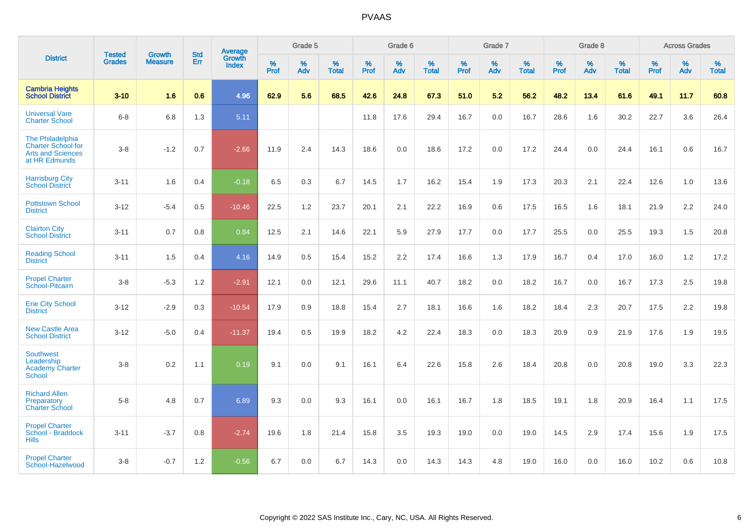# PVAAS

| District | Tested Grades | Growth Measure | Std Err | Average Growth Index | Grade 5 | | | Grade 6 | | | Grade 7 | | | Grade 8 | | | Across Grades | | |
|---|---|---|---|---|---|---|---|---|---|---|---|---|---|---|---|---|---|---|---|
| | | | | | % Prof | % Adv | % Total | % Prof | % Adv | % Total | % Prof | % Adv | % Total | % Prof | % Adv | % Total | % Prof | % Adv | % Total |
| **Cambria Heights School District** | **3-10** | **1.6** | **0.6** | **4.96** | **62.9** | **5.6** | **68.5** | **42.6** | **24.8** | **67.3** | **51.0** | **5.2** | **56.2** | **48.2** | **13.4** | **61.6** | **49.1** | **11.7** | **60.8** |
| Universal Vare Charter School | 6-8 | 6.8 | 1.3 | 5.11 | | | | 11.8 | 17.6 | 29.4 | 16.7 | 0.0 | 16.7 | 28.6 | 1.6 | 30.2 | 22.7 | 3.6 | 26.4 |
| The Philadelphia Charter School for Arts and Sciences at HR Edmunds | 3-8 | -1.2 | 0.7 | -2.66 | 11.9 | 2.4 | 14.3 | 18.6 | 0.0 | 18.6 | 17.2 | 0.0 | 17.2 | 24.4 | 0.0 | 24.4 | 16.1 | 0.6 | 16.7 |
| Harrisburg City School District | 3-11 | 1.6 | 0.4 | -0.18 | 6.5 | 0.3 | 6.7 | 14.5 | 1.7 | 16.2 | 15.4 | 1.9 | 17.3 | 20.3 | 2.1 | 22.4 | 12.6 | 1.0 | 13.6 |
| Pottstown School District | 3-12 | -5.4 | 0.5 | -10.46 | 22.5 | 1.2 | 23.7 | 20.1 | 2.1 | 22.2 | 16.9 | 0.6 | 17.5 | 16.5 | 1.6 | 18.1 | 21.9 | 2.2 | 24.0 |
| Clairton City School District | 3-11 | 0.7 | 0.8 | 0.84 | 12.5 | 2.1 | 14.6 | 22.1 | 5.9 | 27.9 | 17.7 | 0.0 | 17.7 | 25.5 | 0.0 | 25.5 | 19.3 | 1.5 | 20.8 |
| Reading School District | 3-11 | 1.5 | 0.4 | 4.16 | 14.9 | 0.5 | 15.4 | 15.2 | 2.2 | 17.4 | 16.6 | 1.3 | 17.9 | 16.7 | 0.4 | 17.0 | 16.0 | 1.2 | 17.2 |
| Propel Charter School-Pitcairn | 3-8 | -5.3 | 1.2 | -2.91 | 12.1 | 0.0 | 12.1 | 29.6 | 11.1 | 40.7 | 18.2 | 0.0 | 18.2 | 16.7 | 0.0 | 16.7 | 17.3 | 2.5 | 19.8 |
| Erie City School District | 3-12 | -2.9 | 0.3 | -10.54 | 17.9 | 0.9 | 18.8 | 15.4 | 2.7 | 18.1 | 16.6 | 1.6 | 18.2 | 18.4 | 2.3 | 20.7 | 17.5 | 2.2 | 19.8 |
| New Castle Area School District | 3-12 | -5.0 | 0.4 | -11.37 | 19.4 | 0.5 | 19.9 | 18.2 | 4.2 | 22.4 | 18.3 | 0.0 | 18.3 | 20.9 | 0.9 | 21.9 | 17.6 | 1.9 | 19.5 |
| Southwest Leadership Academy Charter School | 3-8 | 0.2 | 1.1 | 0.19 | 9.1 | 0.0 | 9.1 | 16.1 | 6.4 | 22.6 | 15.8 | 2.6 | 18.4 | 20.8 | 0.0 | 20.8 | 19.0 | 3.3 | 22.3 |
| Richard Allen Preparatory Charter School | 5-8 | 4.8 | 0.7 | 6.89 | 9.3 | 0.0 | 9.3 | 16.1 | 0.0 | 16.1 | 16.7 | 1.8 | 18.5 | 19.1 | 1.8 | 20.9 | 16.4 | 1.1 | 17.5 |
| Propel Charter School - Braddock Hills | 3-11 | -3.7 | 0.8 | -2.74 | 19.6 | 1.8 | 21.4 | 15.8 | 3.5 | 19.3 | 19.0 | 0.0 | 19.0 | 14.5 | 2.9 | 17.4 | 15.6 | 1.9 | 17.5 |
| Propel Charter School-Hazelwood | 3-8 | -0.7 | 1.2 | -0.56 | 6.7 | 0.0 | 6.7 | 14.3 | 0.0 | 14.3 | 14.3 | 4.8 | 19.0 | 16.0 | 0.0 | 16.0 | 10.2 | 0.6 | 10.8 |

Copyright © 2022 SAS Institute Inc., Cary, NC, USA. All Rights Reserved.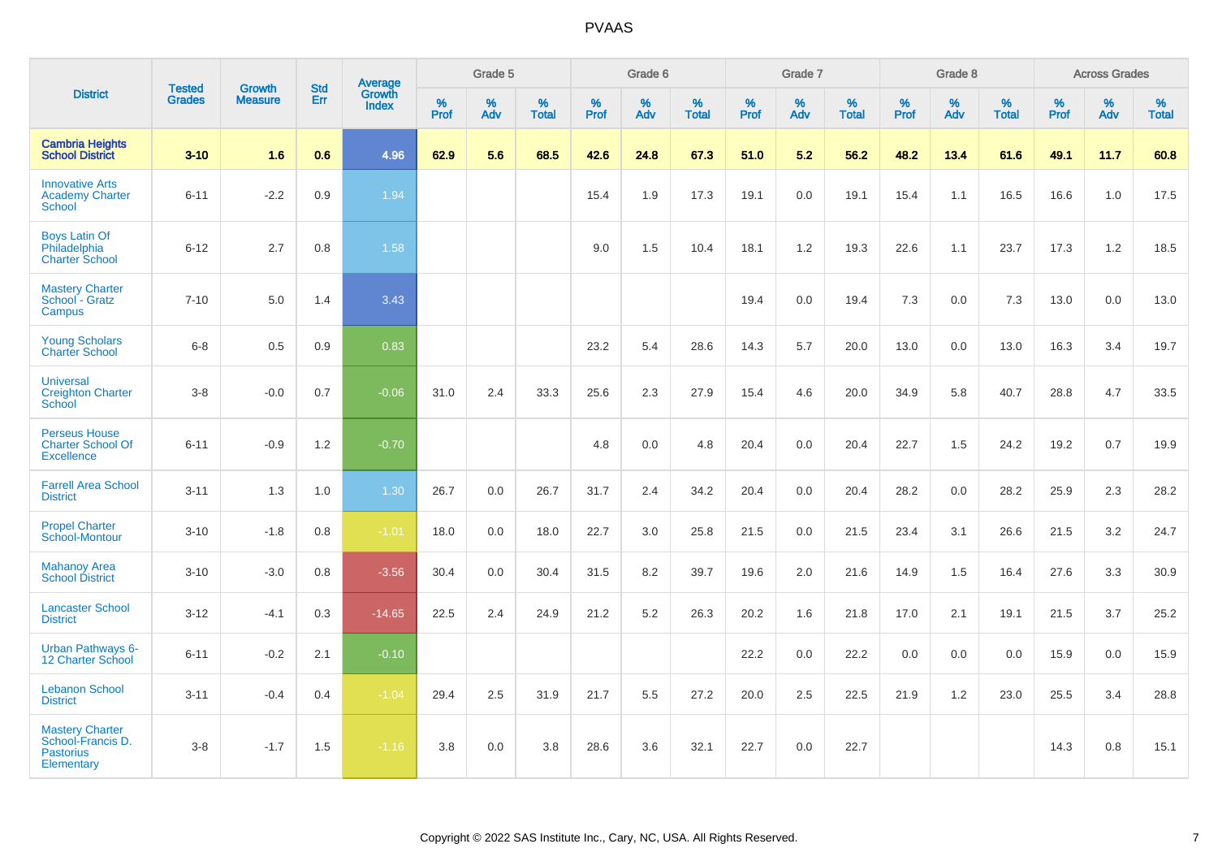| District | Tested Grades | Growth Measure | Std Err | Average Growth Index | Grade 5 | | | Grade 6 | | | Grade 7 | | | Grade 8 | | | Across Grades | | |
|---|---|---|---|---|---|---|---|---|---|---|---|---|---|---|---|---|---|---|---|
| | | | | | % Prof | % Adv | % Total | % Prof | % Adv | % Total | % Prof | % Adv | % Total | % Prof | % Adv | % Total | % Prof | % Adv | % Total |
| **Cambria Heights School District** | **3-10** | **1.6** | **0.6** | **4.96** | **62.9** | **5.6** | **68.5** | **42.6** | **24.8** | **67.3** | **51.0** | **5.2** | **56.2** | **48.2** | **13.4** | **61.6** | **49.1** | **11.7** | **60.8** |
| Innovative Arts Academy Charter School | 6-11 | -2.2 | 0.9 | 1.94 | | | | 15.4 | 1.9 | 17.3 | 19.1 | 0.0 | 19.1 | 15.4 | 1.1 | 16.5 | 16.6 | 1.0 | 17.5 |
| Boys Latin Of Philadelphia Charter School | 6-12 | 2.7 | 0.8 | 1.58 | | | | 9.0 | 1.5 | 10.4 | 18.1 | 1.2 | 19.3 | 22.6 | 1.1 | 23.7 | 17.3 | 1.2 | 18.5 |
| Mastery Charter School - Gratz Campus | 7-10 | 5.0 | 1.4 | 3.43 | | | | | | | 19.4 | 0.0 | 19.4 | 7.3 | 0.0 | 7.3 | 13.0 | 0.0 | 13.0 |
| Young Scholars Charter School | 6-8 | 0.5 | 0.9 | 0.83 | | | | 23.2 | 5.4 | 28.6 | 14.3 | 5.7 | 20.0 | 13.0 | 0.0 | 13.0 | 16.3 | 3.4 | 19.7 |
| Universal Creighton Charter School | 3-8 | -0.0 | 0.7 | -0.06 | 31.0 | 2.4 | 33.3 | 25.6 | 2.3 | 27.9 | 15.4 | 4.6 | 20.0 | 34.9 | 5.8 | 40.7 | 28.8 | 4.7 | 33.5 |
| Perseus House Charter School Of Excellence | 6-11 | -0.9 | 1.2 | -0.70 | | | | 4.8 | 0.0 | 4.8 | 20.4 | 0.0 | 20.4 | 22.7 | 1.5 | 24.2 | 19.2 | 0.7 | 19.9 |
| Farrell Area School District | 3-11 | 1.3 | 1.0 | 1.30 | 26.7 | 0.0 | 26.7 | 31.7 | 2.4 | 34.2 | 20.4 | 0.0 | 20.4 | 28.2 | 0.0 | 28.2 | 25.9 | 2.3 | 28.2 |
| Propel Charter School-Montour | 3-10 | -1.8 | 0.8 | -1.01 | 18.0 | 0.0 | 18.0 | 22.7 | 3.0 | 25.8 | 21.5 | 0.0 | 21.5 | 23.4 | 3.1 | 26.6 | 21.5 | 3.2 | 24.7 |
| Mahanoy Area School District | 3-10 | -3.0 | 0.8 | -3.56 | 30.4 | 0.0 | 30.4 | 31.5 | 8.2 | 39.7 | 19.6 | 2.0 | 21.6 | 14.9 | 1.5 | 16.4 | 27.6 | 3.3 | 30.9 |
| Lancaster School District | 3-12 | -4.1 | 0.3 | -14.65 | 22.5 | 2.4 | 24.9 | 21.2 | 5.2 | 26.3 | 20.2 | 1.6 | 21.8 | 17.0 | 2.1 | 19.1 | 21.5 | 3.7 | 25.2 |
| Urban Pathways 6-12 Charter School | 6-11 | -0.2 | 2.1 | -0.10 | | | | | | | 22.2 | 0.0 | 22.2 | 0.0 | 0.0 | 0.0 | 15.9 | 0.0 | 15.9 |
| Lebanon School District | 3-11 | -0.4 | 0.4 | -1.04 | 29.4 | 2.5 | 31.9 | 21.7 | 5.5 | 27.2 | 20.0 | 2.5 | 22.5 | 21.9 | 1.2 | 23.0 | 25.5 | 3.4 | 28.8 |
| Mastery Charter School-Francis D. Pastorius Elementary | 3-8 | -1.7 | 1.5 | -1.16 | 3.8 | 0.0 | 3.8 | 28.6 | 3.6 | 32.1 | 22.7 | 0.0 | 22.7 | | | | 14.3 | 0.8 | 15.1 |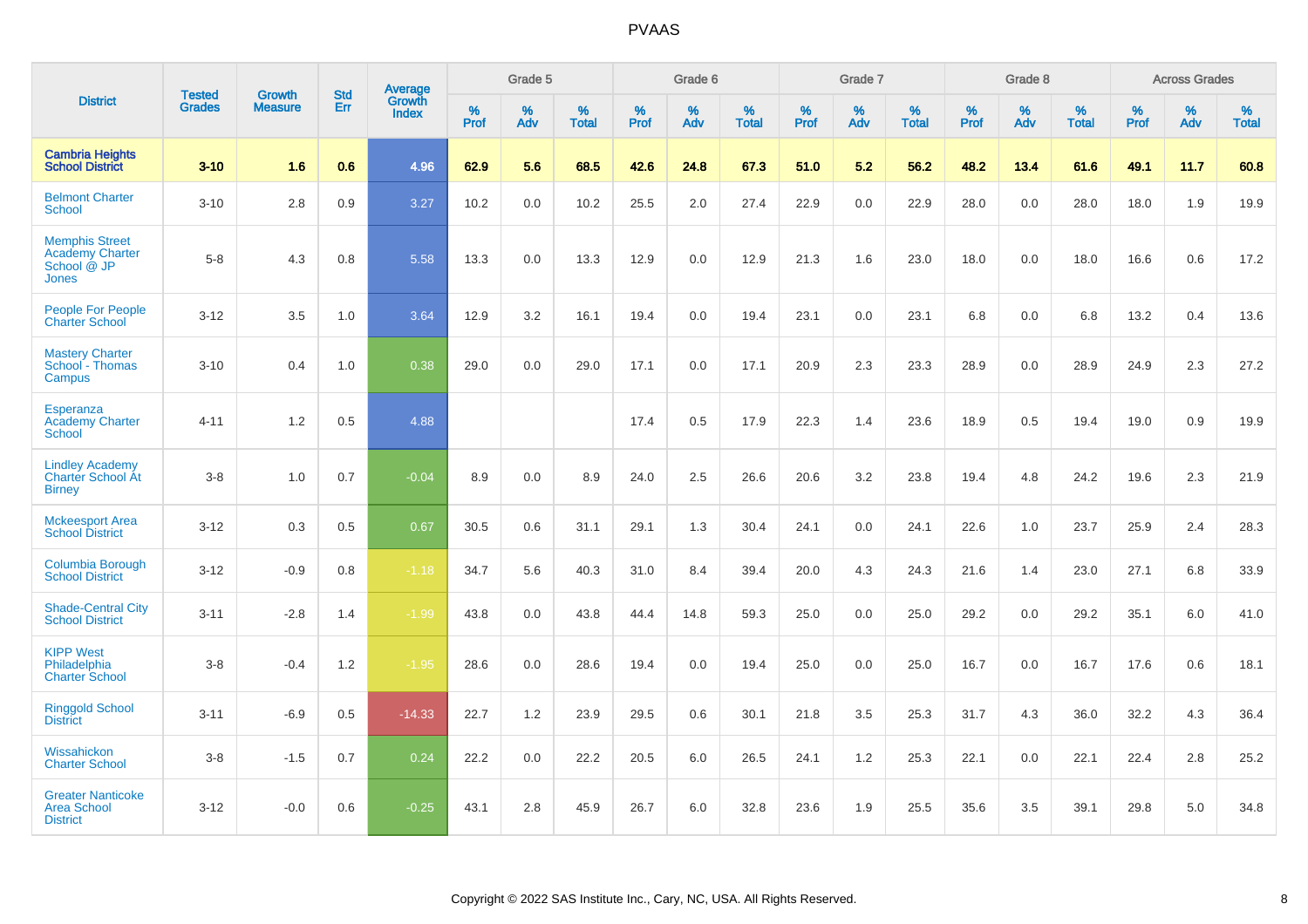PVAAS

| District | Tested Grades | Growth Measure | Std Err | Average Growth Index | Grade 5 | | | Grade 6 | | | Grade 7 | | | Grade 8 | | | Across Grades | | |
|---|---|---|---|---|---|---|---|---|---|---|---|---|---|---|---|---|---|---|---|
| | | | | | % Prof | % Adv | % Total | % Prof | % Adv | % Total | % Prof | % Adv | % Total | % Prof | % Adv | % Total | % Prof | % Adv | % Total |
| **Cambria Heights School District** | **3-10** | **1.6** | **0.6** | **4.96** | **62.9** | **5.6** | **68.5** | **42.6** | **24.8** | **67.3** | **51.0** | **5.2** | **56.2** | **48.2** | **13.4** | **61.6** | **49.1** | **11.7** | **60.8** |
| Belmont Charter School | 3-10 | 2.8 | 0.9 | 3.27 | 10.2 | 0.0 | 10.2 | 25.5 | 2.0 | 27.4 | 22.9 | 0.0 | 22.9 | 28.0 | 0.0 | 28.0 | 18.0 | 1.9 | 19.9 |
| Memphis Street Academy Charter School @ JP Jones | 5-8 | 4.3 | 0.8 | 5.58 | 13.3 | 0.0 | 13.3 | 12.9 | 0.0 | 12.9 | 21.3 | 1.6 | 23.0 | 18.0 | 0.0 | 18.0 | 16.6 | 0.6 | 17.2 |
| People For People Charter School | 3-12 | 3.5 | 1.0 | 3.64 | 12.9 | 3.2 | 16.1 | 19.4 | 0.0 | 19.4 | 23.1 | 0.0 | 23.1 | 6.8 | 0.0 | 6.8 | 13.2 | 0.4 | 13.6 |
| Mastery Charter School - Thomas Campus | 3-10 | 0.4 | 1.0 | 0.38 | 29.0 | 0.0 | 29.0 | 17.1 | 0.0 | 17.1 | 20.9 | 2.3 | 23.3 | 28.9 | 0.0 | 28.9 | 24.9 | 2.3 | 27.2 |
| Esperanza Academy Charter School | 4-11 | 1.2 | 0.5 | 4.88 | | | | 17.4 | 0.5 | 17.9 | 22.3 | 1.4 | 23.6 | 18.9 | 0.5 | 19.4 | 19.0 | 0.9 | 19.9 |
| Lindley Academy Charter School At Birney | 3-8 | 1.0 | 0.7 | -0.04 | 8.9 | 0.0 | 8.9 | 24.0 | 2.5 | 26.6 | 20.6 | 3.2 | 23.8 | 19.4 | 4.8 | 24.2 | 19.6 | 2.3 | 21.9 |
| Mckeesport Area School District | 3-12 | 0.3 | 0.5 | 0.67 | 30.5 | 0.6 | 31.1 | 29.1 | 1.3 | 30.4 | 24.1 | 0.0 | 24.1 | 22.6 | 1.0 | 23.7 | 25.9 | 2.4 | 28.3 |
| Columbia Borough School District | 3-12 | -0.9 | 0.8 | -1.18 | 34.7 | 5.6 | 40.3 | 31.0 | 8.4 | 39.4 | 20.0 | 4.3 | 24.3 | 21.6 | 1.4 | 23.0 | 27.1 | 6.8 | 33.9 |
| Shade-Central City School District | 3-11 | -2.8 | 1.4 | -1.99 | 43.8 | 0.0 | 43.8 | 44.4 | 14.8 | 59.3 | 25.0 | 0.0 | 25.0 | 29.2 | 0.0 | 29.2 | 35.1 | 6.0 | 41.0 |
| KIPP West Philadelphia Charter School | 3-8 | -0.4 | 1.2 | -1.95 | 28.6 | 0.0 | 28.6 | 19.4 | 0.0 | 19.4 | 25.0 | 0.0 | 25.0 | 16.7 | 0.0 | 16.7 | 17.6 | 0.6 | 18.1 |
| Ringgold School District | 3-11 | -6.9 | 0.5 | -14.33 | 22.7 | 1.2 | 23.9 | 29.5 | 0.6 | 30.1 | 21.8 | 3.5 | 25.3 | 31.7 | 4.3 | 36.0 | 32.2 | 4.3 | 36.4 |
| Wissahickon Charter School | 3-8 | -1.5 | 0.7 | 0.24 | 22.2 | 0.0 | 22.2 | 20.5 | 6.0 | 26.5 | 24.1 | 1.2 | 25.3 | 22.1 | 0.0 | 22.1 | 22.4 | 2.8 | 25.2 |
| Greater Nanticoke Area School District | 3-12 | -0.0 | 0.6 | -0.25 | 43.1 | 2.8 | 45.9 | 26.7 | 6.0 | 32.8 | 23.6 | 1.9 | 25.5 | 35.6 | 3.5 | 39.1 | 29.8 | 5.0 | 34.8 |

Copyright © 2022 SAS Institute Inc., Cary, NC, USA. All Rights Reserved.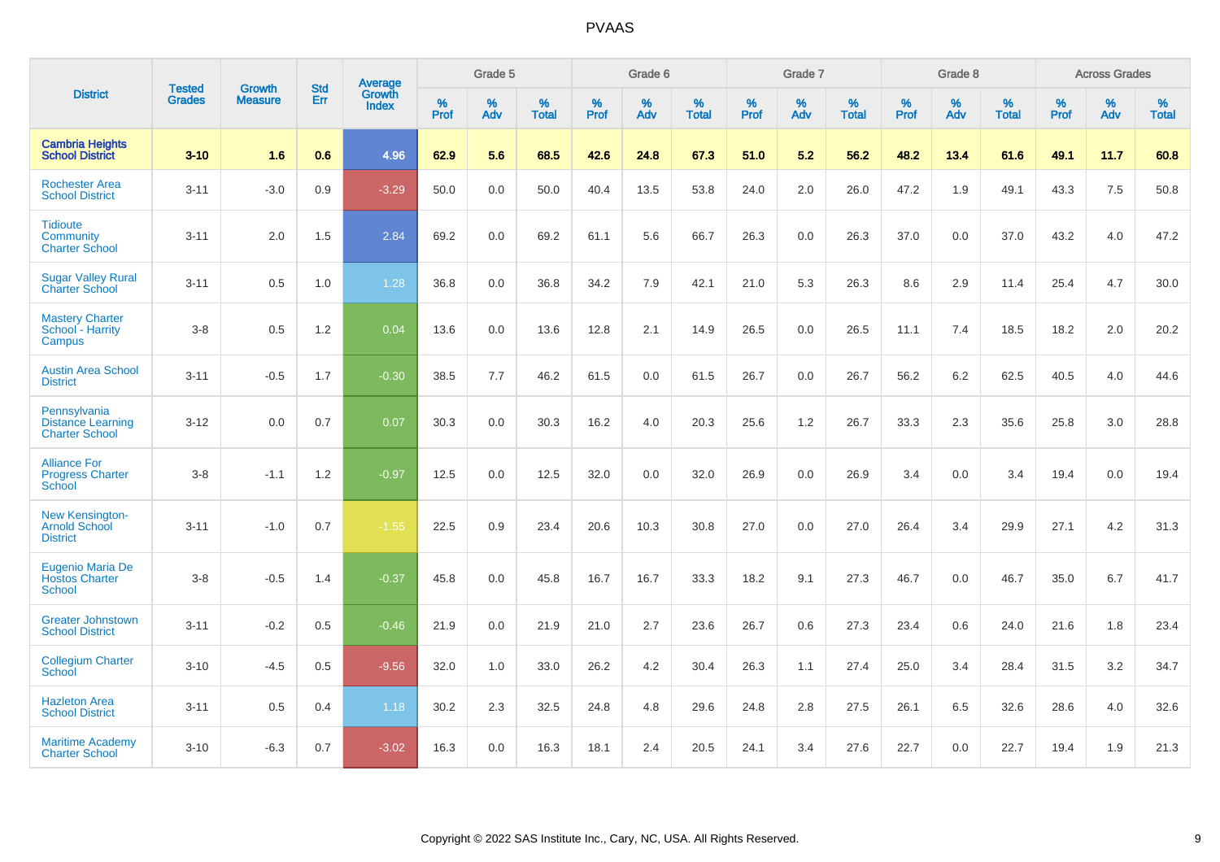# PVAAS

| District | Tested Grades | Growth Measure | Std Err | Average Growth Index | Grade 5 | | | Grade 6 | | | Grade 7 | | | Grade 8 | | | Across Grades | | |
|---|---|---|---|---|---|---|---|---|---|---|---|---|---|---|---|---|---|---|---|
| | | | | | % Prof | % Adv | % Total | % Prof | % Adv | % Total | % Prof | % Adv | % Total | % Prof | % Adv | % Total | % Prof | % Adv | % Total |
| **Cambria Heights School District** | **3-10** | **1.6** | **0.6** | **4.96** | **62.9** | **5.6** | **68.5** | **42.6** | **24.8** | **67.3** | **51.0** | **5.2** | **56.2** | **48.2** | **13.4** | **61.6** | **49.1** | **11.7** | **60.8** |
| Rochester Area School District | 3-11 | -3.0 | 0.9 | -3.29 | 50.0 | 0.0 | 50.0 | 40.4 | 13.5 | 53.8 | 24.0 | 2.0 | 26.0 | 47.2 | 1.9 | 49.1 | 43.3 | 7.5 | 50.8 |
| Tidioute Community Charter School | 3-11 | 2.0 | 1.5 | 2.84 | 69.2 | 0.0 | 69.2 | 61.1 | 5.6 | 66.7 | 26.3 | 0.0 | 26.3 | 37.0 | 0.0 | 37.0 | 43.2 | 4.0 | 47.2 |
| Sugar Valley Rural Charter School | 3-11 | 0.5 | 1.0 | 1.28 | 36.8 | 0.0 | 36.8 | 34.2 | 7.9 | 42.1 | 21.0 | 5.3 | 26.3 | 8.6 | 2.9 | 11.4 | 25.4 | 4.7 | 30.0 |
| Mastery Charter School - Harrity Campus | 3-8 | 0.5 | 1.2 | 0.04 | 13.6 | 0.0 | 13.6 | 12.8 | 2.1 | 14.9 | 26.5 | 0.0 | 26.5 | 11.1 | 7.4 | 18.5 | 18.2 | 2.0 | 20.2 |
| Austin Area School District | 3-11 | -0.5 | 1.7 | -0.30 | 38.5 | 7.7 | 46.2 | 61.5 | 0.0 | 61.5 | 26.7 | 0.0 | 26.7 | 56.2 | 6.2 | 62.5 | 40.5 | 4.0 | 44.6 |
| Pennsylvania Distance Learning Charter School | 3-12 | 0.0 | 0.7 | 0.07 | 30.3 | 0.0 | 30.3 | 16.2 | 4.0 | 20.3 | 25.6 | 1.2 | 26.7 | 33.3 | 2.3 | 35.6 | 25.8 | 3.0 | 28.8 |
| Alliance For Progress Charter School | 3-8 | -1.1 | 1.2 | -0.97 | 12.5 | 0.0 | 12.5 | 32.0 | 0.0 | 32.0 | 26.9 | 0.0 | 26.9 | 3.4 | 0.0 | 3.4 | 19.4 | 0.0 | 19.4 |
| New Kensington-Arnold School District | 3-11 | -1.0 | 0.7 | -1.55 | 22.5 | 0.9 | 23.4 | 20.6 | 10.3 | 30.8 | 27.0 | 0.0 | 27.0 | 26.4 | 3.4 | 29.9 | 27.1 | 4.2 | 31.3 |
| Eugenio Maria De Hostos Charter School | 3-8 | -0.5 | 1.4 | -0.37 | 45.8 | 0.0 | 45.8 | 16.7 | 16.7 | 33.3 | 18.2 | 9.1 | 27.3 | 46.7 | 0.0 | 46.7 | 35.0 | 6.7 | 41.7 |
| Greater Johnstown School District | 3-11 | -0.2 | 0.5 | -0.46 | 21.9 | 0.0 | 21.9 | 21.0 | 2.7 | 23.6 | 26.7 | 0.6 | 27.3 | 23.4 | 0.6 | 24.0 | 21.6 | 1.8 | 23.4 |
| Collegium Charter School | 3-10 | -4.5 | 0.5 | -9.56 | 32.0 | 1.0 | 33.0 | 26.2 | 4.2 | 30.4 | 26.3 | 1.1 | 27.4 | 25.0 | 3.4 | 28.4 | 31.5 | 3.2 | 34.7 |
| Hazleton Area School District | 3-11 | 0.5 | 0.4 | 1.18 | 30.2 | 2.3 | 32.5 | 24.8 | 4.8 | 29.6 | 24.8 | 2.8 | 27.5 | 26.1 | 6.5 | 32.6 | 28.6 | 4.0 | 32.6 |
| Maritime Academy Charter School | 3-10 | -6.3 | 0.7 | -3.02 | 16.3 | 0.0 | 16.3 | 18.1 | 2.4 | 20.5 | 24.1 | 3.4 | 27.6 | 22.7 | 0.0 | 22.7 | 19.4 | 1.9 | 21.3 |

Copyright © 2022 SAS Institute Inc., Cary, NC, USA. All Rights Reserved.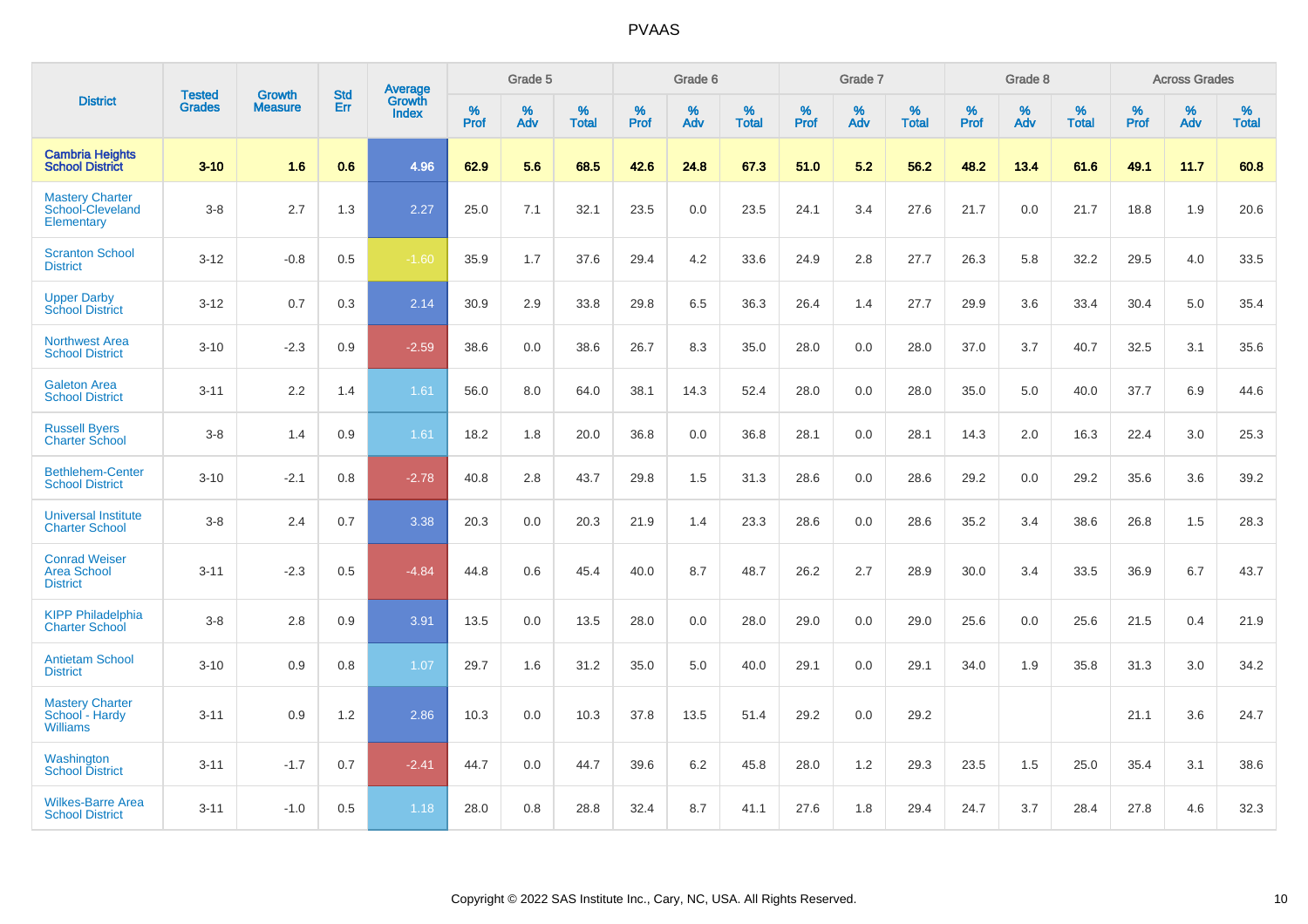# PVAAS

| District | Tested Grades | Growth Measure | Std Err | Average Growth Index | Grade 5 | | | Grade 6 | | | Grade 7 | | | Grade 8 | | | Across Grades | | |
|---|---|---|---|---|---|---|---|---|---|---|---|---|---|---|---|---|---|---|---|
| | | | | | % Prof | % Adv | % Total | % Prof | % Adv | % Total | % Prof | % Adv | % Total | % Prof | % Adv | % Total | % Prof | % Adv | % Total |
| **Cambria Heights School District** | **3-10** | **1.6** | **0.6** | **4.96** | **62.9** | **5.6** | **68.5** | **42.6** | **24.8** | **67.3** | **51.0** | **5.2** | **56.2** | **48.2** | **13.4** | **61.6** | **49.1** | **11.7** | **60.8** |
| Mastery Charter School-Cleveland Elementary | 3-8 | 2.7 | 1.3 | 2.27 | 25.0 | 7.1 | 32.1 | 23.5 | 0.0 | 23.5 | 24.1 | 3.4 | 27.6 | 21.7 | 0.0 | 21.7 | 18.8 | 1.9 | 20.6 |
| Scranton School District | 3-12 | -0.8 | 0.5 | -1.60 | 35.9 | 1.7 | 37.6 | 29.4 | 4.2 | 33.6 | 24.9 | 2.8 | 27.7 | 26.3 | 5.8 | 32.2 | 29.5 | 4.0 | 33.5 |
| Upper Darby School District | 3-12 | 0.7 | 0.3 | 2.14 | 30.9 | 2.9 | 33.8 | 29.8 | 6.5 | 36.3 | 26.4 | 1.4 | 27.7 | 29.9 | 3.6 | 33.4 | 30.4 | 5.0 | 35.4 |
| Northwest Area School District | 3-10 | -2.3 | 0.9 | -2.59 | 38.6 | 0.0 | 38.6 | 26.7 | 8.3 | 35.0 | 28.0 | 0.0 | 28.0 | 37.0 | 3.7 | 40.7 | 32.5 | 3.1 | 35.6 |
| Galeton Area School District | 3-11 | 2.2 | 1.4 | 1.61 | 56.0 | 8.0 | 64.0 | 38.1 | 14.3 | 52.4 | 28.0 | 0.0 | 28.0 | 35.0 | 5.0 | 40.0 | 37.7 | 6.9 | 44.6 |
| Russell Byers Charter School | 3-8 | 1.4 | 0.9 | 1.61 | 18.2 | 1.8 | 20.0 | 36.8 | 0.0 | 36.8 | 28.1 | 0.0 | 28.1 | 14.3 | 2.0 | 16.3 | 22.4 | 3.0 | 25.3 |
| Bethlehem-Center School District | 3-10 | -2.1 | 0.8 | -2.78 | 40.8 | 2.8 | 43.7 | 29.8 | 1.5 | 31.3 | 28.6 | 0.0 | 28.6 | 29.2 | 0.0 | 29.2 | 35.6 | 3.6 | 39.2 |
| Universal Institute Charter School | 3-8 | 2.4 | 0.7 | 3.38 | 20.3 | 0.0 | 20.3 | 21.9 | 1.4 | 23.3 | 28.6 | 0.0 | 28.6 | 35.2 | 3.4 | 38.6 | 26.8 | 1.5 | 28.3 |
| Conrad Weiser Area School District | 3-11 | -2.3 | 0.5 | -4.84 | 44.8 | 0.6 | 45.4 | 40.0 | 8.7 | 48.7 | 26.2 | 2.7 | 28.9 | 30.0 | 3.4 | 33.5 | 36.9 | 6.7 | 43.7 |
| KIPP Philadelphia Charter School | 3-8 | 2.8 | 0.9 | 3.91 | 13.5 | 0.0 | 13.5 | 28.0 | 0.0 | 28.0 | 29.0 | 0.0 | 29.0 | 25.6 | 0.0 | 25.6 | 21.5 | 0.4 | 21.9 |
| Antietam School District | 3-10 | 0.9 | 0.8 | 1.07 | 29.7 | 1.6 | 31.2 | 35.0 | 5.0 | 40.0 | 29.1 | 0.0 | 29.1 | 34.0 | 1.9 | 35.8 | 31.3 | 3.0 | 34.2 |
| Mastery Charter School - Hardy Williams | 3-11 | 0.9 | 1.2 | 2.86 | 10.3 | 0.0 | 10.3 | 37.8 | 13.5 | 51.4 | 29.2 | 0.0 | 29.2 | | | | 21.1 | 3.6 | 24.7 |
| Washington School District | 3-11 | -1.7 | 0.7 | -2.41 | 44.7 | 0.0 | 44.7 | 39.6 | 6.2 | 45.8 | 28.0 | 1.2 | 29.3 | 23.5 | 1.5 | 25.0 | 35.4 | 3.1 | 38.6 |
| Wilkes-Barre Area School District | 3-11 | -1.0 | 0.5 | 1.18 | 28.0 | 0.8 | 28.8 | 32.4 | 8.7 | 41.1 | 27.6 | 1.8 | 29.4 | 24.7 | 3.7 | 28.4 | 27.8 | 4.6 | 32.3 |

Copyright © 2022 SAS Institute Inc., Cary, NC, USA. All Rights Reserved.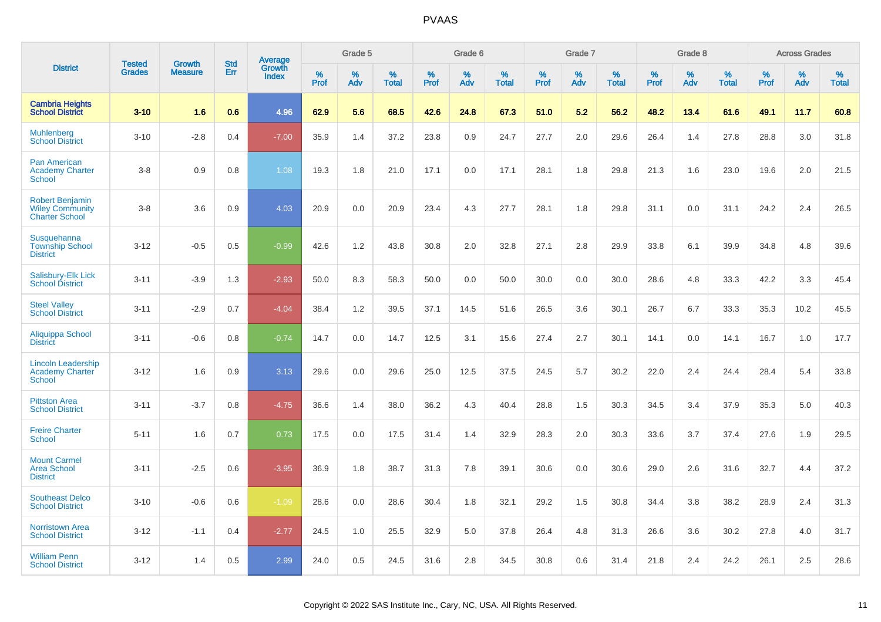# PVAAS

| District | Tested Grades | Growth Measure | Std Err | Average Growth Index | Grade 5 | | | Grade 6 | | | Grade 7 | | | Grade 8 | | | Across Grades | | |
|---|---|---|---|---|---|---|---|---|---|---|---|---|---|---|---|---|---|---|---|
| | | | | | % Prof | % Adv | % Total | % Prof | % Adv | % Total | % Prof | % Adv | % Total | % Prof | % Adv | % Total | % Prof | % Adv | % Total |
| **Cambria Heights School District** | **3-10** | **1.6** | **0.6** | **4.96** | **62.9** | **5.6** | **68.5** | **42.6** | **24.8** | **67.3** | **51.0** | **5.2** | **56.2** | **48.2** | **13.4** | **61.6** | **49.1** | **11.7** | **60.8** |
| Muhlenberg School District | 3-10 | -2.8 | 0.4 | -7.00 | 35.9 | 1.4 | 37.2 | 23.8 | 0.9 | 24.7 | 27.7 | 2.0 | 29.6 | 26.4 | 1.4 | 27.8 | 28.8 | 3.0 | 31.8 |
| Pan American Academy Charter School | 3-8 | 0.9 | 0.8 | 1.08 | 19.3 | 1.8 | 21.0 | 17.1 | 0.0 | 17.1 | 28.1 | 1.8 | 29.8 | 21.3 | 1.6 | 23.0 | 19.6 | 2.0 | 21.5 |
| Robert Benjamin Wiley Community Charter School | 3-8 | 3.6 | 0.9 | 4.03 | 20.9 | 0.0 | 20.9 | 23.4 | 4.3 | 27.7 | 28.1 | 1.8 | 29.8 | 31.1 | 0.0 | 31.1 | 24.2 | 2.4 | 26.5 |
| Susquehanna Township School District | 3-12 | -0.5 | 0.5 | -0.99 | 42.6 | 1.2 | 43.8 | 30.8 | 2.0 | 32.8 | 27.1 | 2.8 | 29.9 | 33.8 | 6.1 | 39.9 | 34.8 | 4.8 | 39.6 |
| Salisbury-Elk Lick School District | 3-11 | -3.9 | 1.3 | -2.93 | 50.0 | 8.3 | 58.3 | 50.0 | 0.0 | 50.0 | 30.0 | 0.0 | 30.0 | 28.6 | 4.8 | 33.3 | 42.2 | 3.3 | 45.4 |
| Steel Valley School District | 3-11 | -2.9 | 0.7 | -4.04 | 38.4 | 1.2 | 39.5 | 37.1 | 14.5 | 51.6 | 26.5 | 3.6 | 30.1 | 26.7 | 6.7 | 33.3 | 35.3 | 10.2 | 45.5 |
| Aliquippa School District | 3-11 | -0.6 | 0.8 | -0.74 | 14.7 | 0.0 | 14.7 | 12.5 | 3.1 | 15.6 | 27.4 | 2.7 | 30.1 | 14.1 | 0.0 | 14.1 | 16.7 | 1.0 | 17.7 |
| Lincoln Leadership Academy Charter School | 3-12 | 1.6 | 0.9 | 3.13 | 29.6 | 0.0 | 29.6 | 25.0 | 12.5 | 37.5 | 24.5 | 5.7 | 30.2 | 22.0 | 2.4 | 24.4 | 28.4 | 5.4 | 33.8 |
| Pittston Area School District | 3-11 | -3.7 | 0.8 | -4.75 | 36.6 | 1.4 | 38.0 | 36.2 | 4.3 | 40.4 | 28.8 | 1.5 | 30.3 | 34.5 | 3.4 | 37.9 | 35.3 | 5.0 | 40.3 |
| Freire Charter School | 5-11 | 1.6 | 0.7 | 0.73 | 17.5 | 0.0 | 17.5 | 31.4 | 1.4 | 32.9 | 28.3 | 2.0 | 30.3 | 33.6 | 3.7 | 37.4 | 27.6 | 1.9 | 29.5 |
| Mount Carmel Area School District | 3-11 | -2.5 | 0.6 | -3.95 | 36.9 | 1.8 | 38.7 | 31.3 | 7.8 | 39.1 | 30.6 | 0.0 | 30.6 | 29.0 | 2.6 | 31.6 | 32.7 | 4.4 | 37.2 |
| Southeast Delco School District | 3-10 | -0.6 | 0.6 | -1.09 | 28.6 | 0.0 | 28.6 | 30.4 | 1.8 | 32.1 | 29.2 | 1.5 | 30.8 | 34.4 | 3.8 | 38.2 | 28.9 | 2.4 | 31.3 |
| Norristown Area School District | 3-12 | -1.1 | 0.4 | -2.77 | 24.5 | 1.0 | 25.5 | 32.9 | 5.0 | 37.8 | 26.4 | 4.8 | 31.3 | 26.6 | 3.6 | 30.2 | 27.8 | 4.0 | 31.7 |
| William Penn School District | 3-12 | 1.4 | 0.5 | 2.99 | 24.0 | 0.5 | 24.5 | 31.6 | 2.8 | 34.5 | 30.8 | 0.6 | 31.4 | 21.8 | 2.4 | 24.2 | 26.1 | 2.5 | 28.6 |

Copyright © 2022 SAS Institute Inc., Cary, NC, USA. All Rights Reserved.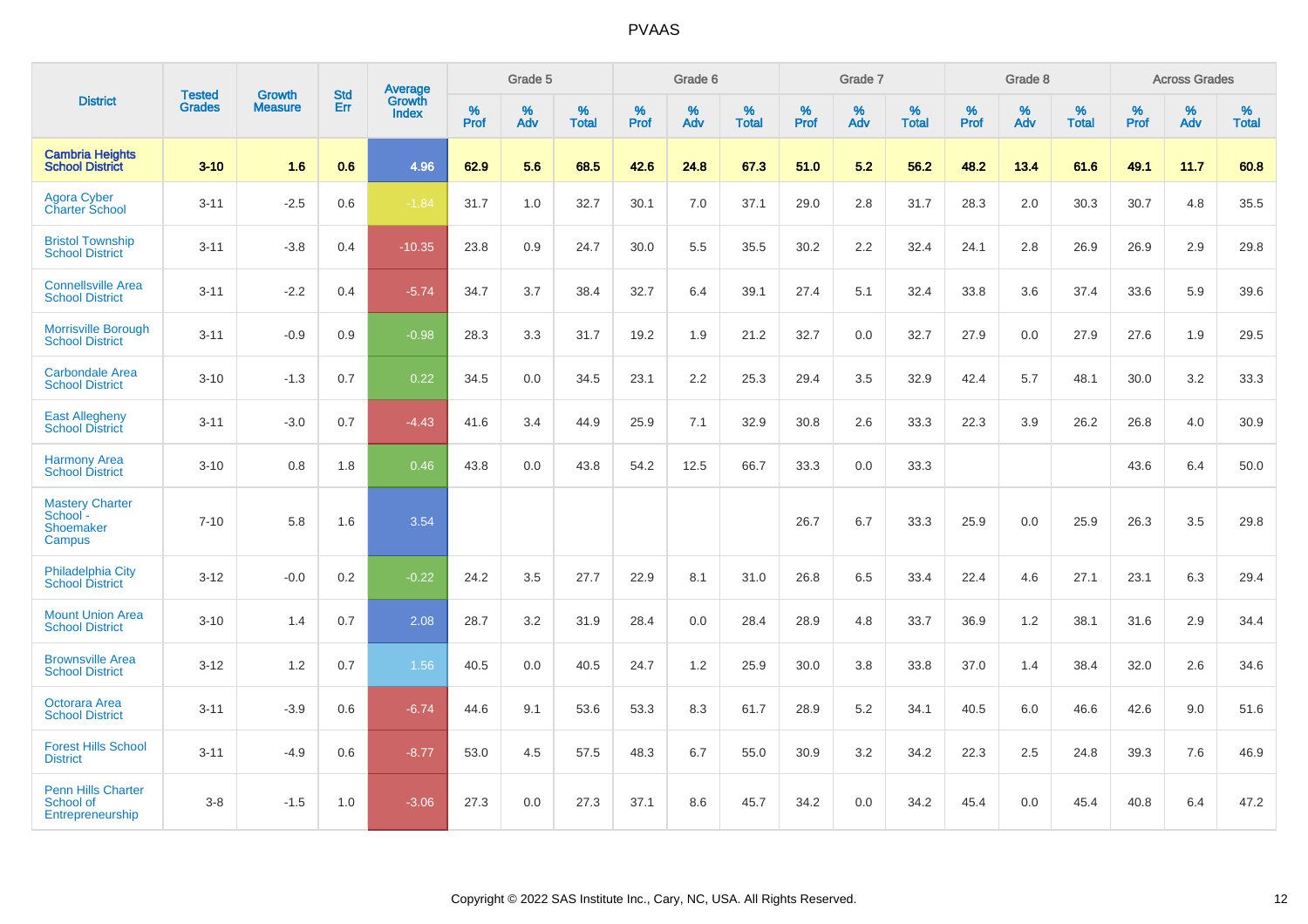# PVAAS

| District | Tested Grades | Growth Measure | Std Err | Average Growth Index | Grade 5 | | | Grade 6 | | | Grade 7 | | | Grade 8 | | | Across Grades | | |
|---|---|---|---|---|---|---|---|---|---|---|---|---|---|---|---|---|---|---|---|
| | | | | | % Prof | % Adv | % Total | % Prof | % Adv | % Total | % Prof | % Adv | % Total | % Prof | % Adv | % Total | % Prof | % Adv | % Total |
| **Cambria Heights School District** | **3-10** | **1.6** | **0.6** | **4.96** | **62.9** | **5.6** | **68.5** | **42.6** | **24.8** | **67.3** | **51.0** | **5.2** | **56.2** | **48.2** | **13.4** | **61.6** | **49.1** | **11.7** | **60.8** |
| Agora Cyber Charter School | 3-11 | -2.5 | 0.6 | -1.84 | 31.7 | 1.0 | 32.7 | 30.1 | 7.0 | 37.1 | 29.0 | 2.8 | 31.7 | 28.3 | 2.0 | 30.3 | 30.7 | 4.8 | 35.5 |
| Bristol Township School District | 3-11 | -3.8 | 0.4 | -10.35 | 23.8 | 0.9 | 24.7 | 30.0 | 5.5 | 35.5 | 30.2 | 2.2 | 32.4 | 24.1 | 2.8 | 26.9 | 26.9 | 2.9 | 29.8 |
| Connellsville Area School District | 3-11 | -2.2 | 0.4 | -5.74 | 34.7 | 3.7 | 38.4 | 32.7 | 6.4 | 39.1 | 27.4 | 5.1 | 32.4 | 33.8 | 3.6 | 37.4 | 33.6 | 5.9 | 39.6 |
| Morrisville Borough School District | 3-11 | -0.9 | 0.9 | -0.98 | 28.3 | 3.3 | 31.7 | 19.2 | 1.9 | 21.2 | 32.7 | 0.0 | 32.7 | 27.9 | 0.0 | 27.9 | 27.6 | 1.9 | 29.5 |
| Carbondale Area School District | 3-10 | -1.3 | 0.7 | 0.22 | 34.5 | 0.0 | 34.5 | 23.1 | 2.2 | 25.3 | 29.4 | 3.5 | 32.9 | 42.4 | 5.7 | 48.1 | 30.0 | 3.2 | 33.3 |
| East Allegheny School District | 3-11 | -3.0 | 0.7 | -4.43 | 41.6 | 3.4 | 44.9 | 25.9 | 7.1 | 32.9 | 30.8 | 2.6 | 33.3 | 22.3 | 3.9 | 26.2 | 26.8 | 4.0 | 30.9 |
| Harmony Area School District | 3-10 | 0.8 | 1.8 | 0.46 | 43.8 | 0.0 | 43.8 | 54.2 | 12.5 | 66.7 | 33.3 | 0.0 | 33.3 | | | | 43.6 | 6.4 | 50.0 |
| Mastery Charter School - Shoemaker Campus | 7-10 | 5.8 | 1.6 | 3.54 | | | | | | | 26.7 | 6.7 | 33.3 | 25.9 | 0.0 | 25.9 | 26.3 | 3.5 | 29.8 |
| Philadelphia City School District | 3-12 | -0.0 | 0.2 | -0.22 | 24.2 | 3.5 | 27.7 | 22.9 | 8.1 | 31.0 | 26.8 | 6.5 | 33.4 | 22.4 | 4.6 | 27.1 | 23.1 | 6.3 | 29.4 |
| Mount Union Area School District | 3-10 | 1.4 | 0.7 | 2.08 | 28.7 | 3.2 | 31.9 | 28.4 | 0.0 | 28.4 | 28.9 | 4.8 | 33.7 | 36.9 | 1.2 | 38.1 | 31.6 | 2.9 | 34.4 |
| Brownsville Area School District | 3-12 | 1.2 | 0.7 | 1.56 | 40.5 | 0.0 | 40.5 | 24.7 | 1.2 | 25.9 | 30.0 | 3.8 | 33.8 | 37.0 | 1.4 | 38.4 | 32.0 | 2.6 | 34.6 |
| Octorara Area School District | 3-11 | -3.9 | 0.6 | -6.74 | 44.6 | 9.1 | 53.6 | 53.3 | 8.3 | 61.7 | 28.9 | 5.2 | 34.1 | 40.5 | 6.0 | 46.6 | 42.6 | 9.0 | 51.6 |
| Forest Hills School District | 3-11 | -4.9 | 0.6 | -8.77 | 53.0 | 4.5 | 57.5 | 48.3 | 6.7 | 55.0 | 30.9 | 3.2 | 34.2 | 22.3 | 2.5 | 24.8 | 39.3 | 7.6 | 46.9 |
| Penn Hills Charter School of Entrepreneurship | 3-8 | -1.5 | 1.0 | -3.06 | 27.3 | 0.0 | 27.3 | 37.1 | 8.6 | 45.7 | 34.2 | 0.0 | 34.2 | 45.4 | 0.0 | 45.4 | 40.8 | 6.4 | 47.2 |

Copyright © 2022 SAS Institute Inc., Cary, NC, USA. All Rights Reserved.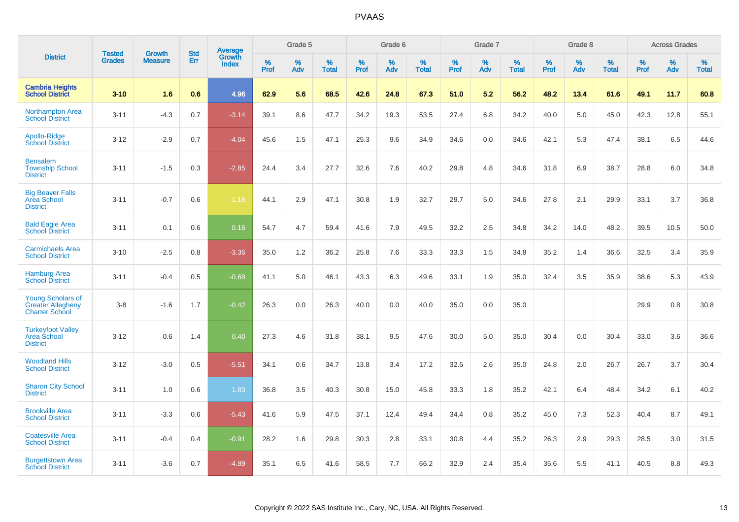# PVAAS

| District | Tested Grades | Growth Measure | Std Err | Average Growth Index | Grade 5 | | | Grade 6 | | | Grade 7 | | | Grade 8 | | | Across Grades | | |
|---|---|---|---|---|---|---|---|---|---|---|---|---|---|---|---|---|---|---|---|
| | | | | | % Prof | % Adv | % Total | % Prof | % Adv | % Total | % Prof | % Adv | % Total | % Prof | % Adv | % Total | % Prof | % Adv | % Total |
| **Cambria Heights School District** | **3-10** | **1.6** | **0.6** | **4.96** | **62.9** | **5.6** | **68.5** | **42.6** | **24.8** | **67.3** | **51.0** | **5.2** | **56.2** | **48.2** | **13.4** | **61.6** | **49.1** | **11.7** | **60.8** |
| Northampton Area School District | 3-11 | -4.3 | 0.7 | -3.14 | 39.1 | 8.6 | 47.7 | 34.2 | 19.3 | 53.5 | 27.4 | 6.8 | 34.2 | 40.0 | 5.0 | 45.0 | 42.3 | 12.8 | 55.1 |
| Apollo-Ridge School District | 3-12 | -2.9 | 0.7 | -4.04 | 45.6 | 1.5 | 47.1 | 25.3 | 9.6 | 34.9 | 34.6 | 0.0 | 34.6 | 42.1 | 5.3 | 47.4 | 38.1 | 6.5 | 44.6 |
| Bensalem Township School District | 3-11 | -1.5 | 0.3 | -2.85 | 24.4 | 3.4 | 27.7 | 32.6 | 7.6 | 40.2 | 29.8 | 4.8 | 34.6 | 31.8 | 6.9 | 38.7 | 28.8 | 6.0 | 34.8 |
| Big Beaver Falls Area School District | 3-11 | -0.7 | 0.6 | -1.18 | 44.1 | 2.9 | 47.1 | 30.8 | 1.9 | 32.7 | 29.7 | 5.0 | 34.6 | 27.8 | 2.1 | 29.9 | 33.1 | 3.7 | 36.8 |
| Bald Eagle Area School District | 3-11 | 0.1 | 0.6 | 0.16 | 54.7 | 4.7 | 59.4 | 41.6 | 7.9 | 49.5 | 32.2 | 2.5 | 34.8 | 34.2 | 14.0 | 48.2 | 39.5 | 10.5 | 50.0 |
| Carmichaels Area School District | 3-10 | -2.5 | 0.8 | -3.36 | 35.0 | 1.2 | 36.2 | 25.8 | 7.6 | 33.3 | 33.3 | 1.5 | 34.8 | 35.2 | 1.4 | 36.6 | 32.5 | 3.4 | 35.9 |
| Hamburg Area School District | 3-11 | -0.4 | 0.5 | -0.68 | 41.1 | 5.0 | 46.1 | 43.3 | 6.3 | 49.6 | 33.1 | 1.9 | 35.0 | 32.4 | 3.5 | 35.9 | 38.6 | 5.3 | 43.9 |
| Young Scholars of Greater Allegheny Charter School | 3-8 | -1.6 | 1.7 | -0.42 | 26.3 | 0.0 | 26.3 | 40.0 | 0.0 | 40.0 | 35.0 | 0.0 | 35.0 | | | | 29.9 | 0.8 | 30.8 |
| Turkeyfoot Valley Area School District | 3-12 | 0.6 | 1.4 | 0.40 | 27.3 | 4.6 | 31.8 | 38.1 | 9.5 | 47.6 | 30.0 | 5.0 | 35.0 | 30.4 | 0.0 | 30.4 | 33.0 | 3.6 | 36.6 |
| Woodland Hills School District | 3-12 | -3.0 | 0.5 | -5.51 | 34.1 | 0.6 | 34.7 | 13.8 | 3.4 | 17.2 | 32.5 | 2.6 | 35.0 | 24.8 | 2.0 | 26.7 | 26.7 | 3.7 | 30.4 |
| Sharon City School District | 3-11 | 1.0 | 0.6 | 1.83 | 36.8 | 3.5 | 40.3 | 30.8 | 15.0 | 45.8 | 33.3 | 1.8 | 35.2 | 42.1 | 6.4 | 48.4 | 34.2 | 6.1 | 40.2 |
| Brookville Area School District | 3-11 | -3.3 | 0.6 | -5.43 | 41.6 | 5.9 | 47.5 | 37.1 | 12.4 | 49.4 | 34.4 | 0.8 | 35.2 | 45.0 | 7.3 | 52.3 | 40.4 | 8.7 | 49.1 |
| Coatesville Area School District | 3-11 | -0.4 | 0.4 | -0.91 | 28.2 | 1.6 | 29.8 | 30.3 | 2.8 | 33.1 | 30.8 | 4.4 | 35.2 | 26.3 | 2.9 | 29.3 | 28.5 | 3.0 | 31.5 |
| Burgettstown Area School District | 3-11 | -3.6 | 0.7 | -4.89 | 35.1 | 6.5 | 41.6 | 58.5 | 7.7 | 66.2 | 32.9 | 2.4 | 35.4 | 35.6 | 5.5 | 41.1 | 40.5 | 8.8 | 49.3 |

Copyright © 2022 SAS Institute Inc., Cary, NC, USA. All Rights Reserved.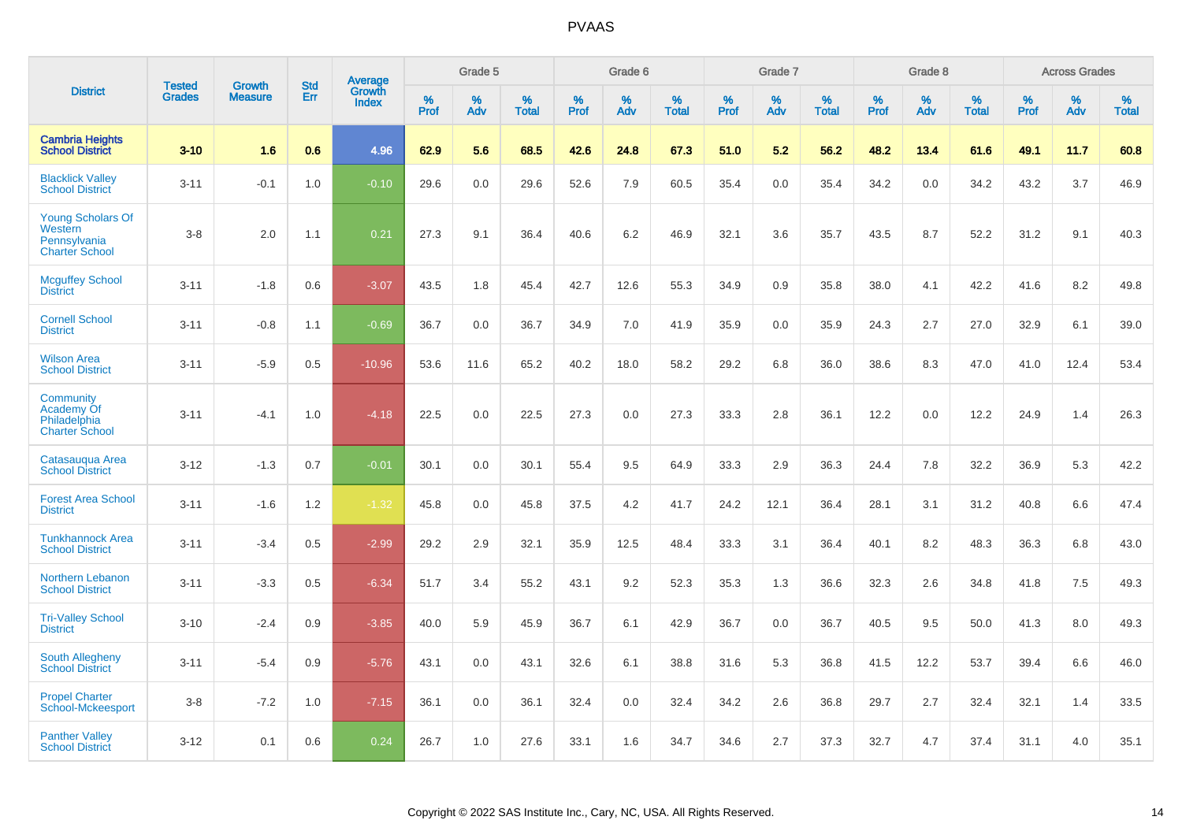| District | Tested Grades | Growth Measure | Std Err | Average Growth Index | Grade 5 | | | Grade 6 | | | Grade 7 | | | Grade 8 | | | Across Grades | | |
|---|---|---|---|---|---|---|---|---|---|---|---|---|---|---|---|---|---|---|---|
| | | | | | % Prof | % Adv | % Total | % Prof | % Adv | % Total | % Prof | % Adv | % Total | % Prof | % Adv | % Total | % Prof | % Adv | % Total |
| **Cambria Heights School District** | **3-10** | **1.6** | **0.6** | **4.96** | **62.9** | **5.6** | **68.5** | **42.6** | **24.8** | **67.3** | **51.0** | **5.2** | **56.2** | **48.2** | **13.4** | **61.6** | **49.1** | **11.7** | **60.8** |
| Blacklick Valley School District | 3-11 | -0.1 | 1.0 | -0.10 | 29.6 | 0.0 | 29.6 | 52.6 | 7.9 | 60.5 | 35.4 | 0.0 | 35.4 | 34.2 | 0.0 | 34.2 | 43.2 | 3.7 | 46.9 |
| Young Scholars Of Western Pennsylvania Charter School | 3-8 | 2.0 | 1.1 | 0.21 | 27.3 | 9.1 | 36.4 | 40.6 | 6.2 | 46.9 | 32.1 | 3.6 | 35.7 | 43.5 | 8.7 | 52.2 | 31.2 | 9.1 | 40.3 |
| Mcguffey School District | 3-11 | -1.8 | 0.6 | -3.07 | 43.5 | 1.8 | 45.4 | 42.7 | 12.6 | 55.3 | 34.9 | 0.9 | 35.8 | 38.0 | 4.1 | 42.2 | 41.6 | 8.2 | 49.8 |
| Cornell School District | 3-11 | -0.8 | 1.1 | -0.69 | 36.7 | 0.0 | 36.7 | 34.9 | 7.0 | 41.9 | 35.9 | 0.0 | 35.9 | 24.3 | 2.7 | 27.0 | 32.9 | 6.1 | 39.0 |
| Wilson Area School District | 3-11 | -5.9 | 0.5 | -10.96 | 53.6 | 11.6 | 65.2 | 40.2 | 18.0 | 58.2 | 29.2 | 6.8 | 36.0 | 38.6 | 8.3 | 47.0 | 41.0 | 12.4 | 53.4 |
| Community Academy Of Philadelphia Charter School | 3-11 | -4.1 | 1.0 | -4.18 | 22.5 | 0.0 | 22.5 | 27.3 | 0.0 | 27.3 | 33.3 | 2.8 | 36.1 | 12.2 | 0.0 | 12.2 | 24.9 | 1.4 | 26.3 |
| Catasauqua Area School District | 3-12 | -1.3 | 0.7 | -0.01 | 30.1 | 0.0 | 30.1 | 55.4 | 9.5 | 64.9 | 33.3 | 2.9 | 36.3 | 24.4 | 7.8 | 32.2 | 36.9 | 5.3 | 42.2 |
| Forest Area School District | 3-11 | -1.6 | 1.2 | -1.32 | 45.8 | 0.0 | 45.8 | 37.5 | 4.2 | 41.7 | 24.2 | 12.1 | 36.4 | 28.1 | 3.1 | 31.2 | 40.8 | 6.6 | 47.4 |
| Tunkhannock Area School District | 3-11 | -3.4 | 0.5 | -2.99 | 29.2 | 2.9 | 32.1 | 35.9 | 12.5 | 48.4 | 33.3 | 3.1 | 36.4 | 40.1 | 8.2 | 48.3 | 36.3 | 6.8 | 43.0 |
| Northern Lebanon School District | 3-11 | -3.3 | 0.5 | -6.34 | 51.7 | 3.4 | 55.2 | 43.1 | 9.2 | 52.3 | 35.3 | 1.3 | 36.6 | 32.3 | 2.6 | 34.8 | 41.8 | 7.5 | 49.3 |
| Tri-Valley School District | 3-10 | -2.4 | 0.9 | -3.85 | 40.0 | 5.9 | 45.9 | 36.7 | 6.1 | 42.9 | 36.7 | 0.0 | 36.7 | 40.5 | 9.5 | 50.0 | 41.3 | 8.0 | 49.3 |
| South Allegheny School District | 3-11 | -5.4 | 0.9 | -5.76 | 43.1 | 0.0 | 43.1 | 32.6 | 6.1 | 38.8 | 31.6 | 5.3 | 36.8 | 41.5 | 12.2 | 53.7 | 39.4 | 6.6 | 46.0 |
| Propel Charter School-Mckeesport | 3-8 | -7.2 | 1.0 | -7.15 | 36.1 | 0.0 | 36.1 | 32.4 | 0.0 | 32.4 | 34.2 | 2.6 | 36.8 | 29.7 | 2.7 | 32.4 | 32.1 | 1.4 | 33.5 |
| Panther Valley School District | 3-12 | 0.1 | 0.6 | 0.24 | 26.7 | 1.0 | 27.6 | 33.1 | 1.6 | 34.7 | 34.6 | 2.7 | 37.3 | 32.7 | 4.7 | 37.4 | 31.1 | 4.0 | 35.1 |

Copyright © 2022 SAS Institute Inc., Cary, NC, USA. All Rights Reserved.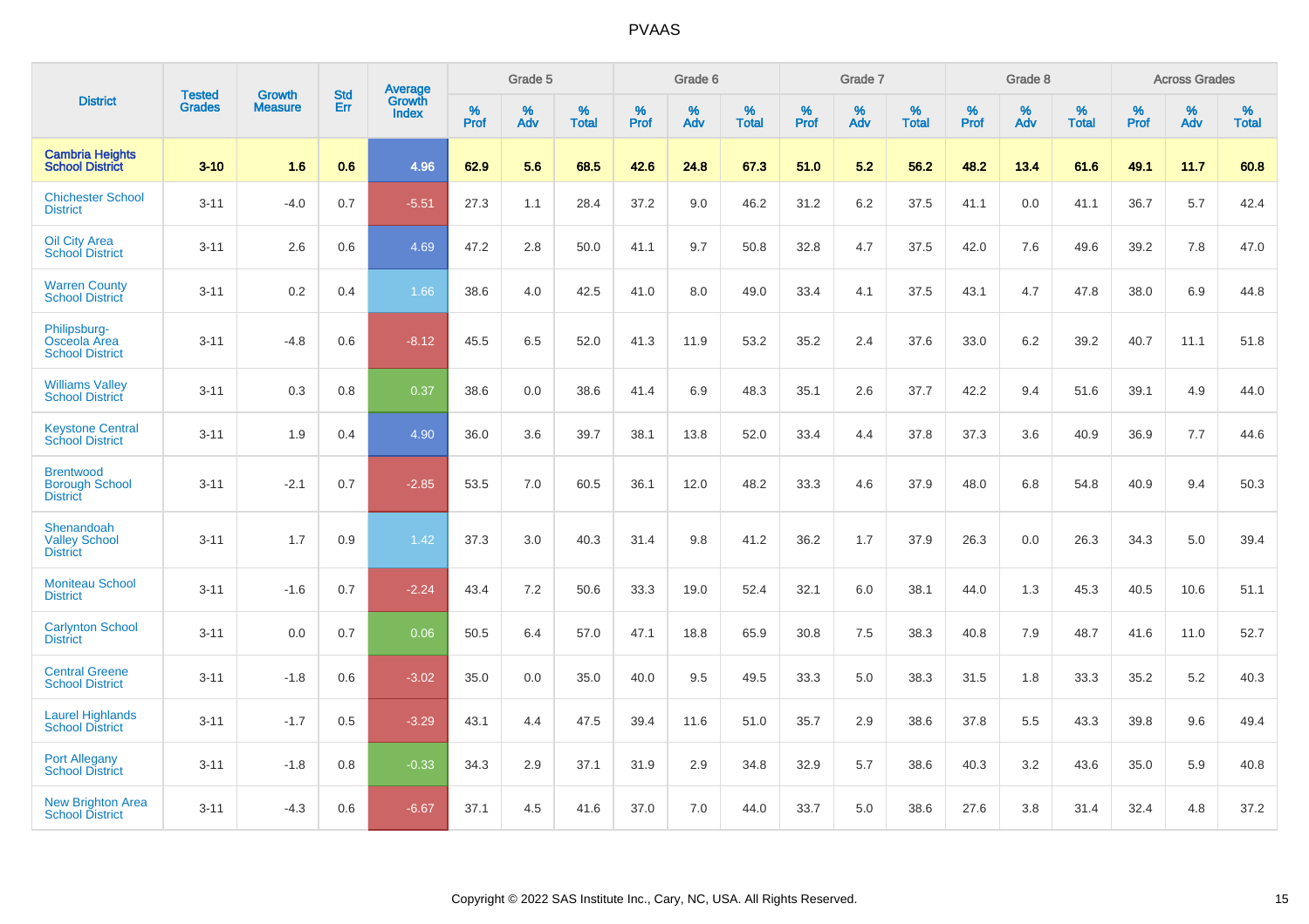# PVAAS

| District | Tested Grades | Growth Measure | Std Err | Average Growth Index | Grade 5 | | | Grade 6 | | | Grade 7 | | | Grade 8 | | | Across Grades | | |
|---|---|---|---|---|---|---|---|---|---|---|---|---|---|---|---|---|---|---|---|
| | | | | | % Prof | % Adv | % Total | % Prof | % Adv | % Total | % Prof | % Adv | % Total | % Prof | % Adv | % Total | % Prof | % Adv | % Total |
| **Cambria Heights School District** | **3-10** | **1.6** | **0.6** | **4.96** | **62.9** | **5.6** | **68.5** | **42.6** | **24.8** | **67.3** | **51.0** | **5.2** | **56.2** | **48.2** | **13.4** | **61.6** | **49.1** | **11.7** | **60.8** |
| Chichester School District | 3-11 | -4.0 | 0.7 | -5.51 | 27.3 | 1.1 | 28.4 | 37.2 | 9.0 | 46.2 | 31.2 | 6.2 | 37.5 | 41.1 | 0.0 | 41.1 | 36.7 | 5.7 | 42.4 |
| Oil City Area School District | 3-11 | 2.6 | 0.6 | 4.69 | 47.2 | 2.8 | 50.0 | 41.1 | 9.7 | 50.8 | 32.8 | 4.7 | 37.5 | 42.0 | 7.6 | 49.6 | 39.2 | 7.8 | 47.0 |
| Warren County School District | 3-11 | 0.2 | 0.4 | 1.66 | 38.6 | 4.0 | 42.5 | 41.0 | 8.0 | 49.0 | 33.4 | 4.1 | 37.5 | 43.1 | 4.7 | 47.8 | 38.0 | 6.9 | 44.8 |
| Philipsburg-Osceola Area School District | 3-11 | -4.8 | 0.6 | -8.12 | 45.5 | 6.5 | 52.0 | 41.3 | 11.9 | 53.2 | 35.2 | 2.4 | 37.6 | 33.0 | 6.2 | 39.2 | 40.7 | 11.1 | 51.8 |
| Williams Valley School District | 3-11 | 0.3 | 0.8 | 0.37 | 38.6 | 0.0 | 38.6 | 41.4 | 6.9 | 48.3 | 35.1 | 2.6 | 37.7 | 42.2 | 9.4 | 51.6 | 39.1 | 4.9 | 44.0 |
| Keystone Central School District | 3-11 | 1.9 | 0.4 | 4.90 | 36.0 | 3.6 | 39.7 | 38.1 | 13.8 | 52.0 | 33.4 | 4.4 | 37.8 | 37.3 | 3.6 | 40.9 | 36.9 | 7.7 | 44.6 |
| Brentwood Borough School District | 3-11 | -2.1 | 0.7 | -2.85 | 53.5 | 7.0 | 60.5 | 36.1 | 12.0 | 48.2 | 33.3 | 4.6 | 37.9 | 48.0 | 6.8 | 54.8 | 40.9 | 9.4 | 50.3 |
| Shenandoah Valley School District | 3-11 | 1.7 | 0.9 | 1.42 | 37.3 | 3.0 | 40.3 | 31.4 | 9.8 | 41.2 | 36.2 | 1.7 | 37.9 | 26.3 | 0.0 | 26.3 | 34.3 | 5.0 | 39.4 |
| Moniteau School District | 3-11 | -1.6 | 0.7 | -2.24 | 43.4 | 7.2 | 50.6 | 33.3 | 19.0 | 52.4 | 32.1 | 6.0 | 38.1 | 44.0 | 1.3 | 45.3 | 40.5 | 10.6 | 51.1 |
| Carlynton School District | 3-11 | 0.0 | 0.7 | 0.06 | 50.5 | 6.4 | 57.0 | 47.1 | 18.8 | 65.9 | 30.8 | 7.5 | 38.3 | 40.8 | 7.9 | 48.7 | 41.6 | 11.0 | 52.7 |
| Central Greene School District | 3-11 | -1.8 | 0.6 | -3.02 | 35.0 | 0.0 | 35.0 | 40.0 | 9.5 | 49.5 | 33.3 | 5.0 | 38.3 | 31.5 | 1.8 | 33.3 | 35.2 | 5.2 | 40.3 |
| Laurel Highlands School District | 3-11 | -1.7 | 0.5 | -3.29 | 43.1 | 4.4 | 47.5 | 39.4 | 11.6 | 51.0 | 35.7 | 2.9 | 38.6 | 37.8 | 5.5 | 43.3 | 39.8 | 9.6 | 49.4 |
| Port Allegany School District | 3-11 | -1.8 | 0.8 | -0.33 | 34.3 | 2.9 | 37.1 | 31.9 | 2.9 | 34.8 | 32.9 | 5.7 | 38.6 | 40.3 | 3.2 | 43.6 | 35.0 | 5.9 | 40.8 |
| New Brighton Area School District | 3-11 | -4.3 | 0.6 | -6.67 | 37.1 | 4.5 | 41.6 | 37.0 | 7.0 | 44.0 | 33.7 | 5.0 | 38.6 | 27.6 | 3.8 | 31.4 | 32.4 | 4.8 | 37.2 |

Copyright © 2022 SAS Institute Inc., Cary, NC, USA. All Rights Reserved.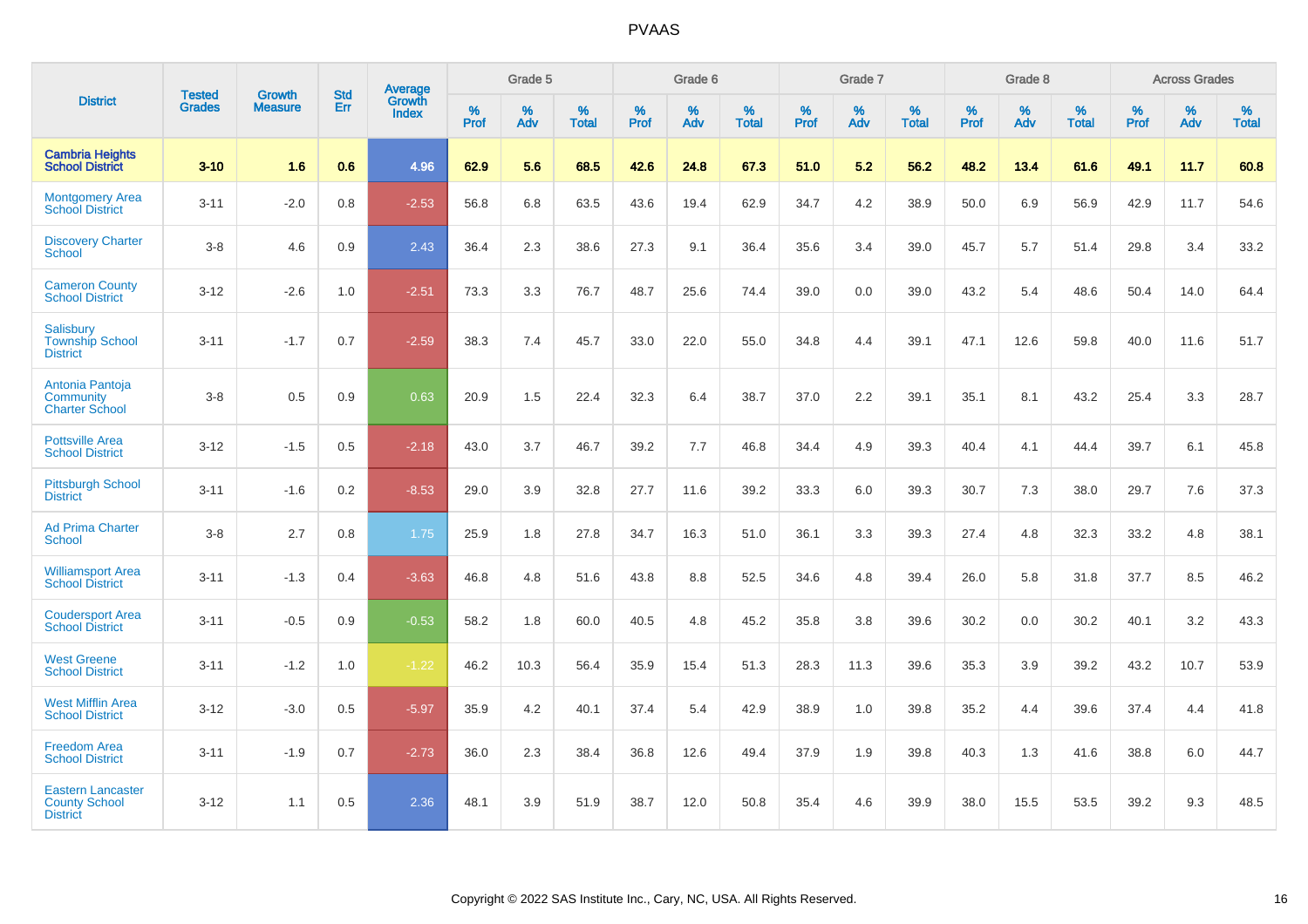| District | Tested Grades | Growth Measure | Std Err | Average Growth Index | Grade 5 | | | Grade 6 | | | Grade 7 | | | Grade 8 | | | Across Grades | | |
|---|---|---|---|---|---|---|---|---|---|---|---|---|---|---|---|---|---|---|---|
| | | | | | % Prof | % Adv | % Total | % Prof | % Adv | % Total | % Prof | % Adv | % Total | % Prof | % Adv | % Total | % Prof | % Adv | % Total |
| **Cambria Heights School District** | **3-10** | **1.6** | **0.6** | **4.96** | **62.9** | **5.6** | **68.5** | **42.6** | **24.8** | **67.3** | **51.0** | **5.2** | **56.2** | **48.2** | **13.4** | **61.6** | **49.1** | **11.7** | **60.8** |
| Montgomery Area School District | 3-11 | -2.0 | 0.8 | -2.53 | 56.8 | 6.8 | 63.5 | 43.6 | 19.4 | 62.9 | 34.7 | 4.2 | 38.9 | 50.0 | 6.9 | 56.9 | 42.9 | 11.7 | 54.6 |
| Discovery Charter School | 3-8 | 4.6 | 0.9 | 2.43 | 36.4 | 2.3 | 38.6 | 27.3 | 9.1 | 36.4 | 35.6 | 3.4 | 39.0 | 45.7 | 5.7 | 51.4 | 29.8 | 3.4 | 33.2 |
| Cameron County School District | 3-12 | -2.6 | 1.0 | -2.51 | 73.3 | 3.3 | 76.7 | 48.7 | 25.6 | 74.4 | 39.0 | 0.0 | 39.0 | 43.2 | 5.4 | 48.6 | 50.4 | 14.0 | 64.4 |
| Salisbury Township School District | 3-11 | -1.7 | 0.7 | -2.59 | 38.3 | 7.4 | 45.7 | 33.0 | 22.0 | 55.0 | 34.8 | 4.4 | 39.1 | 47.1 | 12.6 | 59.8 | 40.0 | 11.6 | 51.7 |
| Antonia Pantoja Community Charter School | 3-8 | 0.5 | 0.9 | 0.63 | 20.9 | 1.5 | 22.4 | 32.3 | 6.4 | 38.7 | 37.0 | 2.2 | 39.1 | 35.1 | 8.1 | 43.2 | 25.4 | 3.3 | 28.7 |
| Pottsville Area School District | 3-12 | -1.5 | 0.5 | -2.18 | 43.0 | 3.7 | 46.7 | 39.2 | 7.7 | 46.8 | 34.4 | 4.9 | 39.3 | 40.4 | 4.1 | 44.4 | 39.7 | 6.1 | 45.8 |
| Pittsburgh School District | 3-11 | -1.6 | 0.2 | -8.53 | 29.0 | 3.9 | 32.8 | 27.7 | 11.6 | 39.2 | 33.3 | 6.0 | 39.3 | 30.7 | 7.3 | 38.0 | 29.7 | 7.6 | 37.3 |
| Ad Prima Charter School | 3-8 | 2.7 | 0.8 | 1.75 | 25.9 | 1.8 | 27.8 | 34.7 | 16.3 | 51.0 | 36.1 | 3.3 | 39.3 | 27.4 | 4.8 | 32.3 | 33.2 | 4.8 | 38.1 |
| Williamsport Area School District | 3-11 | -1.3 | 0.4 | -3.63 | 46.8 | 4.8 | 51.6 | 43.8 | 8.8 | 52.5 | 34.6 | 4.8 | 39.4 | 26.0 | 5.8 | 31.8 | 37.7 | 8.5 | 46.2 |
| Coudersport Area School District | 3-11 | -0.5 | 0.9 | -0.53 | 58.2 | 1.8 | 60.0 | 40.5 | 4.8 | 45.2 | 35.8 | 3.8 | 39.6 | 30.2 | 0.0 | 30.2 | 40.1 | 3.2 | 43.3 |
| West Greene School District | 3-11 | -1.2 | 1.0 | -1.22 | 46.2 | 10.3 | 56.4 | 35.9 | 15.4 | 51.3 | 28.3 | 11.3 | 39.6 | 35.3 | 3.9 | 39.2 | 43.2 | 10.7 | 53.9 |
| West Mifflin Area School District | 3-12 | -3.0 | 0.5 | -5.97 | 35.9 | 4.2 | 40.1 | 37.4 | 5.4 | 42.9 | 38.9 | 1.0 | 39.8 | 35.2 | 4.4 | 39.6 | 37.4 | 4.4 | 41.8 |
| Freedom Area School District | 3-11 | -1.9 | 0.7 | -2.73 | 36.0 | 2.3 | 38.4 | 36.8 | 12.6 | 49.4 | 37.9 | 1.9 | 39.8 | 40.3 | 1.3 | 41.6 | 38.8 | 6.0 | 44.7 |
| Eastern Lancaster County School District | 3-12 | 1.1 | 0.5 | 2.36 | 48.1 | 3.9 | 51.9 | 38.7 | 12.0 | 50.8 | 35.4 | 4.6 | 39.9 | 38.0 | 15.5 | 53.5 | 39.2 | 9.3 | 48.5 |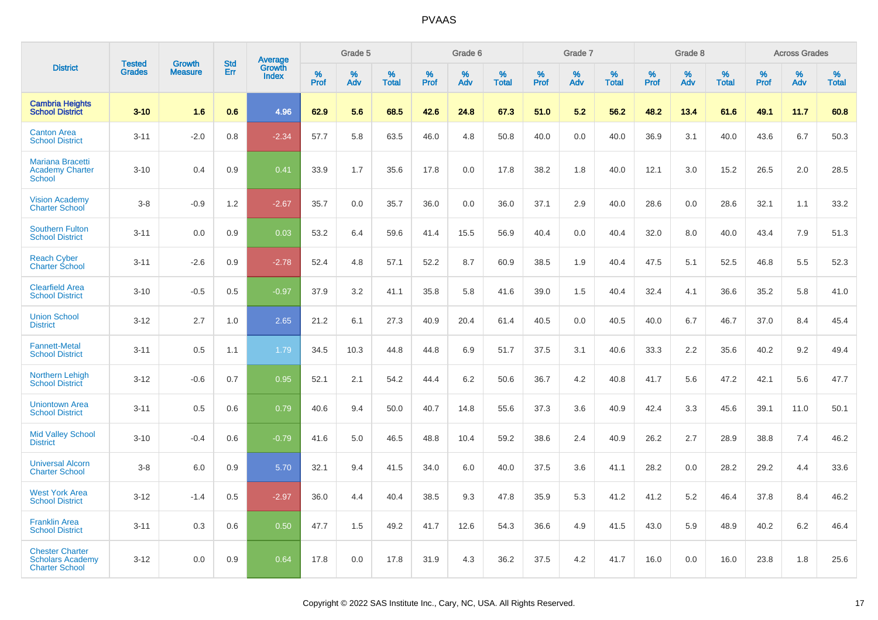# PVAAS

| District | Tested Grades | Growth Measure | Std Err | Average Growth Index | Grade 5 | | | Grade 6 | | | Grade 7 | | | Grade 8 | | | Across Grades | | |
|---|---|---|---|---|---|---|---|---|---|---|---|---|---|---|---|---|---|---|---|
| | | | | | % Prof | % Adv | % Total | % Prof | % Adv | % Total | % Prof | % Adv | % Total | % Prof | % Adv | % Total | % Prof | % Adv | % Total |
| **Cambria Heights School District** | **3-10** | **1.6** | **0.6** | **4.96** | **62.9** | **5.6** | **68.5** | **42.6** | **24.8** | **67.3** | **51.0** | **5.2** | **56.2** | **48.2** | **13.4** | **61.6** | **49.1** | **11.7** | **60.8** |
| Canton Area School District | 3-11 | -2.0 | 0.8 | -2.34 | 57.7 | 5.8 | 63.5 | 46.0 | 4.8 | 50.8 | 40.0 | 0.0 | 40.0 | 36.9 | 3.1 | 40.0 | 43.6 | 6.7 | 50.3 |
| Mariana Bracetti Academy Charter School | 3-10 | 0.4 | 0.9 | 0.41 | 33.9 | 1.7 | 35.6 | 17.8 | 0.0 | 17.8 | 38.2 | 1.8 | 40.0 | 12.1 | 3.0 | 15.2 | 26.5 | 2.0 | 28.5 |
| Vision Academy Charter School | 3-8 | -0.9 | 1.2 | -2.67 | 35.7 | 0.0 | 35.7 | 36.0 | 0.0 | 36.0 | 37.1 | 2.9 | 40.0 | 28.6 | 0.0 | 28.6 | 32.1 | 1.1 | 33.2 |
| Southern Fulton School District | 3-11 | 0.0 | 0.9 | 0.03 | 53.2 | 6.4 | 59.6 | 41.4 | 15.5 | 56.9 | 40.4 | 0.0 | 40.4 | 32.0 | 8.0 | 40.0 | 43.4 | 7.9 | 51.3 |
| Reach Cyber Charter School | 3-11 | -2.6 | 0.9 | -2.78 | 52.4 | 4.8 | 57.1 | 52.2 | 8.7 | 60.9 | 38.5 | 1.9 | 40.4 | 47.5 | 5.1 | 52.5 | 46.8 | 5.5 | 52.3 |
| Clearfield Area School District | 3-10 | -0.5 | 0.5 | -0.97 | 37.9 | 3.2 | 41.1 | 35.8 | 5.8 | 41.6 | 39.0 | 1.5 | 40.4 | 32.4 | 4.1 | 36.6 | 35.2 | 5.8 | 41.0 |
| Union School District | 3-12 | 2.7 | 1.0 | 2.65 | 21.2 | 6.1 | 27.3 | 40.9 | 20.4 | 61.4 | 40.5 | 0.0 | 40.5 | 40.0 | 6.7 | 46.7 | 37.0 | 8.4 | 45.4 |
| Fannett-Metal School District | 3-11 | 0.5 | 1.1 | 1.79 | 34.5 | 10.3 | 44.8 | 44.8 | 6.9 | 51.7 | 37.5 | 3.1 | 40.6 | 33.3 | 2.2 | 35.6 | 40.2 | 9.2 | 49.4 |
| Northern Lehigh School District | 3-12 | -0.6 | 0.7 | 0.95 | 52.1 | 2.1 | 54.2 | 44.4 | 6.2 | 50.6 | 36.7 | 4.2 | 40.8 | 41.7 | 5.6 | 47.2 | 42.1 | 5.6 | 47.7 |
| Uniontown Area School District | 3-11 | 0.5 | 0.6 | 0.79 | 40.6 | 9.4 | 50.0 | 40.7 | 14.8 | 55.6 | 37.3 | 3.6 | 40.9 | 42.4 | 3.3 | 45.6 | 39.1 | 11.0 | 50.1 |
| Mid Valley School District | 3-10 | -0.4 | 0.6 | -0.79 | 41.6 | 5.0 | 46.5 | 48.8 | 10.4 | 59.2 | 38.6 | 2.4 | 40.9 | 26.2 | 2.7 | 28.9 | 38.8 | 7.4 | 46.2 |
| Universal Alcorn Charter School | 3-8 | 6.0 | 0.9 | 5.70 | 32.1 | 9.4 | 41.5 | 34.0 | 6.0 | 40.0 | 37.5 | 3.6 | 41.1 | 28.2 | 0.0 | 28.2 | 29.2 | 4.4 | 33.6 |
| West York Area School District | 3-12 | -1.4 | 0.5 | -2.97 | 36.0 | 4.4 | 40.4 | 38.5 | 9.3 | 47.8 | 35.9 | 5.3 | 41.2 | 41.2 | 5.2 | 46.4 | 37.8 | 8.4 | 46.2 |
| Franklin Area School District | 3-11 | 0.3 | 0.6 | 0.50 | 47.7 | 1.5 | 49.2 | 41.7 | 12.6 | 54.3 | 36.6 | 4.9 | 41.5 | 43.0 | 5.9 | 48.9 | 40.2 | 6.2 | 46.4 |
| Chester Charter Scholars Academy Charter School | 3-12 | 0.0 | 0.9 | 0.64 | 17.8 | 0.0 | 17.8 | 31.9 | 4.3 | 36.2 | 37.5 | 4.2 | 41.7 | 16.0 | 0.0 | 16.0 | 23.8 | 1.8 | 25.6 |

Copyright © 2022 SAS Institute Inc., Cary, NC, USA. All Rights Reserved.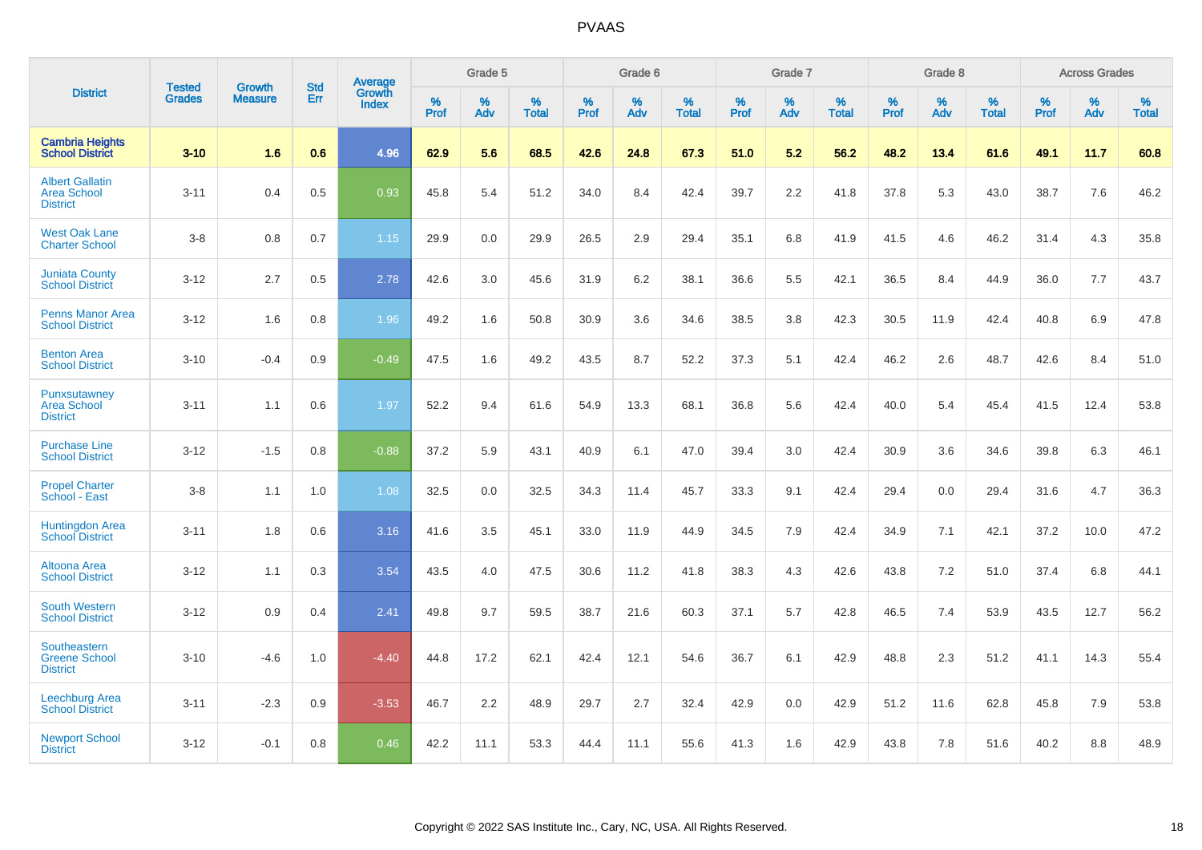# PVAAS

| District | Tested Grades | Growth Measure | Std Err | Average Growth Index | Grade 5 | | | Grade 6 | | | Grade 7 | | | Grade 8 | | | Across Grades | | |
|---|---|---|---|---|---|---|---|---|---|---|---|---|---|---|---|---|---|---|---|
| | | | | | % Prof | % Adv | % Total | % Prof | % Adv | % Total | % Prof | % Adv | % Total | % Prof | % Adv | % Total | % Prof | % Adv | % Total |
| **Cambria Heights School District** | **3-10** | **1.6** | **0.6** | **4.96** | **62.9** | **5.6** | **68.5** | **42.6** | **24.8** | **67.3** | **51.0** | **5.2** | **56.2** | **48.2** | **13.4** | **61.6** | **49.1** | **11.7** | **60.8** |
| Albert Gallatin Area School District | 3-11 | 0.4 | 0.5 | 0.93 | 45.8 | 5.4 | 51.2 | 34.0 | 8.4 | 42.4 | 39.7 | 2.2 | 41.8 | 37.8 | 5.3 | 43.0 | 38.7 | 7.6 | 46.2 |
| West Oak Lane Charter School | 3-8 | 0.8 | 0.7 | 1.15 | 29.9 | 0.0 | 29.9 | 26.5 | 2.9 | 29.4 | 35.1 | 6.8 | 41.9 | 41.5 | 4.6 | 46.2 | 31.4 | 4.3 | 35.8 |
| Juniata County School District | 3-12 | 2.7 | 0.5 | 2.78 | 42.6 | 3.0 | 45.6 | 31.9 | 6.2 | 38.1 | 36.6 | 5.5 | 42.1 | 36.5 | 8.4 | 44.9 | 36.0 | 7.7 | 43.7 |
| Penns Manor Area School District | 3-12 | 1.6 | 0.8 | 1.96 | 49.2 | 1.6 | 50.8 | 30.9 | 3.6 | 34.6 | 38.5 | 3.8 | 42.3 | 30.5 | 11.9 | 42.4 | 40.8 | 6.9 | 47.8 |
| Benton Area School District | 3-10 | -0.4 | 0.9 | -0.49 | 47.5 | 1.6 | 49.2 | 43.5 | 8.7 | 52.2 | 37.3 | 5.1 | 42.4 | 46.2 | 2.6 | 48.7 | 42.6 | 8.4 | 51.0 |
| Punxsutawney Area School District | 3-11 | 1.1 | 0.6 | 1.97 | 52.2 | 9.4 | 61.6 | 54.9 | 13.3 | 68.1 | 36.8 | 5.6 | 42.4 | 40.0 | 5.4 | 45.4 | 41.5 | 12.4 | 53.8 |
| Purchase Line School District | 3-12 | -1.5 | 0.8 | -0.88 | 37.2 | 5.9 | 43.1 | 40.9 | 6.1 | 47.0 | 39.4 | 3.0 | 42.4 | 30.9 | 3.6 | 34.6 | 39.8 | 6.3 | 46.1 |
| Propel Charter School - East | 3-8 | 1.1 | 1.0 | 1.08 | 32.5 | 0.0 | 32.5 | 34.3 | 11.4 | 45.7 | 33.3 | 9.1 | 42.4 | 29.4 | 0.0 | 29.4 | 31.6 | 4.7 | 36.3 |
| Huntingdon Area School District | 3-11 | 1.8 | 0.6 | 3.16 | 41.6 | 3.5 | 45.1 | 33.0 | 11.9 | 44.9 | 34.5 | 7.9 | 42.4 | 34.9 | 7.1 | 42.1 | 37.2 | 10.0 | 47.2 |
| Altoona Area School District | 3-12 | 1.1 | 0.3 | 3.54 | 43.5 | 4.0 | 47.5 | 30.6 | 11.2 | 41.8 | 38.3 | 4.3 | 42.6 | 43.8 | 7.2 | 51.0 | 37.4 | 6.8 | 44.1 |
| South Western School District | 3-12 | 0.9 | 0.4 | 2.41 | 49.8 | 9.7 | 59.5 | 38.7 | 21.6 | 60.3 | 37.1 | 5.7 | 42.8 | 46.5 | 7.4 | 53.9 | 43.5 | 12.7 | 56.2 |
| Southeastern Greene School District | 3-10 | -4.6 | 1.0 | -4.40 | 44.8 | 17.2 | 62.1 | 42.4 | 12.1 | 54.6 | 36.7 | 6.1 | 42.9 | 48.8 | 2.3 | 51.2 | 41.1 | 14.3 | 55.4 |
| Leechburg Area School District | 3-11 | -2.3 | 0.9 | -3.53 | 46.7 | 2.2 | 48.9 | 29.7 | 2.7 | 32.4 | 42.9 | 0.0 | 42.9 | 51.2 | 11.6 | 62.8 | 45.8 | 7.9 | 53.8 |
| Newport School District | 3-12 | -0.1 | 0.8 | 0.46 | 42.2 | 11.1 | 53.3 | 44.4 | 11.1 | 55.6 | 41.3 | 1.6 | 42.9 | 43.8 | 7.8 | 51.6 | 40.2 | 8.8 | 48.9 |

Copyright © 2022 SAS Institute Inc., Cary, NC, USA. All Rights Reserved.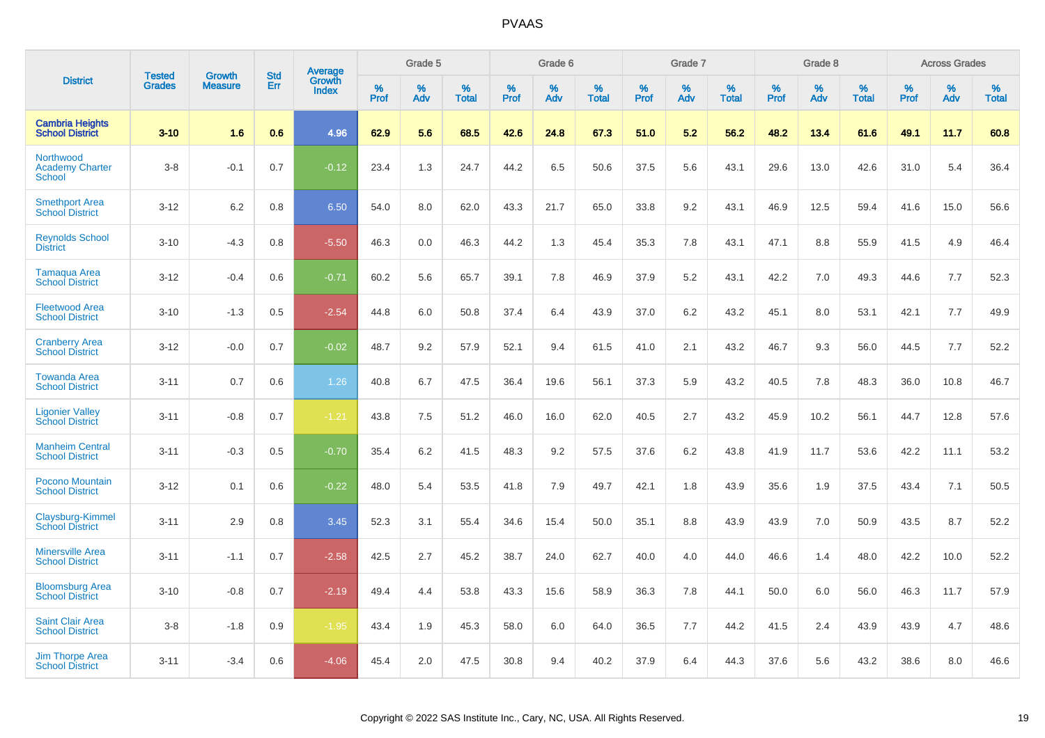| District | Tested Grades | Growth Measure | Std Err | Average Growth Index | Grade 5 | | | Grade 6 | | | Grade 7 | | | Grade 8 | | | Across Grades | | |
|---|---|---|---|---|---|---|---|---|---|---|---|---|---|---|---|---|---|---|---|
| | | | | | % Prof | % Adv | % Total | % Prof | % Adv | % Total | % Prof | % Adv | % Total | % Prof | % Adv | % Total | % Prof | % Adv | % Total |
| **Cambria Heights School District** | **3-10** | **1.6** | **0.6** | **4.96** | **62.9** | **5.6** | **68.5** | **42.6** | **24.8** | **67.3** | **51.0** | **5.2** | **56.2** | **48.2** | **13.4** | **61.6** | **49.1** | **11.7** | **60.8** |
| Northwood Academy Charter School | 3-8 | -0.1 | 0.7 | -0.12 | 23.4 | 1.3 | 24.7 | 44.2 | 6.5 | 50.6 | 37.5 | 5.6 | 43.1 | 29.6 | 13.0 | 42.6 | 31.0 | 5.4 | 36.4 |
| Smethport Area School District | 3-12 | 6.2 | 0.8 | 6.50 | 54.0 | 8.0 | 62.0 | 43.3 | 21.7 | 65.0 | 33.8 | 9.2 | 43.1 | 46.9 | 12.5 | 59.4 | 41.6 | 15.0 | 56.6 |
| Reynolds School District | 3-10 | -4.3 | 0.8 | -5.50 | 46.3 | 0.0 | 46.3 | 44.2 | 1.3 | 45.4 | 35.3 | 7.8 | 43.1 | 47.1 | 8.8 | 55.9 | 41.5 | 4.9 | 46.4 |
| Tamaqua Area School District | 3-12 | -0.4 | 0.6 | -0.71 | 60.2 | 5.6 | 65.7 | 39.1 | 7.8 | 46.9 | 37.9 | 5.2 | 43.1 | 42.2 | 7.0 | 49.3 | 44.6 | 7.7 | 52.3 |
| Fleetwood Area School District | 3-10 | -1.3 | 0.5 | -2.54 | 44.8 | 6.0 | 50.8 | 37.4 | 6.4 | 43.9 | 37.0 | 6.2 | 43.2 | 45.1 | 8.0 | 53.1 | 42.1 | 7.7 | 49.9 |
| Cranberry Area School District | 3-12 | -0.0 | 0.7 | -0.02 | 48.7 | 9.2 | 57.9 | 52.1 | 9.4 | 61.5 | 41.0 | 2.1 | 43.2 | 46.7 | 9.3 | 56.0 | 44.5 | 7.7 | 52.2 |
| Towanda Area School District | 3-11 | 0.7 | 0.6 | 1.26 | 40.8 | 6.7 | 47.5 | 36.4 | 19.6 | 56.1 | 37.3 | 5.9 | 43.2 | 40.5 | 7.8 | 48.3 | 36.0 | 10.8 | 46.7 |
| Ligonier Valley School District | 3-11 | -0.8 | 0.7 | -1.21 | 43.8 | 7.5 | 51.2 | 46.0 | 16.0 | 62.0 | 40.5 | 2.7 | 43.2 | 45.9 | 10.2 | 56.1 | 44.7 | 12.8 | 57.6 |
| Manheim Central School District | 3-11 | -0.3 | 0.5 | -0.70 | 35.4 | 6.2 | 41.5 | 48.3 | 9.2 | 57.5 | 37.6 | 6.2 | 43.8 | 41.9 | 11.7 | 53.6 | 42.2 | 11.1 | 53.2 |
| Pocono Mountain School District | 3-12 | 0.1 | 0.6 | -0.22 | 48.0 | 5.4 | 53.5 | 41.8 | 7.9 | 49.7 | 42.1 | 1.8 | 43.9 | 35.6 | 1.9 | 37.5 | 43.4 | 7.1 | 50.5 |
| Claysburg-Kimmel School District | 3-11 | 2.9 | 0.8 | 3.45 | 52.3 | 3.1 | 55.4 | 34.6 | 15.4 | 50.0 | 35.1 | 8.8 | 43.9 | 43.9 | 7.0 | 50.9 | 43.5 | 8.7 | 52.2 |
| Minersville Area School District | 3-11 | -1.1 | 0.7 | -2.58 | 42.5 | 2.7 | 45.2 | 38.7 | 24.0 | 62.7 | 40.0 | 4.0 | 44.0 | 46.6 | 1.4 | 48.0 | 42.2 | 10.0 | 52.2 |
| Bloomsburg Area School District | 3-10 | -0.8 | 0.7 | -2.19 | 49.4 | 4.4 | 53.8 | 43.3 | 15.6 | 58.9 | 36.3 | 7.8 | 44.1 | 50.0 | 6.0 | 56.0 | 46.3 | 11.7 | 57.9 |
| Saint Clair Area School District | 3-8 | -1.8 | 0.9 | -1.95 | 43.4 | 1.9 | 45.3 | 58.0 | 6.0 | 64.0 | 36.5 | 7.7 | 44.2 | 41.5 | 2.4 | 43.9 | 43.9 | 4.7 | 48.6 |
| Jim Thorpe Area School District | 3-11 | -3.4 | 0.6 | -4.06 | 45.4 | 2.0 | 47.5 | 30.8 | 9.4 | 40.2 | 37.9 | 6.4 | 44.3 | 37.6 | 5.6 | 43.2 | 38.6 | 8.0 | 46.6 |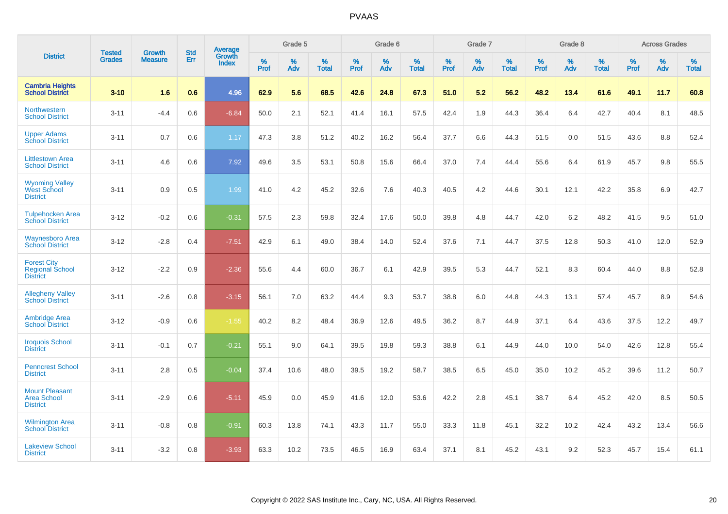# PVAAS

| District | Tested Grades | Growth Measure | Std Err | Average Growth Index | Grade 5 | | | Grade 6 | | | Grade 7 | | | Grade 8 | | | Across Grades | | |
|---|---|---|---|---|---|---|---|---|---|---|---|---|---|---|---|---|---|---|---|
| | | | | | % Prof | % Adv | % Total | % Prof | % Adv | % Total | % Prof | % Adv | % Total | % Prof | % Adv | % Total | % Prof | % Adv | % Total |
| **Cambria Heights School District** | **3-10** | **1.6** | **0.6** | **4.96** | **62.9** | **5.6** | **68.5** | **42.6** | **24.8** | **67.3** | **51.0** | **5.2** | **56.2** | **48.2** | **13.4** | **61.6** | **49.1** | **11.7** | **60.8** |
| Northwestern School District | 3-11 | -4.4 | 0.6 | -6.84 | 50.0 | 2.1 | 52.1 | 41.4 | 16.1 | 57.5 | 42.4 | 1.9 | 44.3 | 36.4 | 6.4 | 42.7 | 40.4 | 8.1 | 48.5 |
| Upper Adams School District | 3-11 | 0.7 | 0.6 | 1.17 | 47.3 | 3.8 | 51.2 | 40.2 | 16.2 | 56.4 | 37.7 | 6.6 | 44.3 | 51.5 | 0.0 | 51.5 | 43.6 | 8.8 | 52.4 |
| Littlestown Area School District | 3-11 | 4.6 | 0.6 | 7.92 | 49.6 | 3.5 | 53.1 | 50.8 | 15.6 | 66.4 | 37.0 | 7.4 | 44.4 | 55.6 | 6.4 | 61.9 | 45.7 | 9.8 | 55.5 |
| Wyoming Valley West School District | 3-11 | 0.9 | 0.5 | 1.99 | 41.0 | 4.2 | 45.2 | 32.6 | 7.6 | 40.3 | 40.5 | 4.2 | 44.6 | 30.1 | 12.1 | 42.2 | 35.8 | 6.9 | 42.7 |
| Tulpehocken Area School District | 3-12 | -0.2 | 0.6 | -0.31 | 57.5 | 2.3 | 59.8 | 32.4 | 17.6 | 50.0 | 39.8 | 4.8 | 44.7 | 42.0 | 6.2 | 48.2 | 41.5 | 9.5 | 51.0 |
| Waynesboro Area School District | 3-12 | -2.8 | 0.4 | -7.51 | 42.9 | 6.1 | 49.0 | 38.4 | 14.0 | 52.4 | 37.6 | 7.1 | 44.7 | 37.5 | 12.8 | 50.3 | 41.0 | 12.0 | 52.9 |
| Forest City Regional School District | 3-12 | -2.2 | 0.9 | -2.36 | 55.6 | 4.4 | 60.0 | 36.7 | 6.1 | 42.9 | 39.5 | 5.3 | 44.7 | 52.1 | 8.3 | 60.4 | 44.0 | 8.8 | 52.8 |
| Allegheny Valley School District | 3-11 | -2.6 | 0.8 | -3.15 | 56.1 | 7.0 | 63.2 | 44.4 | 9.3 | 53.7 | 38.8 | 6.0 | 44.8 | 44.3 | 13.1 | 57.4 | 45.7 | 8.9 | 54.6 |
| Ambridge Area School District | 3-12 | -0.9 | 0.6 | -1.55 | 40.2 | 8.2 | 48.4 | 36.9 | 12.6 | 49.5 | 36.2 | 8.7 | 44.9 | 37.1 | 6.4 | 43.6 | 37.5 | 12.2 | 49.7 |
| Iroquois School District | 3-11 | -0.1 | 0.7 | -0.21 | 55.1 | 9.0 | 64.1 | 39.5 | 19.8 | 59.3 | 38.8 | 6.1 | 44.9 | 44.0 | 10.0 | 54.0 | 42.6 | 12.8 | 55.4 |
| Penncrest School District | 3-11 | 2.8 | 0.5 | -0.04 | 37.4 | 10.6 | 48.0 | 39.5 | 19.2 | 58.7 | 38.5 | 6.5 | 45.0 | 35.0 | 10.2 | 45.2 | 39.6 | 11.2 | 50.7 |
| Mount Pleasant Area School District | 3-11 | -2.9 | 0.6 | -5.11 | 45.9 | 0.0 | 45.9 | 41.6 | 12.0 | 53.6 | 42.2 | 2.8 | 45.1 | 38.7 | 6.4 | 45.2 | 42.0 | 8.5 | 50.5 |
| Wilmington Area School District | 3-11 | -0.8 | 0.8 | -0.91 | 60.3 | 13.8 | 74.1 | 43.3 | 11.7 | 55.0 | 33.3 | 11.8 | 45.1 | 32.2 | 10.2 | 42.4 | 43.2 | 13.4 | 56.6 |
| Lakeview School District | 3-11 | -3.2 | 0.8 | -3.93 | 63.3 | 10.2 | 73.5 | 46.5 | 16.9 | 63.4 | 37.1 | 8.1 | 45.2 | 43.1 | 9.2 | 52.3 | 45.7 | 15.4 | 61.1 |

Copyright © 2022 SAS Institute Inc., Cary, NC, USA. All Rights Reserved.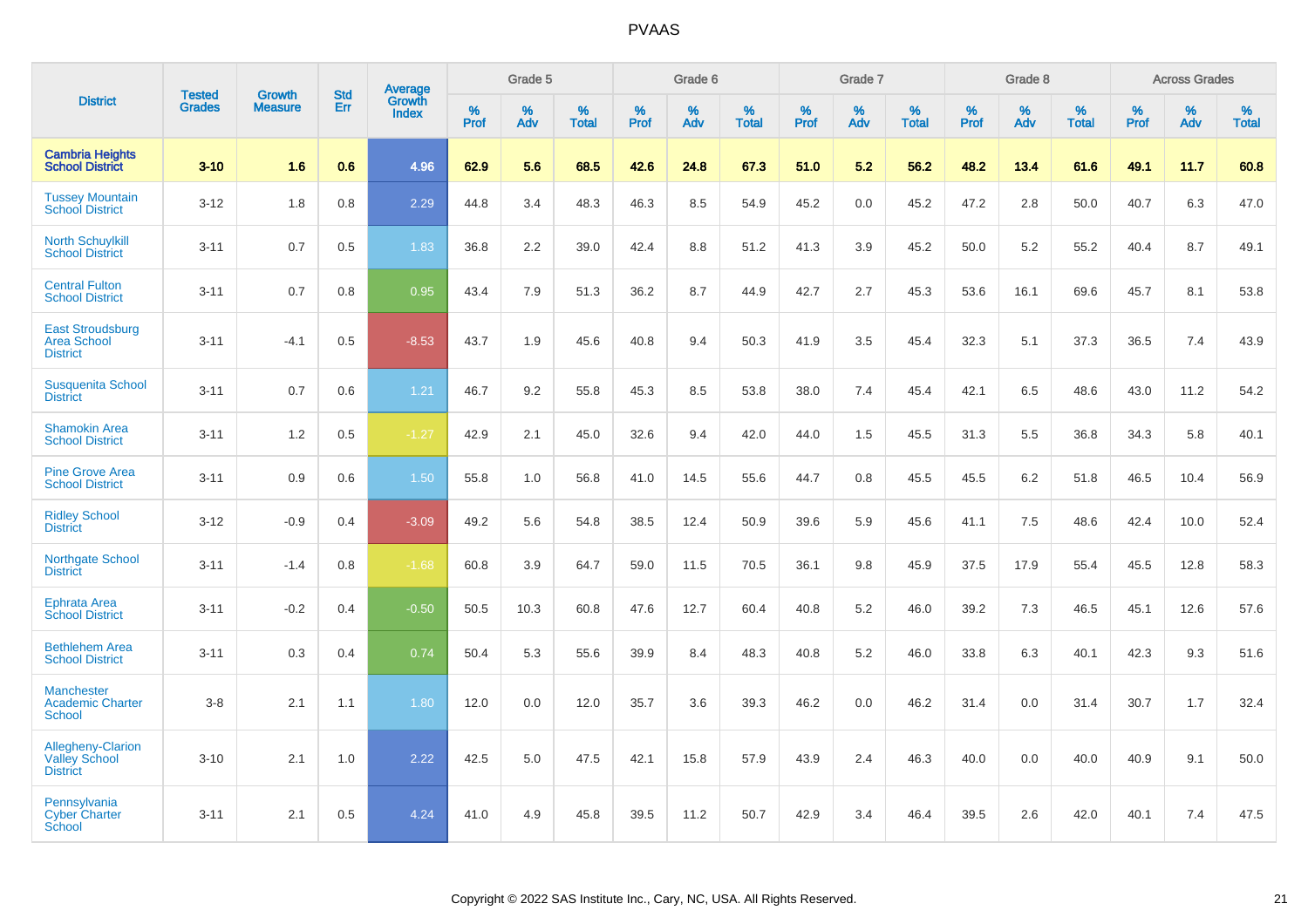# PVAAS

| District | Tested Grades | Growth Measure | Std Err | Average Growth Index | Grade 5 | | | Grade 6 | | | Grade 7 | | | Grade 8 | | | Across Grades | | |
|---|---|---|---|---|---|---|---|---|---|---|---|---|---|---|---|---|---|---|---|
| | | | | | % Prof | % Adv | % Total | % Prof | % Adv | % Total | % Prof | % Adv | % Total | % Prof | % Adv | % Total | % Prof | % Adv | % Total |
| **Cambria Heights School District** | **3-10** | **1.6** | **0.6** | **4.96** | **62.9** | **5.6** | **68.5** | **42.6** | **24.8** | **67.3** | **51.0** | **5.2** | **56.2** | **48.2** | **13.4** | **61.6** | **49.1** | **11.7** | **60.8** |
| Tussey Mountain School District | 3-12 | 1.8 | 0.8 | 2.29 | 44.8 | 3.4 | 48.3 | 46.3 | 8.5 | 54.9 | 45.2 | 0.0 | 45.2 | 47.2 | 2.8 | 50.0 | 40.7 | 6.3 | 47.0 |
| North Schuylkill School District | 3-11 | 0.7 | 0.5 | 1.83 | 36.8 | 2.2 | 39.0 | 42.4 | 8.8 | 51.2 | 41.3 | 3.9 | 45.2 | 50.0 | 5.2 | 55.2 | 40.4 | 8.7 | 49.1 |
| Central Fulton School District | 3-11 | 0.7 | 0.8 | 0.95 | 43.4 | 7.9 | 51.3 | 36.2 | 8.7 | 44.9 | 42.7 | 2.7 | 45.3 | 53.6 | 16.1 | 69.6 | 45.7 | 8.1 | 53.8 |
| East Stroudsburg Area School District | 3-11 | -4.1 | 0.5 | -8.53 | 43.7 | 1.9 | 45.6 | 40.8 | 9.4 | 50.3 | 41.9 | 3.5 | 45.4 | 32.3 | 5.1 | 37.3 | 36.5 | 7.4 | 43.9 |
| Susquenita School District | 3-11 | 0.7 | 0.6 | 1.21 | 46.7 | 9.2 | 55.8 | 45.3 | 8.5 | 53.8 | 38.0 | 7.4 | 45.4 | 42.1 | 6.5 | 48.6 | 43.0 | 11.2 | 54.2 |
| Shamokin Area School District | 3-11 | 1.2 | 0.5 | -1.27 | 42.9 | 2.1 | 45.0 | 32.6 | 9.4 | 42.0 | 44.0 | 1.5 | 45.5 | 31.3 | 5.5 | 36.8 | 34.3 | 5.8 | 40.1 |
| Pine Grove Area School District | 3-11 | 0.9 | 0.6 | 1.50 | 55.8 | 1.0 | 56.8 | 41.0 | 14.5 | 55.6 | 44.7 | 0.8 | 45.5 | 45.5 | 6.2 | 51.8 | 46.5 | 10.4 | 56.9 |
| Ridley School District | 3-12 | -0.9 | 0.4 | -3.09 | 49.2 | 5.6 | 54.8 | 38.5 | 12.4 | 50.9 | 39.6 | 5.9 | 45.6 | 41.1 | 7.5 | 48.6 | 42.4 | 10.0 | 52.4 |
| Northgate School District | 3-11 | -1.4 | 0.8 | -1.68 | 60.8 | 3.9 | 64.7 | 59.0 | 11.5 | 70.5 | 36.1 | 9.8 | 45.9 | 37.5 | 17.9 | 55.4 | 45.5 | 12.8 | 58.3 |
| Ephrata Area School District | 3-11 | -0.2 | 0.4 | -0.50 | 50.5 | 10.3 | 60.8 | 47.6 | 12.7 | 60.4 | 40.8 | 5.2 | 46.0 | 39.2 | 7.3 | 46.5 | 45.1 | 12.6 | 57.6 |
| Bethlehem Area School District | 3-11 | 0.3 | 0.4 | 0.74 | 50.4 | 5.3 | 55.6 | 39.9 | 8.4 | 48.3 | 40.8 | 5.2 | 46.0 | 33.8 | 6.3 | 40.1 | 42.3 | 9.3 | 51.6 |
| Manchester Academic Charter School | 3-8 | 2.1 | 1.1 | 1.80 | 12.0 | 0.0 | 12.0 | 35.7 | 3.6 | 39.3 | 46.2 | 0.0 | 46.2 | 31.4 | 0.0 | 31.4 | 30.7 | 1.7 | 32.4 |
| Allegheny-Clarion Valley School District | 3-10 | 2.1 | 1.0 | 2.22 | 42.5 | 5.0 | 47.5 | 42.1 | 15.8 | 57.9 | 43.9 | 2.4 | 46.3 | 40.0 | 0.0 | 40.0 | 40.9 | 9.1 | 50.0 |
| Pennsylvania Cyber Charter School | 3-11 | 2.1 | 0.5 | 4.24 | 41.0 | 4.9 | 45.8 | 39.5 | 11.2 | 50.7 | 42.9 | 3.4 | 46.4 | 39.5 | 2.6 | 42.0 | 40.1 | 7.4 | 47.5 |

Copyright © 2022 SAS Institute Inc., Cary, NC, USA. All Rights Reserved.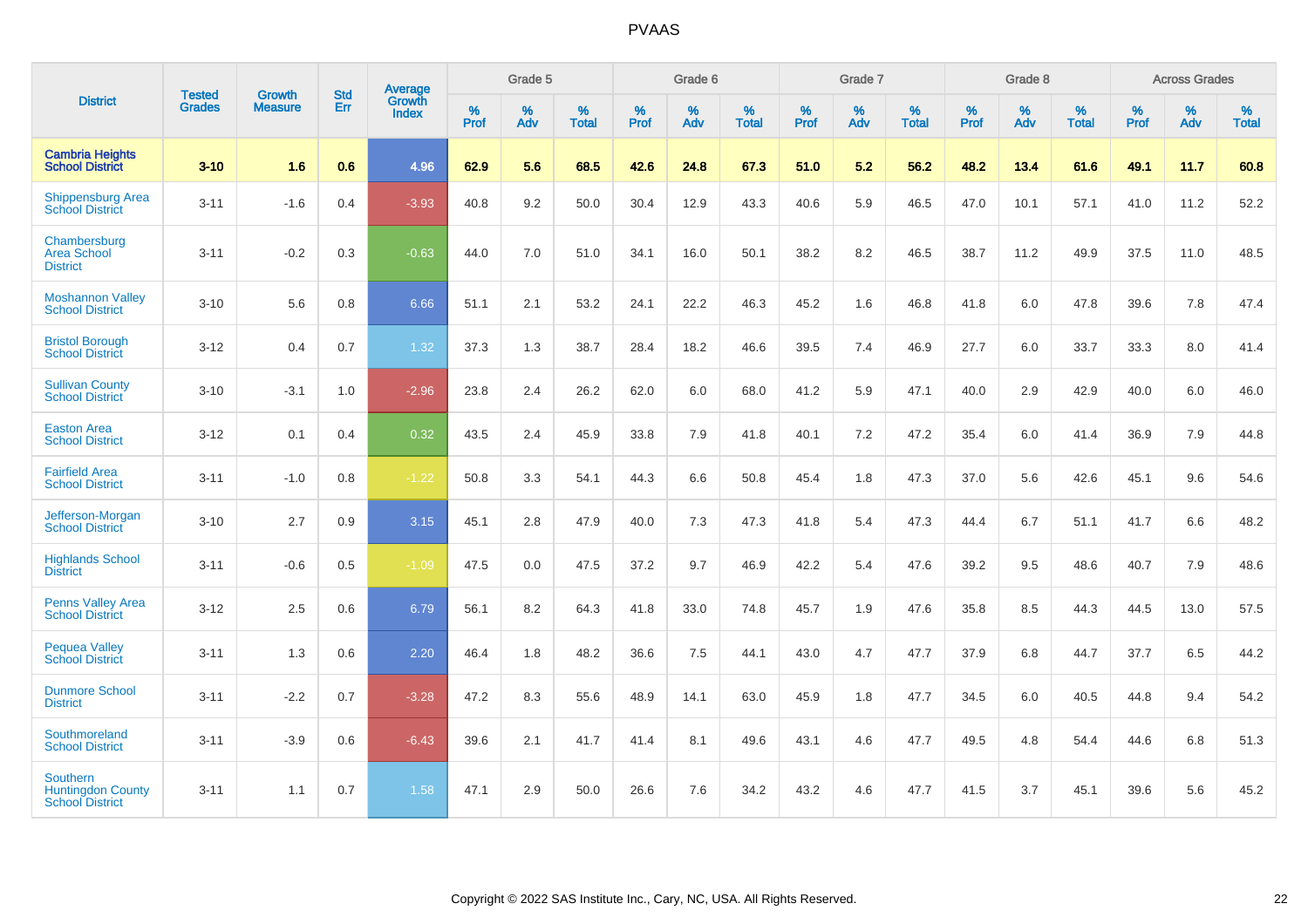# PVAAS

| District | Tested Grades | Growth Measure | Std Err | Average Growth Index | Grade 5 | | | Grade 6 | | | Grade 7 | | | Grade 8 | | | Across Grades | | |
|---|---|---|---|---|---|---|---|---|---|---|---|---|---|---|---|---|---|---|---|
| | | | | | % Prof | % Adv | % Total | % Prof | % Adv | % Total | % Prof | % Adv | % Total | % Prof | % Adv | % Total | % Prof | % Adv | % Total |
| **Cambria Heights School District** | **3-10** | **1.6** | **0.6** | **4.96** | **62.9** | **5.6** | **68.5** | **42.6** | **24.8** | **67.3** | **51.0** | **5.2** | **56.2** | **48.2** | **13.4** | **61.6** | **49.1** | **11.7** | **60.8** |
| Shippensburg Area School District | 3-11 | -1.6 | 0.4 | -3.93 | 40.8 | 9.2 | 50.0 | 30.4 | 12.9 | 43.3 | 40.6 | 5.9 | 46.5 | 47.0 | 10.1 | 57.1 | 41.0 | 11.2 | 52.2 |
| Chambersburg Area School District | 3-11 | -0.2 | 0.3 | -0.63 | 44.0 | 7.0 | 51.0 | 34.1 | 16.0 | 50.1 | 38.2 | 8.2 | 46.5 | 38.7 | 11.2 | 49.9 | 37.5 | 11.0 | 48.5 |
| Moshannon Valley School District | 3-10 | 5.6 | 0.8 | 6.66 | 51.1 | 2.1 | 53.2 | 24.1 | 22.2 | 46.3 | 45.2 | 1.6 | 46.8 | 41.8 | 6.0 | 47.8 | 39.6 | 7.8 | 47.4 |
| Bristol Borough School District | 3-12 | 0.4 | 0.7 | 1.32 | 37.3 | 1.3 | 38.7 | 28.4 | 18.2 | 46.6 | 39.5 | 7.4 | 46.9 | 27.7 | 6.0 | 33.7 | 33.3 | 8.0 | 41.4 |
| Sullivan County School District | 3-10 | -3.1 | 1.0 | -2.96 | 23.8 | 2.4 | 26.2 | 62.0 | 6.0 | 68.0 | 41.2 | 5.9 | 47.1 | 40.0 | 2.9 | 42.9 | 40.0 | 6.0 | 46.0 |
| Easton Area School District | 3-12 | 0.1 | 0.4 | 0.32 | 43.5 | 2.4 | 45.9 | 33.8 | 7.9 | 41.8 | 40.1 | 7.2 | 47.2 | 35.4 | 6.0 | 41.4 | 36.9 | 7.9 | 44.8 |
| Fairfield Area School District | 3-11 | -1.0 | 0.8 | -1.22 | 50.8 | 3.3 | 54.1 | 44.3 | 6.6 | 50.8 | 45.4 | 1.8 | 47.3 | 37.0 | 5.6 | 42.6 | 45.1 | 9.6 | 54.6 |
| Jefferson-Morgan School District | 3-10 | 2.7 | 0.9 | 3.15 | 45.1 | 2.8 | 47.9 | 40.0 | 7.3 | 47.3 | 41.8 | 5.4 | 47.3 | 44.4 | 6.7 | 51.1 | 41.7 | 6.6 | 48.2 |
| Highlands School District | 3-11 | -0.6 | 0.5 | -1.09 | 47.5 | 0.0 | 47.5 | 37.2 | 9.7 | 46.9 | 42.2 | 5.4 | 47.6 | 39.2 | 9.5 | 48.6 | 40.7 | 7.9 | 48.6 |
| Penns Valley Area School District | 3-12 | 2.5 | 0.6 | 6.79 | 56.1 | 8.2 | 64.3 | 41.8 | 33.0 | 74.8 | 45.7 | 1.9 | 47.6 | 35.8 | 8.5 | 44.3 | 44.5 | 13.0 | 57.5 |
| Pequea Valley School District | 3-11 | 1.3 | 0.6 | 2.20 | 46.4 | 1.8 | 48.2 | 36.6 | 7.5 | 44.1 | 43.0 | 4.7 | 47.7 | 37.9 | 6.8 | 44.7 | 37.7 | 6.5 | 44.2 |
| Dunmore School District | 3-11 | -2.2 | 0.7 | -3.28 | 47.2 | 8.3 | 55.6 | 48.9 | 14.1 | 63.0 | 45.9 | 1.8 | 47.7 | 34.5 | 6.0 | 40.5 | 44.8 | 9.4 | 54.2 |
| Southmoreland School District | 3-11 | -3.9 | 0.6 | -6.43 | 39.6 | 2.1 | 41.7 | 41.4 | 8.1 | 49.6 | 43.1 | 4.6 | 47.7 | 49.5 | 4.8 | 54.4 | 44.6 | 6.8 | 51.3 |
| Southern Huntingdon County School District | 3-11 | 1.1 | 0.7 | 1.58 | 47.1 | 2.9 | 50.0 | 26.6 | 7.6 | 34.2 | 43.2 | 4.6 | 47.7 | 41.5 | 3.7 | 45.1 | 39.6 | 5.6 | 45.2 |

Copyright © 2022 SAS Institute Inc., Cary, NC, USA. All Rights Reserved.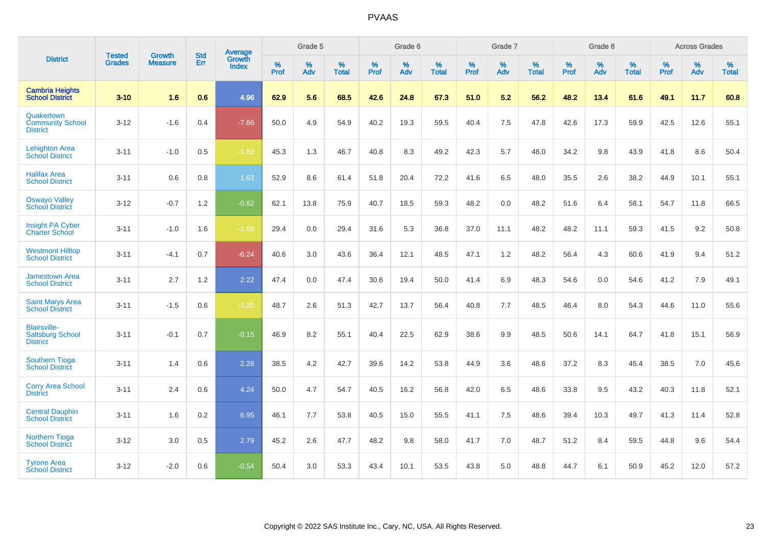| District | Tested Grades | Growth Measure | Std Err | Average Growth Index | Grade 5 | | | Grade 6 | | | Grade 7 | | | Grade 8 | | | Across Grades | | |
|---|---|---|---|---|---|---|---|---|---|---|---|---|---|---|---|---|---|---|---|
| | | | | | % Prof | % Adv | % Total | % Prof | % Adv | % Total | % Prof | % Adv | % Total | % Prof | % Adv | % Total | % Prof | % Adv | % Total |
| **Cambria Heights School District** | **3-10** | **1.6** | **0.6** | **4.96** | **62.9** | **5.6** | **68.5** | **42.6** | **24.8** | **67.3** | **51.0** | **5.2** | **56.2** | **48.2** | **13.4** | **61.6** | **49.1** | **11.7** | **60.8** |
| Quakertown Community School District | 3-12 | -1.6 | 0.4 | -7.86 | 50.0 | 4.9 | 54.9 | 40.2 | 19.3 | 59.5 | 40.4 | 7.5 | 47.8 | 42.6 | 17.3 | 59.9 | 42.5 | 12.6 | 55.1 |
| Lehighton Area School District | 3-11 | -1.0 | 0.5 | -1.83 | 45.3 | 1.3 | 46.7 | 40.8 | 8.3 | 49.2 | 42.3 | 5.7 | 48.0 | 34.2 | 9.8 | 43.9 | 41.8 | 8.6 | 50.4 |
| Halifax Area School District | 3-11 | 0.6 | 0.8 | 1.63 | 52.9 | 8.6 | 61.4 | 51.8 | 20.4 | 72.2 | 41.6 | 6.5 | 48.0 | 35.5 | 2.6 | 38.2 | 44.9 | 10.1 | 55.1 |
| Oswayo Valley School District | 3-12 | -0.7 | 1.2 | -0.62 | 62.1 | 13.8 | 75.9 | 40.7 | 18.5 | 59.3 | 48.2 | 0.0 | 48.2 | 51.6 | 6.4 | 58.1 | 54.7 | 11.8 | 66.5 |
| Insight PA Cyber Charter School | 3-11 | -1.0 | 1.6 | -1.68 | 29.4 | 0.0 | 29.4 | 31.6 | 5.3 | 36.8 | 37.0 | 11.1 | 48.2 | 48.2 | 11.1 | 59.3 | 41.5 | 9.2 | 50.8 |
| Westmont Hilltop School District | 3-11 | -4.1 | 0.7 | -6.24 | 40.6 | 3.0 | 43.6 | 36.4 | 12.1 | 48.5 | 47.1 | 1.2 | 48.2 | 56.4 | 4.3 | 60.6 | 41.9 | 9.4 | 51.2 |
| Jamestown Area School District | 3-11 | 2.7 | 1.2 | 2.22 | 47.4 | 0.0 | 47.4 | 30.6 | 19.4 | 50.0 | 41.4 | 6.9 | 48.3 | 54.6 | 0.0 | 54.6 | 41.2 | 7.9 | 49.1 |
| Saint Marys Area School District | 3-11 | -1.5 | 0.6 | -1.20 | 48.7 | 2.6 | 51.3 | 42.7 | 13.7 | 56.4 | 40.8 | 7.7 | 48.5 | 46.4 | 8.0 | 54.3 | 44.6 | 11.0 | 55.6 |
| Blairsville-Saltsburg School District | 3-11 | -0.1 | 0.7 | -0.15 | 46.9 | 8.2 | 55.1 | 40.4 | 22.5 | 62.9 | 38.6 | 9.9 | 48.5 | 50.6 | 14.1 | 64.7 | 41.8 | 15.1 | 56.9 |
| Southern Tioga School District | 3-11 | 1.4 | 0.6 | 2.28 | 38.5 | 4.2 | 42.7 | 39.6 | 14.2 | 53.8 | 44.9 | 3.6 | 48.6 | 37.2 | 8.3 | 45.4 | 38.5 | 7.0 | 45.6 |
| Corry Area School District | 3-11 | 2.4 | 0.6 | 4.24 | 50.0 | 4.7 | 54.7 | 40.5 | 16.2 | 56.8 | 42.0 | 6.5 | 48.6 | 33.8 | 9.5 | 43.2 | 40.3 | 11.8 | 52.1 |
| Central Dauphin School District | 3-11 | 1.6 | 0.2 | 6.95 | 46.1 | 7.7 | 53.8 | 40.5 | 15.0 | 55.5 | 41.1 | 7.5 | 48.6 | 39.4 | 10.3 | 49.7 | 41.3 | 11.4 | 52.8 |
| Northern Tioga School District | 3-12 | 3.0 | 0.5 | 2.79 | 45.2 | 2.6 | 47.7 | 48.2 | 9.8 | 58.0 | 41.7 | 7.0 | 48.7 | 51.2 | 8.4 | 59.5 | 44.8 | 9.6 | 54.4 |
| Tyrone Area School District | 3-12 | -2.0 | 0.6 | -0.54 | 50.4 | 3.0 | 53.3 | 43.4 | 10.1 | 53.5 | 43.8 | 5.0 | 48.8 | 44.7 | 6.1 | 50.9 | 45.2 | 12.0 | 57.2 |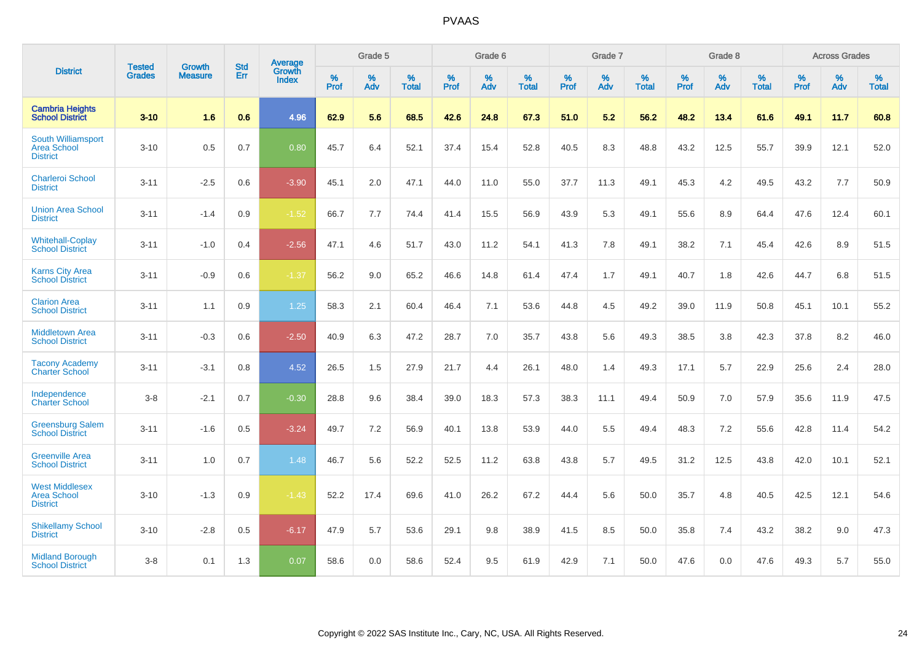# PVAAS

| District | Tested Grades | Growth Measure | Std Err | Average Growth Index | Grade 5 | | | Grade 6 | | | Grade 7 | | | Grade 8 | | | Across Grades | | |
|---|---|---|---|---|---|---|---|---|---|---|---|---|---|---|---|---|---|---|---|
| | | | | | % Prof | % Adv | % Total | % Prof | % Adv | % Total | % Prof | % Adv | % Total | % Prof | % Adv | % Total | % Prof | % Adv | % Total |
| **Cambria Heights School District** | **3-10** | **1.6** | **0.6** | **4.96** | **62.9** | **5.6** | **68.5** | **42.6** | **24.8** | **67.3** | **51.0** | **5.2** | **56.2** | **48.2** | **13.4** | **61.6** | **49.1** | **11.7** | **60.8** |
| South Williamsport Area School District | 3-10 | 0.5 | 0.7 | 0.80 | 45.7 | 6.4 | 52.1 | 37.4 | 15.4 | 52.8 | 40.5 | 8.3 | 48.8 | 43.2 | 12.5 | 55.7 | 39.9 | 12.1 | 52.0 |
| Charleroi School District | 3-11 | -2.5 | 0.6 | -3.90 | 45.1 | 2.0 | 47.1 | 44.0 | 11.0 | 55.0 | 37.7 | 11.3 | 49.1 | 45.3 | 4.2 | 49.5 | 43.2 | 7.7 | 50.9 |
| Union Area School District | 3-11 | -1.4 | 0.9 | -1.52 | 66.7 | 7.7 | 74.4 | 41.4 | 15.5 | 56.9 | 43.9 | 5.3 | 49.1 | 55.6 | 8.9 | 64.4 | 47.6 | 12.4 | 60.1 |
| Whitehall-Coplay School District | 3-11 | -1.0 | 0.4 | -2.56 | 47.1 | 4.6 | 51.7 | 43.0 | 11.2 | 54.1 | 41.3 | 7.8 | 49.1 | 38.2 | 7.1 | 45.4 | 42.6 | 8.9 | 51.5 |
| Karns City Area School District | 3-11 | -0.9 | 0.6 | -1.37 | 56.2 | 9.0 | 65.2 | 46.6 | 14.8 | 61.4 | 47.4 | 1.7 | 49.1 | 40.7 | 1.8 | 42.6 | 44.7 | 6.8 | 51.5 |
| Clarion Area School District | 3-11 | 1.1 | 0.9 | 1.25 | 58.3 | 2.1 | 60.4 | 46.4 | 7.1 | 53.6 | 44.8 | 4.5 | 49.2 | 39.0 | 11.9 | 50.8 | 45.1 | 10.1 | 55.2 |
| Middletown Area School District | 3-11 | -0.3 | 0.6 | -2.50 | 40.9 | 6.3 | 47.2 | 28.7 | 7.0 | 35.7 | 43.8 | 5.6 | 49.3 | 38.5 | 3.8 | 42.3 | 37.8 | 8.2 | 46.0 |
| Tacony Academy Charter School | 3-11 | -3.1 | 0.8 | 4.52 | 26.5 | 1.5 | 27.9 | 21.7 | 4.4 | 26.1 | 48.0 | 1.4 | 49.3 | 17.1 | 5.7 | 22.9 | 25.6 | 2.4 | 28.0 |
| Independence Charter School | 3-8 | -2.1 | 0.7 | -0.30 | 28.8 | 9.6 | 38.4 | 39.0 | 18.3 | 57.3 | 38.3 | 11.1 | 49.4 | 50.9 | 7.0 | 57.9 | 35.6 | 11.9 | 47.5 |
| Greensburg Salem School District | 3-11 | -1.6 | 0.5 | -3.24 | 49.7 | 7.2 | 56.9 | 40.1 | 13.8 | 53.9 | 44.0 | 5.5 | 49.4 | 48.3 | 7.2 | 55.6 | 42.8 | 11.4 | 54.2 |
| Greenville Area School District | 3-11 | 1.0 | 0.7 | 1.48 | 46.7 | 5.6 | 52.2 | 52.5 | 11.2 | 63.8 | 43.8 | 5.7 | 49.5 | 31.2 | 12.5 | 43.8 | 42.0 | 10.1 | 52.1 |
| West Middlesex Area School District | 3-10 | -1.3 | 0.9 | -1.43 | 52.2 | 17.4 | 69.6 | 41.0 | 26.2 | 67.2 | 44.4 | 5.6 | 50.0 | 35.7 | 4.8 | 40.5 | 42.5 | 12.1 | 54.6 |
| Shikellamy School District | 3-10 | -2.8 | 0.5 | -6.17 | 47.9 | 5.7 | 53.6 | 29.1 | 9.8 | 38.9 | 41.5 | 8.5 | 50.0 | 35.8 | 7.4 | 43.2 | 38.2 | 9.0 | 47.3 |
| Midland Borough School District | 3-8 | 0.1 | 1.3 | 0.07 | 58.6 | 0.0 | 58.6 | 52.4 | 9.5 | 61.9 | 42.9 | 7.1 | 50.0 | 47.6 | 0.0 | 47.6 | 49.3 | 5.7 | 55.0 |

Copyright © 2022 SAS Institute Inc., Cary, NC, USA. All Rights Reserved.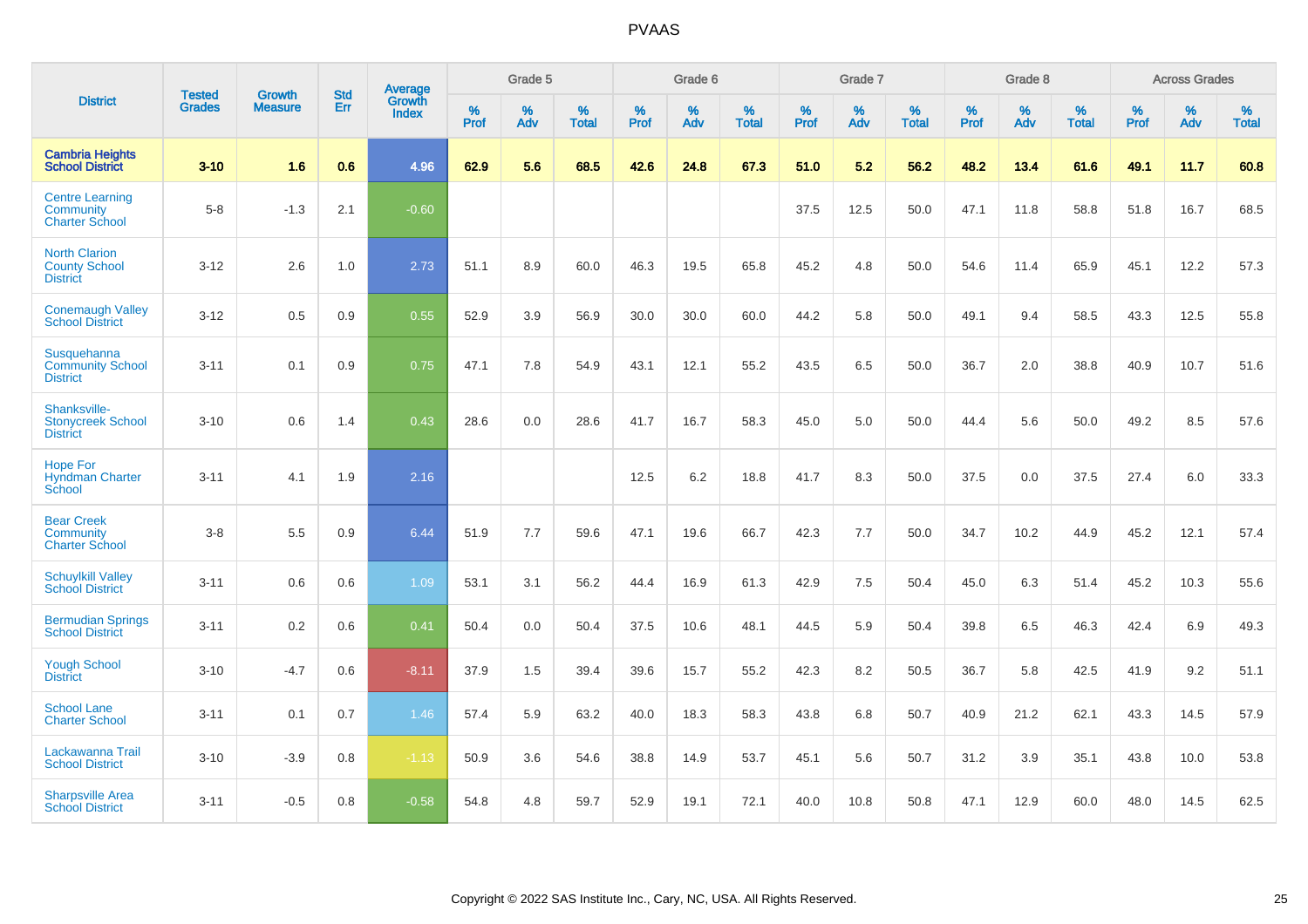# PVAAS

| District | Tested Grades | Growth Measure | Std Err | Average Growth Index | Grade 5 | | | Grade 6 | | | Grade 7 | | | Grade 8 | | | Across Grades | | |
|---|---|---|---|---|---|---|---|---|---|---|---|---|---|---|---|---|---|---|---|
| | | | | | % Prof | % Adv | % Total | % Prof | % Adv | % Total | % Prof | % Adv | % Total | % Prof | % Adv | % Total | % Prof | % Adv | % Total |
| **Cambria Heights School District** | **3-10** | **1.6** | **0.6** | **4.96** | **62.9** | **5.6** | **68.5** | **42.6** | **24.8** | **67.3** | **51.0** | **5.2** | **56.2** | **48.2** | **13.4** | **61.6** | **49.1** | **11.7** | **60.8** |
| Centre Learning Community Charter School | 5-8 | -1.3 | 2.1 | -0.60 | | | | | | | 37.5 | 12.5 | 50.0 | 47.1 | 11.8 | 58.8 | 51.8 | 16.7 | 68.5 |
| North Clarion County School District | 3-12 | 2.6 | 1.0 | 2.73 | 51.1 | 8.9 | 60.0 | 46.3 | 19.5 | 65.8 | 45.2 | 4.8 | 50.0 | 54.6 | 11.4 | 65.9 | 45.1 | 12.2 | 57.3 |
| Conemaugh Valley School District | 3-12 | 0.5 | 0.9 | 0.55 | 52.9 | 3.9 | 56.9 | 30.0 | 30.0 | 60.0 | 44.2 | 5.8 | 50.0 | 49.1 | 9.4 | 58.5 | 43.3 | 12.5 | 55.8 |
| Susquehanna Community School District | 3-11 | 0.1 | 0.9 | 0.75 | 47.1 | 7.8 | 54.9 | 43.1 | 12.1 | 55.2 | 43.5 | 6.5 | 50.0 | 36.7 | 2.0 | 38.8 | 40.9 | 10.7 | 51.6 |
| Shanksville-Stonycreek School District | 3-10 | 0.6 | 1.4 | 0.43 | 28.6 | 0.0 | 28.6 | 41.7 | 16.7 | 58.3 | 45.0 | 5.0 | 50.0 | 44.4 | 5.6 | 50.0 | 49.2 | 8.5 | 57.6 |
| Hope For Hyndman Charter School | 3-11 | 4.1 | 1.9 | 2.16 | | | | 12.5 | 6.2 | 18.8 | 41.7 | 8.3 | 50.0 | 37.5 | 0.0 | 37.5 | 27.4 | 6.0 | 33.3 |
| Bear Creek Community Charter School | 3-8 | 5.5 | 0.9 | 6.44 | 51.9 | 7.7 | 59.6 | 47.1 | 19.6 | 66.7 | 42.3 | 7.7 | 50.0 | 34.7 | 10.2 | 44.9 | 45.2 | 12.1 | 57.4 |
| Schuylkill Valley School District | 3-11 | 0.6 | 0.6 | 1.09 | 53.1 | 3.1 | 56.2 | 44.4 | 16.9 | 61.3 | 42.9 | 7.5 | 50.4 | 45.0 | 6.3 | 51.4 | 45.2 | 10.3 | 55.6 |
| Bermudian Springs School District | 3-11 | 0.2 | 0.6 | 0.41 | 50.4 | 0.0 | 50.4 | 37.5 | 10.6 | 48.1 | 44.5 | 5.9 | 50.4 | 39.8 | 6.5 | 46.3 | 42.4 | 6.9 | 49.3 |
| Yough School District | 3-10 | -4.7 | 0.6 | -8.11 | 37.9 | 1.5 | 39.4 | 39.6 | 15.7 | 55.2 | 42.3 | 8.2 | 50.5 | 36.7 | 5.8 | 42.5 | 41.9 | 9.2 | 51.1 |
| School Lane Charter School | 3-11 | 0.1 | 0.7 | 1.46 | 57.4 | 5.9 | 63.2 | 40.0 | 18.3 | 58.3 | 43.8 | 6.8 | 50.7 | 40.9 | 21.2 | 62.1 | 43.3 | 14.5 | 57.9 |
| Lackawanna Trail School District | 3-10 | -3.9 | 0.8 | -1.13 | 50.9 | 3.6 | 54.6 | 38.8 | 14.9 | 53.7 | 45.1 | 5.6 | 50.7 | 31.2 | 3.9 | 35.1 | 43.8 | 10.0 | 53.8 |
| Sharpsville Area School District | 3-11 | -0.5 | 0.8 | -0.58 | 54.8 | 4.8 | 59.7 | 52.9 | 19.1 | 72.1 | 40.0 | 10.8 | 50.8 | 47.1 | 12.9 | 60.0 | 48.0 | 14.5 | 62.5 |

Copyright © 2022 SAS Institute Inc., Cary, NC, USA. All Rights Reserved.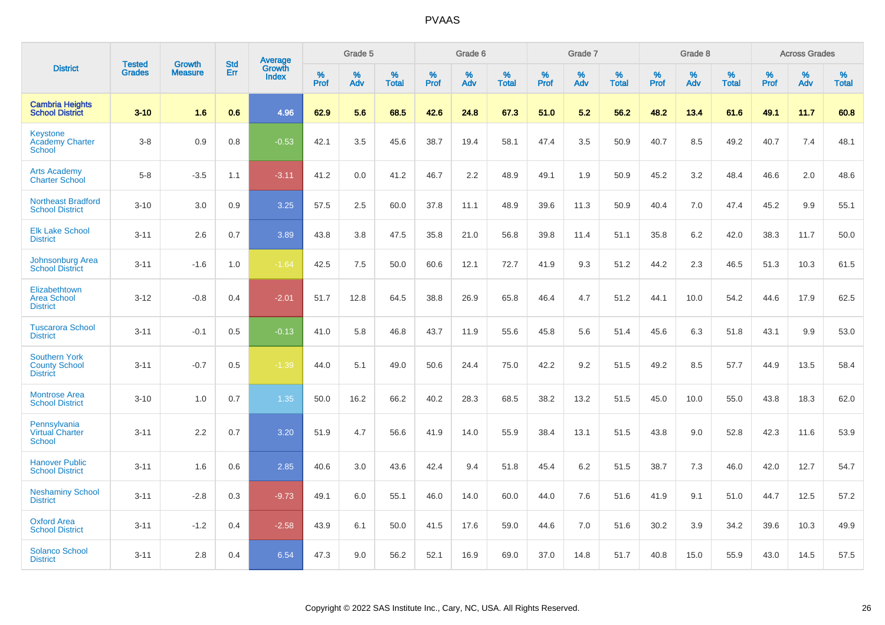# PVAAS

| District | Tested Grades | Growth Measure | Std Err | Average Growth Index | Grade 5 | | | Grade 6 | | | Grade 7 | | | Grade 8 | | | Across Grades | | |
|---|---|---|---|---|---|---|---|---|---|---|---|---|---|---|---|---|---|---|---|
| | | | | | % Prof | % Adv | % Total | % Prof | % Adv | % Total | % Prof | % Adv | % Total | % Prof | % Adv | % Total | % Prof | % Adv | % Total |
| **Cambria Heights School District** | **3-10** | **1.6** | **0.6** | **4.96** | **62.9** | **5.6** | **68.5** | **42.6** | **24.8** | **67.3** | **51.0** | **5.2** | **56.2** | **48.2** | **13.4** | **61.6** | **49.1** | **11.7** | **60.8** |
| Keystone Academy Charter School | 3-8 | 0.9 | 0.8 | -0.53 | 42.1 | 3.5 | 45.6 | 38.7 | 19.4 | 58.1 | 47.4 | 3.5 | 50.9 | 40.7 | 8.5 | 49.2 | 40.7 | 7.4 | 48.1 |
| Arts Academy Charter School | 5-8 | -3.5 | 1.1 | -3.11 | 41.2 | 0.0 | 41.2 | 46.7 | 2.2 | 48.9 | 49.1 | 1.9 | 50.9 | 45.2 | 3.2 | 48.4 | 46.6 | 2.0 | 48.6 |
| Northeast Bradford School District | 3-10 | 3.0 | 0.9 | 3.25 | 57.5 | 2.5 | 60.0 | 37.8 | 11.1 | 48.9 | 39.6 | 11.3 | 50.9 | 40.4 | 7.0 | 47.4 | 45.2 | 9.9 | 55.1 |
| Elk Lake School District | 3-11 | 2.6 | 0.7 | 3.89 | 43.8 | 3.8 | 47.5 | 35.8 | 21.0 | 56.8 | 39.8 | 11.4 | 51.1 | 35.8 | 6.2 | 42.0 | 38.3 | 11.7 | 50.0 |
| Johnsonburg Area School District | 3-11 | -1.6 | 1.0 | -1.64 | 42.5 | 7.5 | 50.0 | 60.6 | 12.1 | 72.7 | 41.9 | 9.3 | 51.2 | 44.2 | 2.3 | 46.5 | 51.3 | 10.3 | 61.5 |
| Elizabethtown Area School District | 3-12 | -0.8 | 0.4 | -2.01 | 51.7 | 12.8 | 64.5 | 38.8 | 26.9 | 65.8 | 46.4 | 4.7 | 51.2 | 44.1 | 10.0 | 54.2 | 44.6 | 17.9 | 62.5 |
| Tuscarora School District | 3-11 | -0.1 | 0.5 | -0.13 | 41.0 | 5.8 | 46.8 | 43.7 | 11.9 | 55.6 | 45.8 | 5.6 | 51.4 | 45.6 | 6.3 | 51.8 | 43.1 | 9.9 | 53.0 |
| Southern York County School District | 3-11 | -0.7 | 0.5 | -1.39 | 44.0 | 5.1 | 49.0 | 50.6 | 24.4 | 75.0 | 42.2 | 9.2 | 51.5 | 49.2 | 8.5 | 57.7 | 44.9 | 13.5 | 58.4 |
| Montrose Area School District | 3-10 | 1.0 | 0.7 | 1.35 | 50.0 | 16.2 | 66.2 | 40.2 | 28.3 | 68.5 | 38.2 | 13.2 | 51.5 | 45.0 | 10.0 | 55.0 | 43.8 | 18.3 | 62.0 |
| Pennsylvania Virtual Charter School | 3-11 | 2.2 | 0.7 | 3.20 | 51.9 | 4.7 | 56.6 | 41.9 | 14.0 | 55.9 | 38.4 | 13.1 | 51.5 | 43.8 | 9.0 | 52.8 | 42.3 | 11.6 | 53.9 |
| Hanover Public School District | 3-11 | 1.6 | 0.6 | 2.85 | 40.6 | 3.0 | 43.6 | 42.4 | 9.4 | 51.8 | 45.4 | 6.2 | 51.5 | 38.7 | 7.3 | 46.0 | 42.0 | 12.7 | 54.7 |
| Neshaminy School District | 3-11 | -2.8 | 0.3 | -9.73 | 49.1 | 6.0 | 55.1 | 46.0 | 14.0 | 60.0 | 44.0 | 7.6 | 51.6 | 41.9 | 9.1 | 51.0 | 44.7 | 12.5 | 57.2 |
| Oxford Area School District | 3-11 | -1.2 | 0.4 | -2.58 | 43.9 | 6.1 | 50.0 | 41.5 | 17.6 | 59.0 | 44.6 | 7.0 | 51.6 | 30.2 | 3.9 | 34.2 | 39.6 | 10.3 | 49.9 |
| Solanco School District | 3-11 | 2.8 | 0.4 | 6.54 | 47.3 | 9.0 | 56.2 | 52.1 | 16.9 | 69.0 | 37.0 | 14.8 | 51.7 | 40.8 | 15.0 | 55.9 | 43.0 | 14.5 | 57.5 |

Copyright © 2022 SAS Institute Inc., Cary, NC, USA. All Rights Reserved.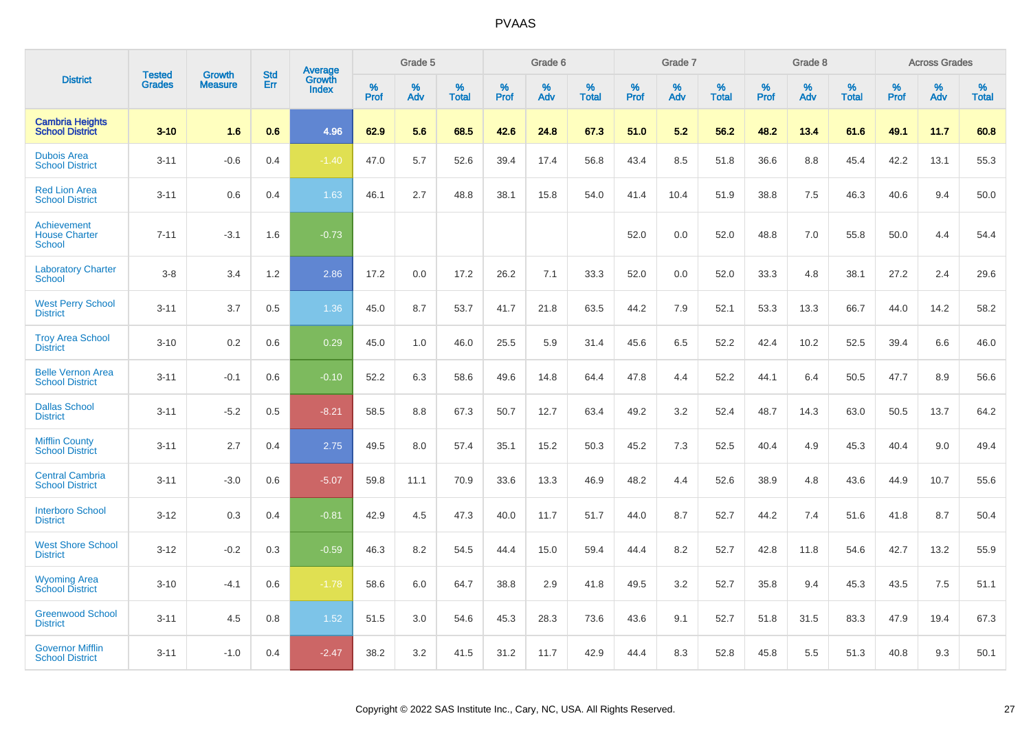# PVAAS

| District | Tested Grades | Growth Measure | Std Err | Average Growth Index | Grade 5 | | | Grade 6 | | | Grade 7 | | | Grade 8 | | | Across Grades | | |
|---|---|---|---|---|---|---|---|---|---|---|---|---|---|---|---|---|---|---|---|
| | | | | | % Prof | % Adv | % Total | % Prof | % Adv | % Total | % Prof | % Adv | % Total | % Prof | % Adv | % Total | % Prof | % Adv | % Total |
| **Cambria Heights School District** | **3-10** | **1.6** | **0.6** | **4.96** | **62.9** | **5.6** | **68.5** | **42.6** | **24.8** | **67.3** | **51.0** | **5.2** | **56.2** | **48.2** | **13.4** | **61.6** | **49.1** | **11.7** | **60.8** |
| Dubois Area School District | 3-11 | -0.6 | 0.4 | -1.40 | 47.0 | 5.7 | 52.6 | 39.4 | 17.4 | 56.8 | 43.4 | 8.5 | 51.8 | 36.6 | 8.8 | 45.4 | 42.2 | 13.1 | 55.3 |
| Red Lion Area School District | 3-11 | 0.6 | 0.4 | 1.63 | 46.1 | 2.7 | 48.8 | 38.1 | 15.8 | 54.0 | 41.4 | 10.4 | 51.9 | 38.8 | 7.5 | 46.3 | 40.6 | 9.4 | 50.0 |
| Achievement House Charter School | 7-11 | -3.1 | 1.6 | -0.73 | | | | | | | 52.0 | 0.0 | 52.0 | 48.8 | 7.0 | 55.8 | 50.0 | 4.4 | 54.4 |
| Laboratory Charter School | 3-8 | 3.4 | 1.2 | 2.86 | 17.2 | 0.0 | 17.2 | 26.2 | 7.1 | 33.3 | 52.0 | 0.0 | 52.0 | 33.3 | 4.8 | 38.1 | 27.2 | 2.4 | 29.6 |
| West Perry School District | 3-11 | 3.7 | 0.5 | 1.36 | 45.0 | 8.7 | 53.7 | 41.7 | 21.8 | 63.5 | 44.2 | 7.9 | 52.1 | 53.3 | 13.3 | 66.7 | 44.0 | 14.2 | 58.2 |
| Troy Area School District | 3-10 | 0.2 | 0.6 | 0.29 | 45.0 | 1.0 | 46.0 | 25.5 | 5.9 | 31.4 | 45.6 | 6.5 | 52.2 | 42.4 | 10.2 | 52.5 | 39.4 | 6.6 | 46.0 |
| Belle Vernon Area School District | 3-11 | -0.1 | 0.6 | -0.10 | 52.2 | 6.3 | 58.6 | 49.6 | 14.8 | 64.4 | 47.8 | 4.4 | 52.2 | 44.1 | 6.4 | 50.5 | 47.7 | 8.9 | 56.6 |
| Dallas School District | 3-11 | -5.2 | 0.5 | -8.21 | 58.5 | 8.8 | 67.3 | 50.7 | 12.7 | 63.4 | 49.2 | 3.2 | 52.4 | 48.7 | 14.3 | 63.0 | 50.5 | 13.7 | 64.2 |
| Mifflin County School District | 3-11 | 2.7 | 0.4 | 2.75 | 49.5 | 8.0 | 57.4 | 35.1 | 15.2 | 50.3 | 45.2 | 7.3 | 52.5 | 40.4 | 4.9 | 45.3 | 40.4 | 9.0 | 49.4 |
| Central Cambria School District | 3-11 | -3.0 | 0.6 | -5.07 | 59.8 | 11.1 | 70.9 | 33.6 | 13.3 | 46.9 | 48.2 | 4.4 | 52.6 | 38.9 | 4.8 | 43.6 | 44.9 | 10.7 | 55.6 |
| Interboro School District | 3-12 | 0.3 | 0.4 | -0.81 | 42.9 | 4.5 | 47.3 | 40.0 | 11.7 | 51.7 | 44.0 | 8.7 | 52.7 | 44.2 | 7.4 | 51.6 | 41.8 | 8.7 | 50.4 |
| West Shore School District | 3-12 | -0.2 | 0.3 | -0.59 | 46.3 | 8.2 | 54.5 | 44.4 | 15.0 | 59.4 | 44.4 | 8.2 | 52.7 | 42.8 | 11.8 | 54.6 | 42.7 | 13.2 | 55.9 |
| Wyoming Area School District | 3-10 | -4.1 | 0.6 | -1.78 | 58.6 | 6.0 | 64.7 | 38.8 | 2.9 | 41.8 | 49.5 | 3.2 | 52.7 | 35.8 | 9.4 | 45.3 | 43.5 | 7.5 | 51.1 |
| Greenwood School District | 3-11 | 4.5 | 0.8 | 1.52 | 51.5 | 3.0 | 54.6 | 45.3 | 28.3 | 73.6 | 43.6 | 9.1 | 52.7 | 51.8 | 31.5 | 83.3 | 47.9 | 19.4 | 67.3 |
| Governor Mifflin School District | 3-11 | -1.0 | 0.4 | -2.47 | 38.2 | 3.2 | 41.5 | 31.2 | 11.7 | 42.9 | 44.4 | 8.3 | 52.8 | 45.8 | 5.5 | 51.3 | 40.8 | 9.3 | 50.1 |

Copyright © 2022 SAS Institute Inc., Cary, NC, USA. All Rights Reserved.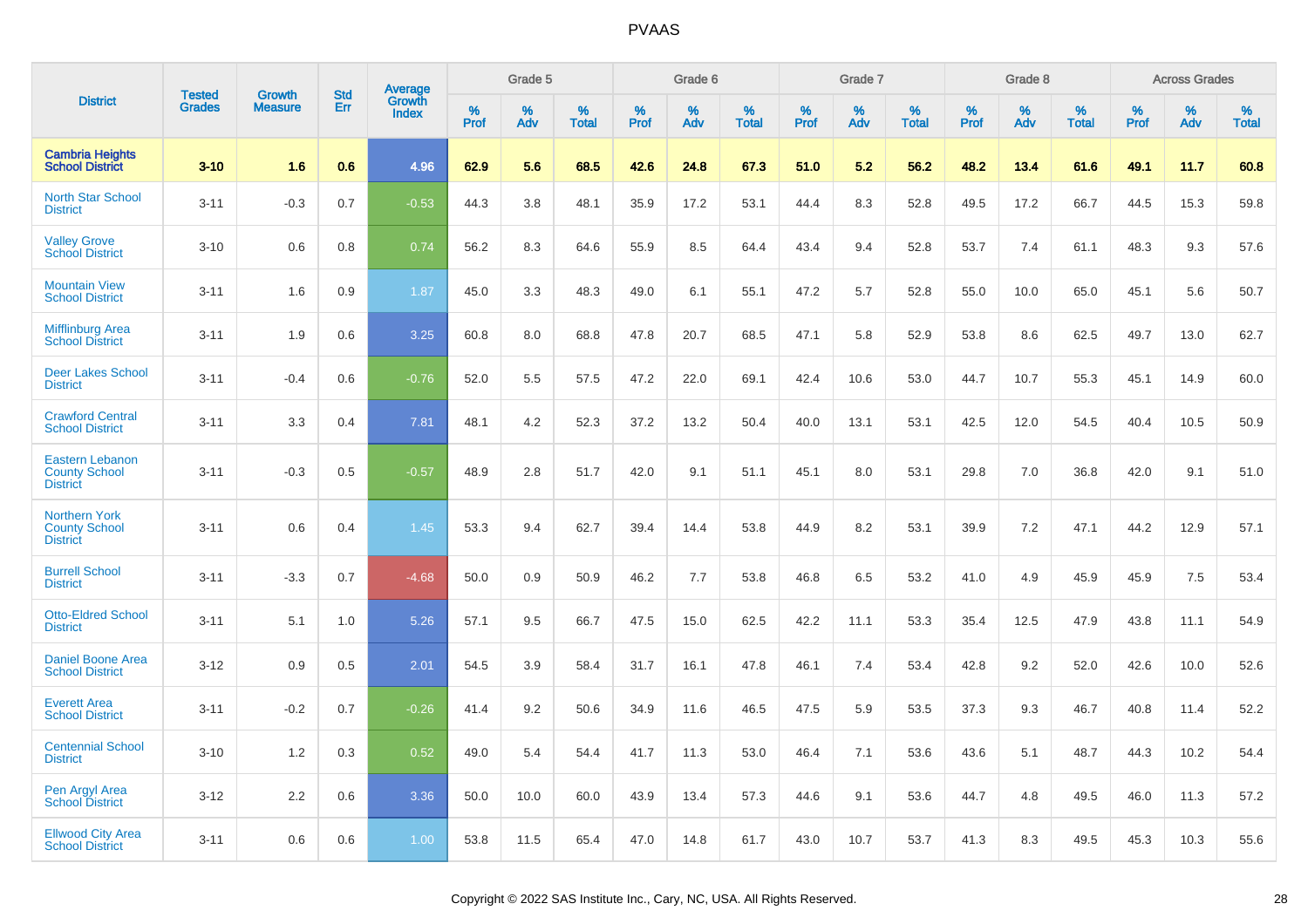# PVAAS

| District | Tested Grades | Growth Measure | Std Err | Average Growth Index | Grade 5 | | | Grade 6 | | | Grade 7 | | | Grade 8 | | | Across Grades | | |
|---|---|---|---|---|---|---|---|---|---|---|---|---|---|---|---|---|---|---|---|
| | | | | | % Prof | % Adv | % Total | % Prof | % Adv | % Total | % Prof | % Adv | % Total | % Prof | % Adv | % Total | % Prof | % Adv | % Total |
| **Cambria Heights School District** | **3-10** | **1.6** | **0.6** | **4.96** | **62.9** | **5.6** | **68.5** | **42.6** | **24.8** | **67.3** | **51.0** | **5.2** | **56.2** | **48.2** | **13.4** | **61.6** | **49.1** | **11.7** | **60.8** |
| North Star School District | 3-11 | -0.3 | 0.7 | -0.53 | 44.3 | 3.8 | 48.1 | 35.9 | 17.2 | 53.1 | 44.4 | 8.3 | 52.8 | 49.5 | 17.2 | 66.7 | 44.5 | 15.3 | 59.8 |
| Valley Grove School District | 3-10 | 0.6 | 0.8 | 0.74 | 56.2 | 8.3 | 64.6 | 55.9 | 8.5 | 64.4 | 43.4 | 9.4 | 52.8 | 53.7 | 7.4 | 61.1 | 48.3 | 9.3 | 57.6 |
| Mountain View School District | 3-11 | 1.6 | 0.9 | 1.87 | 45.0 | 3.3 | 48.3 | 49.0 | 6.1 | 55.1 | 47.2 | 5.7 | 52.8 | 55.0 | 10.0 | 65.0 | 45.1 | 5.6 | 50.7 |
| Mifflinburg Area School District | 3-11 | 1.9 | 0.6 | 3.25 | 60.8 | 8.0 | 68.8 | 47.8 | 20.7 | 68.5 | 47.1 | 5.8 | 52.9 | 53.8 | 8.6 | 62.5 | 49.7 | 13.0 | 62.7 |
| Deer Lakes School District | 3-11 | -0.4 | 0.6 | -0.76 | 52.0 | 5.5 | 57.5 | 47.2 | 22.0 | 69.1 | 42.4 | 10.6 | 53.0 | 44.7 | 10.7 | 55.3 | 45.1 | 14.9 | 60.0 |
| Crawford Central School District | 3-11 | 3.3 | 0.4 | 7.81 | 48.1 | 4.2 | 52.3 | 37.2 | 13.2 | 50.4 | 40.0 | 13.1 | 53.1 | 42.5 | 12.0 | 54.5 | 40.4 | 10.5 | 50.9 |
| Eastern Lebanon County School District | 3-11 | -0.3 | 0.5 | -0.57 | 48.9 | 2.8 | 51.7 | 42.0 | 9.1 | 51.1 | 45.1 | 8.0 | 53.1 | 29.8 | 7.0 | 36.8 | 42.0 | 9.1 | 51.0 |
| Northern York County School District | 3-11 | 0.6 | 0.4 | 1.45 | 53.3 | 9.4 | 62.7 | 39.4 | 14.4 | 53.8 | 44.9 | 8.2 | 53.1 | 39.9 | 7.2 | 47.1 | 44.2 | 12.9 | 57.1 |
| Burrell School District | 3-11 | -3.3 | 0.7 | -4.68 | 50.0 | 0.9 | 50.9 | 46.2 | 7.7 | 53.8 | 46.8 | 6.5 | 53.2 | 41.0 | 4.9 | 45.9 | 45.9 | 7.5 | 53.4 |
| Otto-Eldred School District | 3-11 | 5.1 | 1.0 | 5.26 | 57.1 | 9.5 | 66.7 | 47.5 | 15.0 | 62.5 | 42.2 | 11.1 | 53.3 | 35.4 | 12.5 | 47.9 | 43.8 | 11.1 | 54.9 |
| Daniel Boone Area School District | 3-12 | 0.9 | 0.5 | 2.01 | 54.5 | 3.9 | 58.4 | 31.7 | 16.1 | 47.8 | 46.1 | 7.4 | 53.4 | 42.8 | 9.2 | 52.0 | 42.6 | 10.0 | 52.6 |
| Everett Area School District | 3-11 | -0.2 | 0.7 | -0.26 | 41.4 | 9.2 | 50.6 | 34.9 | 11.6 | 46.5 | 47.5 | 5.9 | 53.5 | 37.3 | 9.3 | 46.7 | 40.8 | 11.4 | 52.2 |
| Centennial School District | 3-10 | 1.2 | 0.3 | 0.52 | 49.0 | 5.4 | 54.4 | 41.7 | 11.3 | 53.0 | 46.4 | 7.1 | 53.6 | 43.6 | 5.1 | 48.7 | 44.3 | 10.2 | 54.4 |
| Pen Argyl Area School District | 3-12 | 2.2 | 0.6 | 3.36 | 50.0 | 10.0 | 60.0 | 43.9 | 13.4 | 57.3 | 44.6 | 9.1 | 53.6 | 44.7 | 4.8 | 49.5 | 46.0 | 11.3 | 57.2 |
| Ellwood City Area School District | 3-11 | 0.6 | 0.6 | 1.00 | 53.8 | 11.5 | 65.4 | 47.0 | 14.8 | 61.7 | 43.0 | 10.7 | 53.7 | 41.3 | 8.3 | 49.5 | 45.3 | 10.3 | 55.6 |

Copyright © 2022 SAS Institute Inc., Cary, NC, USA. All Rights Reserved.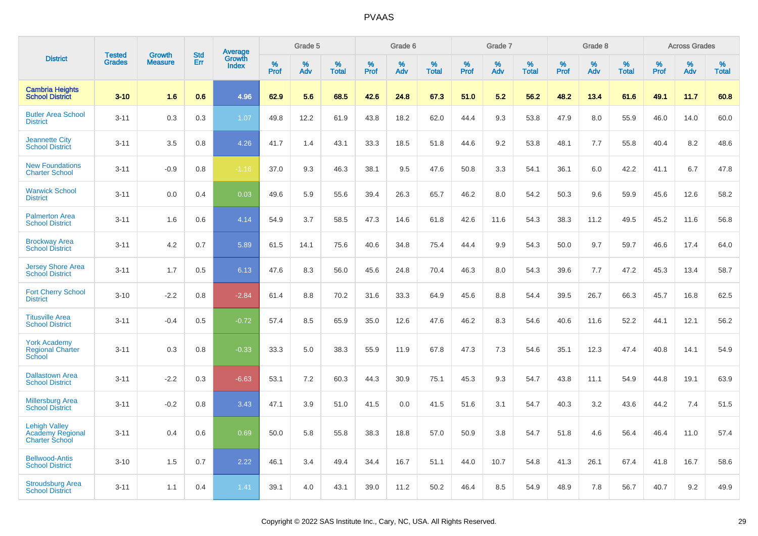| District | Tested Grades | Growth Measure | Std Err | Average Growth Index | Grade 5 | | | Grade 6 | | | Grade 7 | | | Grade 8 | | | Across Grades | | |
|---|---|---|---|---|---|---|---|---|---|---|---|---|---|---|---|---|---|---|---|
| | | | | | % Prof | % Adv | % Total | % Prof | % Adv | % Total | % Prof | % Adv | % Total | % Prof | % Adv | % Total | % Prof | % Adv | % Total |
| **Cambria Heights School District** | **3-10** | **1.6** | **0.6** | **4.96** | **62.9** | **5.6** | **68.5** | **42.6** | **24.8** | **67.3** | **51.0** | **5.2** | **56.2** | **48.2** | **13.4** | **61.6** | **49.1** | **11.7** | **60.8** |
| Butler Area School District | 3-11 | 0.3 | 0.3 | 1.07 | 49.8 | 12.2 | 61.9 | 43.8 | 18.2 | 62.0 | 44.4 | 9.3 | 53.8 | 47.9 | 8.0 | 55.9 | 46.0 | 14.0 | 60.0 |
| Jeannette City School District | 3-11 | 3.5 | 0.8 | 4.26 | 41.7 | 1.4 | 43.1 | 33.3 | 18.5 | 51.8 | 44.6 | 9.2 | 53.8 | 48.1 | 7.7 | 55.8 | 40.4 | 8.2 | 48.6 |
| New Foundations Charter School | 3-11 | -0.9 | 0.8 | -1.16 | 37.0 | 9.3 | 46.3 | 38.1 | 9.5 | 47.6 | 50.8 | 3.3 | 54.1 | 36.1 | 6.0 | 42.2 | 41.1 | 6.7 | 47.8 |
| Warwick School District | 3-11 | 0.0 | 0.4 | 0.03 | 49.6 | 5.9 | 55.6 | 39.4 | 26.3 | 65.7 | 46.2 | 8.0 | 54.2 | 50.3 | 9.6 | 59.9 | 45.6 | 12.6 | 58.2 |
| Palmerton Area School District | 3-11 | 1.6 | 0.6 | 4.14 | 54.9 | 3.7 | 58.5 | 47.3 | 14.6 | 61.8 | 42.6 | 11.6 | 54.3 | 38.3 | 11.2 | 49.5 | 45.2 | 11.6 | 56.8 |
| Brockway Area School District | 3-11 | 4.2 | 0.7 | 5.89 | 61.5 | 14.1 | 75.6 | 40.6 | 34.8 | 75.4 | 44.4 | 9.9 | 54.3 | 50.0 | 9.7 | 59.7 | 46.6 | 17.4 | 64.0 |
| Jersey Shore Area School District | 3-11 | 1.7 | 0.5 | 6.13 | 47.6 | 8.3 | 56.0 | 45.6 | 24.8 | 70.4 | 46.3 | 8.0 | 54.3 | 39.6 | 7.7 | 47.2 | 45.3 | 13.4 | 58.7 |
| Fort Cherry School District | 3-10 | -2.2 | 0.8 | -2.84 | 61.4 | 8.8 | 70.2 | 31.6 | 33.3 | 64.9 | 45.6 | 8.8 | 54.4 | 39.5 | 26.7 | 66.3 | 45.7 | 16.8 | 62.5 |
| Titusville Area School District | 3-11 | -0.4 | 0.5 | -0.72 | 57.4 | 8.5 | 65.9 | 35.0 | 12.6 | 47.6 | 46.2 | 8.3 | 54.6 | 40.6 | 11.6 | 52.2 | 44.1 | 12.1 | 56.2 |
| York Academy Regional Charter School | 3-11 | 0.3 | 0.8 | -0.33 | 33.3 | 5.0 | 38.3 | 55.9 | 11.9 | 67.8 | 47.3 | 7.3 | 54.6 | 35.1 | 12.3 | 47.4 | 40.8 | 14.1 | 54.9 |
| Dallastown Area School District | 3-11 | -2.2 | 0.3 | -6.63 | 53.1 | 7.2 | 60.3 | 44.3 | 30.9 | 75.1 | 45.3 | 9.3 | 54.7 | 43.8 | 11.1 | 54.9 | 44.8 | 19.1 | 63.9 |
| Millersburg Area School District | 3-11 | -0.2 | 0.8 | 3.43 | 47.1 | 3.9 | 51.0 | 41.5 | 0.0 | 41.5 | 51.6 | 3.1 | 54.7 | 40.3 | 3.2 | 43.6 | 44.2 | 7.4 | 51.5 |
| Lehigh Valley Academy Regional Charter School | 3-11 | 0.4 | 0.6 | 0.69 | 50.0 | 5.8 | 55.8 | 38.3 | 18.8 | 57.0 | 50.9 | 3.8 | 54.7 | 51.8 | 4.6 | 56.4 | 46.4 | 11.0 | 57.4 |
| Bellwood-Antis School District | 3-10 | 1.5 | 0.7 | 2.22 | 46.1 | 3.4 | 49.4 | 34.4 | 16.7 | 51.1 | 44.0 | 10.7 | 54.8 | 41.3 | 26.1 | 67.4 | 41.8 | 16.7 | 58.6 |
| Stroudsburg Area School District | 3-11 | 1.1 | 0.4 | 1.41 | 39.1 | 4.0 | 43.1 | 39.0 | 11.2 | 50.2 | 46.4 | 8.5 | 54.9 | 48.9 | 7.8 | 56.7 | 40.7 | 9.2 | 49.9 |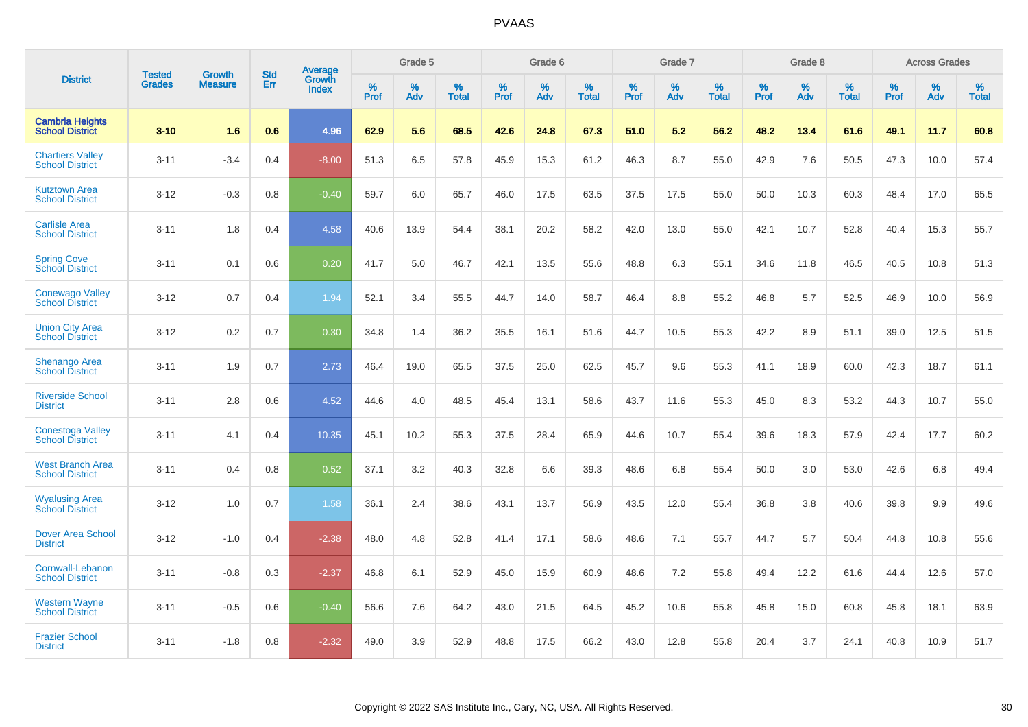# PVAAS

| District | Tested Grades | Growth Measure | Std Err | Average Growth Index | Grade 5 | | | Grade 6 | | | Grade 7 | | | Grade 8 | | | Across Grades | | |
|---|---|---|---|---|---|---|---|---|---|---|---|---|---|---|---|---|---|---|---|
| | | | | | % Prof | % Adv | % Total | % Prof | % Adv | % Total | % Prof | % Adv | % Total | % Prof | % Adv | % Total | % Prof | % Adv | % Total |
| **Cambria Heights School District** | **3-10** | **1.6** | **0.6** | **4.96** | **62.9** | **5.6** | **68.5** | **42.6** | **24.8** | **67.3** | **51.0** | **5.2** | **56.2** | **48.2** | **13.4** | **61.6** | **49.1** | **11.7** | **60.8** |
| Chartiers Valley School District | 3-11 | -3.4 | 0.4 | -8.00 | 51.3 | 6.5 | 57.8 | 45.9 | 15.3 | 61.2 | 46.3 | 8.7 | 55.0 | 42.9 | 7.6 | 50.5 | 47.3 | 10.0 | 57.4 |
| Kutztown Area School District | 3-12 | -0.3 | 0.8 | -0.40 | 59.7 | 6.0 | 65.7 | 46.0 | 17.5 | 63.5 | 37.5 | 17.5 | 55.0 | 50.0 | 10.3 | 60.3 | 48.4 | 17.0 | 65.5 |
| Carlisle Area School District | 3-11 | 1.8 | 0.4 | 4.58 | 40.6 | 13.9 | 54.4 | 38.1 | 20.2 | 58.2 | 42.0 | 13.0 | 55.0 | 42.1 | 10.7 | 52.8 | 40.4 | 15.3 | 55.7 |
| Spring Cove School District | 3-11 | 0.1 | 0.6 | 0.20 | 41.7 | 5.0 | 46.7 | 42.1 | 13.5 | 55.6 | 48.8 | 6.3 | 55.1 | 34.6 | 11.8 | 46.5 | 40.5 | 10.8 | 51.3 |
| Conewago Valley School District | 3-12 | 0.7 | 0.4 | 1.94 | 52.1 | 3.4 | 55.5 | 44.7 | 14.0 | 58.7 | 46.4 | 8.8 | 55.2 | 46.8 | 5.7 | 52.5 | 46.9 | 10.0 | 56.9 |
| Union City Area School District | 3-12 | 0.2 | 0.7 | 0.30 | 34.8 | 1.4 | 36.2 | 35.5 | 16.1 | 51.6 | 44.7 | 10.5 | 55.3 | 42.2 | 8.9 | 51.1 | 39.0 | 12.5 | 51.5 |
| Shenango Area School District | 3-11 | 1.9 | 0.7 | 2.73 | 46.4 | 19.0 | 65.5 | 37.5 | 25.0 | 62.5 | 45.7 | 9.6 | 55.3 | 41.1 | 18.9 | 60.0 | 42.3 | 18.7 | 61.1 |
| Riverside School District | 3-11 | 2.8 | 0.6 | 4.52 | 44.6 | 4.0 | 48.5 | 45.4 | 13.1 | 58.6 | 43.7 | 11.6 | 55.3 | 45.0 | 8.3 | 53.2 | 44.3 | 10.7 | 55.0 |
| Conestoga Valley School District | 3-11 | 4.1 | 0.4 | 10.35 | 45.1 | 10.2 | 55.3 | 37.5 | 28.4 | 65.9 | 44.6 | 10.7 | 55.4 | 39.6 | 18.3 | 57.9 | 42.4 | 17.7 | 60.2 |
| West Branch Area School District | 3-11 | 0.4 | 0.8 | 0.52 | 37.1 | 3.2 | 40.3 | 32.8 | 6.6 | 39.3 | 48.6 | 6.8 | 55.4 | 50.0 | 3.0 | 53.0 | 42.6 | 6.8 | 49.4 |
| Wyalusing Area School District | 3-12 | 1.0 | 0.7 | 1.58 | 36.1 | 2.4 | 38.6 | 43.1 | 13.7 | 56.9 | 43.5 | 12.0 | 55.4 | 36.8 | 3.8 | 40.6 | 39.8 | 9.9 | 49.6 |
| Dover Area School District | 3-12 | -1.0 | 0.4 | -2.38 | 48.0 | 4.8 | 52.8 | 41.4 | 17.1 | 58.6 | 48.6 | 7.1 | 55.7 | 44.7 | 5.7 | 50.4 | 44.8 | 10.8 | 55.6 |
| Cornwall-Lebanon School District | 3-11 | -0.8 | 0.3 | -2.37 | 46.8 | 6.1 | 52.9 | 45.0 | 15.9 | 60.9 | 48.6 | 7.2 | 55.8 | 49.4 | 12.2 | 61.6 | 44.4 | 12.6 | 57.0 |
| Western Wayne School District | 3-11 | -0.5 | 0.6 | -0.40 | 56.6 | 7.6 | 64.2 | 43.0 | 21.5 | 64.5 | 45.2 | 10.6 | 55.8 | 45.8 | 15.0 | 60.8 | 45.8 | 18.1 | 63.9 |
| Frazier School District | 3-11 | -1.8 | 0.8 | -2.32 | 49.0 | 3.9 | 52.9 | 48.8 | 17.5 | 66.2 | 43.0 | 12.8 | 55.8 | 20.4 | 3.7 | 24.1 | 40.8 | 10.9 | 51.7 |

Copyright © 2022 SAS Institute Inc., Cary, NC, USA. All Rights Reserved.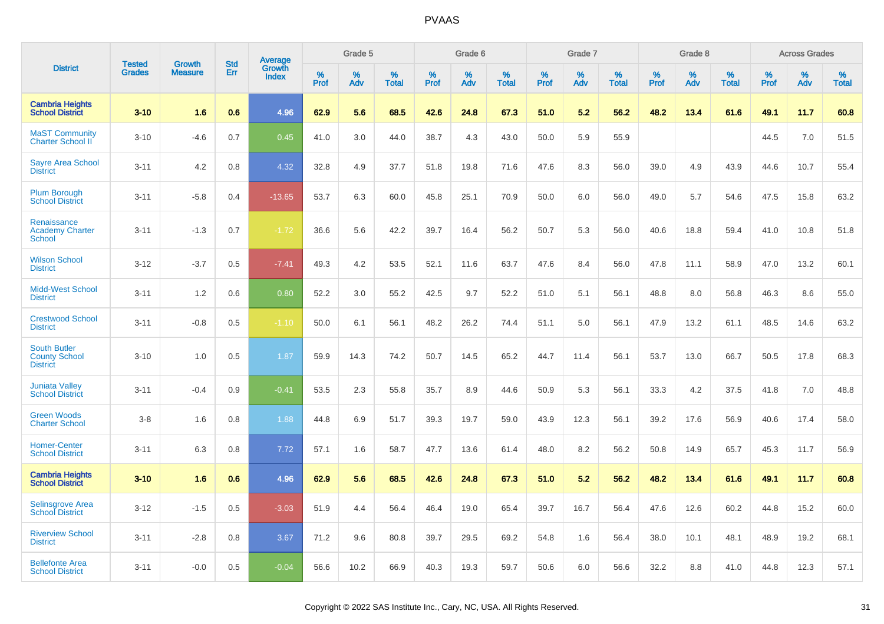# PVAAS

| District | Tested Grades | Growth Measure | Std Err | Average Growth Index | Grade 5 | | | Grade 6 | | | Grade 7 | | | Grade 8 | | | Across Grades | | |
|---|---|---|---|---|---|---|---|---|---|---|---|---|---|---|---|---|---|---|---|
| | | | | | % Prof | % Adv | % Total | % Prof | % Adv | % Total | % Prof | % Adv | % Total | % Prof | % Adv | % Total | % Prof | % Adv | % Total |
| **Cambria Heights School District** | **3-10** | **1.6** | **0.6** | **4.96** | **62.9** | **5.6** | **68.5** | **42.6** | **24.8** | **67.3** | **51.0** | **5.2** | **56.2** | **48.2** | **13.4** | **61.6** | **49.1** | **11.7** | **60.8** |
| MaST Community Charter School II | 3-10 | -4.6 | 0.7 | 0.45 | 41.0 | 3.0 | 44.0 | 38.7 | 4.3 | 43.0 | 50.0 | 5.9 | 55.9 | | | | 44.5 | 7.0 | 51.5 |
| Sayre Area School District | 3-11 | 4.2 | 0.8 | 4.32 | 32.8 | 4.9 | 37.7 | 51.8 | 19.8 | 71.6 | 47.6 | 8.3 | 56.0 | 39.0 | 4.9 | 43.9 | 44.6 | 10.7 | 55.4 |
| Plum Borough School District | 3-11 | -5.8 | 0.4 | -13.65 | 53.7 | 6.3 | 60.0 | 45.8 | 25.1 | 70.9 | 50.0 | 6.0 | 56.0 | 49.0 | 5.7 | 54.6 | 47.5 | 15.8 | 63.2 |
| Renaissance Academy Charter School | 3-11 | -1.3 | 0.7 | -1.72 | 36.6 | 5.6 | 42.2 | 39.7 | 16.4 | 56.2 | 50.7 | 5.3 | 56.0 | 40.6 | 18.8 | 59.4 | 41.0 | 10.8 | 51.8 |
| Wilson School District | 3-12 | -3.7 | 0.5 | -7.41 | 49.3 | 4.2 | 53.5 | 52.1 | 11.6 | 63.7 | 47.6 | 8.4 | 56.0 | 47.8 | 11.1 | 58.9 | 47.0 | 13.2 | 60.1 |
| Midd-West School District | 3-11 | 1.2 | 0.6 | 0.80 | 52.2 | 3.0 | 55.2 | 42.5 | 9.7 | 52.2 | 51.0 | 5.1 | 56.1 | 48.8 | 8.0 | 56.8 | 46.3 | 8.6 | 55.0 |
| Crestwood School District | 3-11 | -0.8 | 0.5 | -1.10 | 50.0 | 6.1 | 56.1 | 48.2 | 26.2 | 74.4 | 51.1 | 5.0 | 56.1 | 47.9 | 13.2 | 61.1 | 48.5 | 14.6 | 63.2 |
| South Butler County School District | 3-10 | 1.0 | 0.5 | 1.87 | 59.9 | 14.3 | 74.2 | 50.7 | 14.5 | 65.2 | 44.7 | 11.4 | 56.1 | 53.7 | 13.0 | 66.7 | 50.5 | 17.8 | 68.3 |
| Juniata Valley School District | 3-11 | -0.4 | 0.9 | -0.41 | 53.5 | 2.3 | 55.8 | 35.7 | 8.9 | 44.6 | 50.9 | 5.3 | 56.1 | 33.3 | 4.2 | 37.5 | 41.8 | 7.0 | 48.8 |
| Green Woods Charter School | 3-8 | 1.6 | 0.8 | 1.88 | 44.8 | 6.9 | 51.7 | 39.3 | 19.7 | 59.0 | 43.9 | 12.3 | 56.1 | 39.2 | 17.6 | 56.9 | 40.6 | 17.4 | 58.0 |
| Homer-Center School District | 3-11 | 6.3 | 0.8 | 7.72 | 57.1 | 1.6 | 58.7 | 47.7 | 13.6 | 61.4 | 48.0 | 8.2 | 56.2 | 50.8 | 14.9 | 65.7 | 45.3 | 11.7 | 56.9 |
| **Cambria Heights School District** | **3-10** | **1.6** | **0.6** | **4.96** | **62.9** | **5.6** | **68.5** | **42.6** | **24.8** | **67.3** | **51.0** | **5.2** | **56.2** | **48.2** | **13.4** | **61.6** | **49.1** | **11.7** | **60.8** |
| Selinsgrove Area School District | 3-12 | -1.5 | 0.5 | -3.03 | 51.9 | 4.4 | 56.4 | 46.4 | 19.0 | 65.4 | 39.7 | 16.7 | 56.4 | 47.6 | 12.6 | 60.2 | 44.8 | 15.2 | 60.0 |
| Riverview School District | 3-11 | -2.8 | 0.8 | 3.67 | 71.2 | 9.6 | 80.8 | 39.7 | 29.5 | 69.2 | 54.8 | 1.6 | 56.4 | 38.0 | 10.1 | 48.1 | 48.9 | 19.2 | 68.1 |
| Bellefonte Area School District | 3-11 | -0.0 | 0.5 | -0.04 | 56.6 | 10.2 | 66.9 | 40.3 | 19.3 | 59.7 | 50.6 | 6.0 | 56.6 | 32.2 | 8.8 | 41.0 | 44.8 | 12.3 | 57.1 |

Copyright © 2022 SAS Institute Inc., Cary, NC, USA. All Rights Reserved.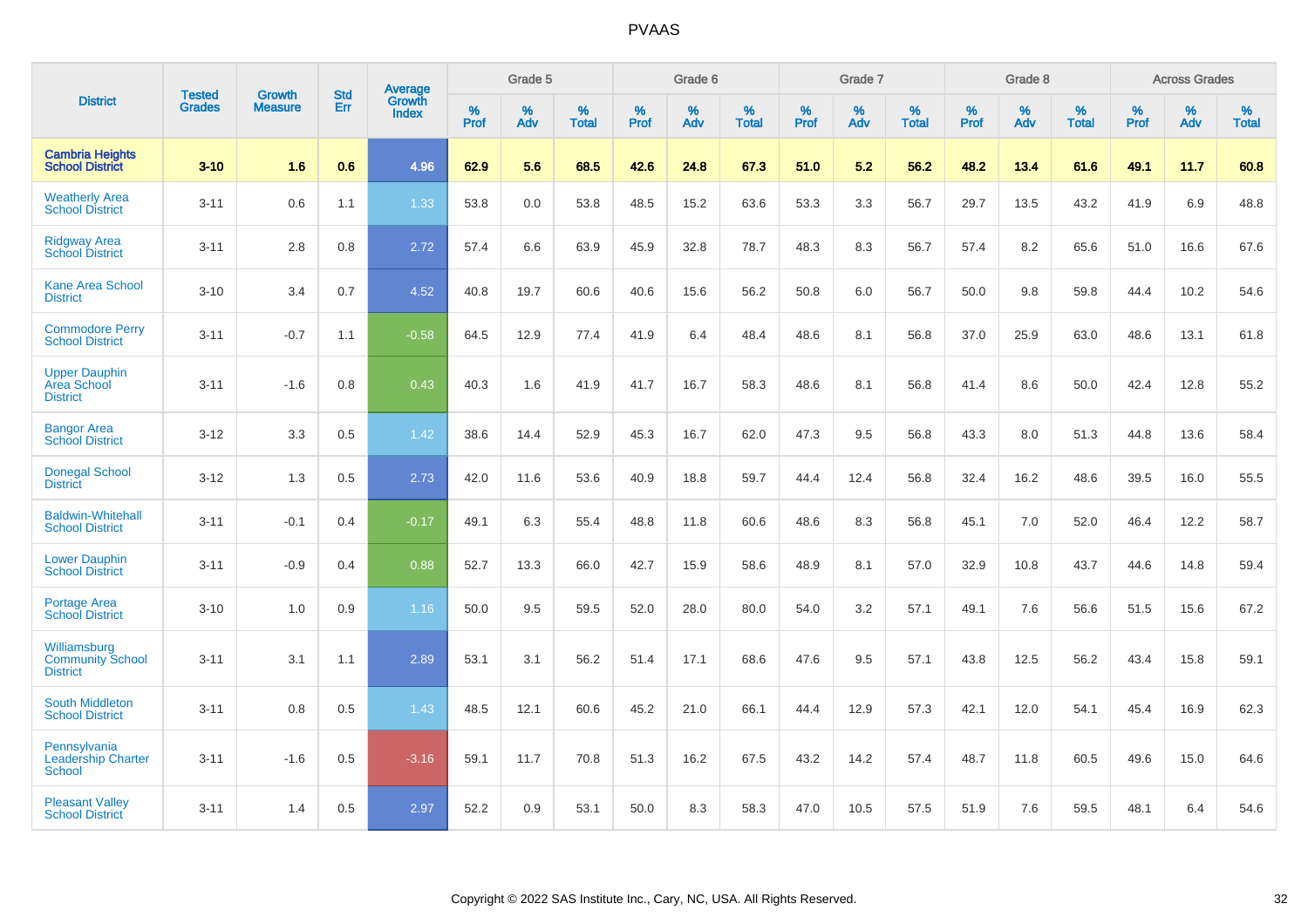# PVAAS

| District | Tested Grades | Growth Measure | Std Err | Average Growth Index | Grade 5 | | | Grade 6 | | | Grade 7 | | | Grade 8 | | | Across Grades | | |
|---|---|---|---|---|---|---|---|---|---|---|---|---|---|---|---|---|---|---|---|
| | | | | | % Prof | % Adv | % Total | % Prof | % Adv | % Total | % Prof | % Adv | % Total | % Prof | % Adv | % Total | % Prof | % Adv | % Total |
| **Cambria Heights School District** | **3-10** | **1.6** | **0.6** | **4.96** | **62.9** | **5.6** | **68.5** | **42.6** | **24.8** | **67.3** | **51.0** | **5.2** | **56.2** | **48.2** | **13.4** | **61.6** | **49.1** | **11.7** | **60.8** |
| Weatherly Area School District | 3-11 | 0.6 | 1.1 | 1.33 | 53.8 | 0.0 | 53.8 | 48.5 | 15.2 | 63.6 | 53.3 | 3.3 | 56.7 | 29.7 | 13.5 | 43.2 | 41.9 | 6.9 | 48.8 |
| Ridgway Area School District | 3-11 | 2.8 | 0.8 | 2.72 | 57.4 | 6.6 | 63.9 | 45.9 | 32.8 | 78.7 | 48.3 | 8.3 | 56.7 | 57.4 | 8.2 | 65.6 | 51.0 | 16.6 | 67.6 |
| Kane Area School District | 3-10 | 3.4 | 0.7 | 4.52 | 40.8 | 19.7 | 60.6 | 40.6 | 15.6 | 56.2 | 50.8 | 6.0 | 56.7 | 50.0 | 9.8 | 59.8 | 44.4 | 10.2 | 54.6 |
| Commodore Perry School District | 3-11 | -0.7 | 1.1 | -0.58 | 64.5 | 12.9 | 77.4 | 41.9 | 6.4 | 48.4 | 48.6 | 8.1 | 56.8 | 37.0 | 25.9 | 63.0 | 48.6 | 13.1 | 61.8 |
| Upper Dauphin Area School District | 3-11 | -1.6 | 0.8 | 0.43 | 40.3 | 1.6 | 41.9 | 41.7 | 16.7 | 58.3 | 48.6 | 8.1 | 56.8 | 41.4 | 8.6 | 50.0 | 42.4 | 12.8 | 55.2 |
| Bangor Area School District | 3-12 | 3.3 | 0.5 | 1.42 | 38.6 | 14.4 | 52.9 | 45.3 | 16.7 | 62.0 | 47.3 | 9.5 | 56.8 | 43.3 | 8.0 | 51.3 | 44.8 | 13.6 | 58.4 |
| Donegal School District | 3-12 | 1.3 | 0.5 | 2.73 | 42.0 | 11.6 | 53.6 | 40.9 | 18.8 | 59.7 | 44.4 | 12.4 | 56.8 | 32.4 | 16.2 | 48.6 | 39.5 | 16.0 | 55.5 |
| Baldwin-Whitehall School District | 3-11 | -0.1 | 0.4 | -0.17 | 49.1 | 6.3 | 55.4 | 48.8 | 11.8 | 60.6 | 48.6 | 8.3 | 56.8 | 45.1 | 7.0 | 52.0 | 46.4 | 12.2 | 58.7 |
| Lower Dauphin School District | 3-11 | -0.9 | 0.4 | 0.88 | 52.7 | 13.3 | 66.0 | 42.7 | 15.9 | 58.6 | 48.9 | 8.1 | 57.0 | 32.9 | 10.8 | 43.7 | 44.6 | 14.8 | 59.4 |
| Portage Area School District | 3-10 | 1.0 | 0.9 | 1.16 | 50.0 | 9.5 | 59.5 | 52.0 | 28.0 | 80.0 | 54.0 | 3.2 | 57.1 | 49.1 | 7.6 | 56.6 | 51.5 | 15.6 | 67.2 |
| Williamsburg Community School District | 3-11 | 3.1 | 1.1 | 2.89 | 53.1 | 3.1 | 56.2 | 51.4 | 17.1 | 68.6 | 47.6 | 9.5 | 57.1 | 43.8 | 12.5 | 56.2 | 43.4 | 15.8 | 59.1 |
| South Middleton School District | 3-11 | 0.8 | 0.5 | 1.43 | 48.5 | 12.1 | 60.6 | 45.2 | 21.0 | 66.1 | 44.4 | 12.9 | 57.3 | 42.1 | 12.0 | 54.1 | 45.4 | 16.9 | 62.3 |
| Pennsylvania Leadership Charter School | 3-11 | -1.6 | 0.5 | -3.16 | 59.1 | 11.7 | 70.8 | 51.3 | 16.2 | 67.5 | 43.2 | 14.2 | 57.4 | 48.7 | 11.8 | 60.5 | 49.6 | 15.0 | 64.6 |
| Pleasant Valley School District | 3-11 | 1.4 | 0.5 | 2.97 | 52.2 | 0.9 | 53.1 | 50.0 | 8.3 | 58.3 | 47.0 | 10.5 | 57.5 | 51.9 | 7.6 | 59.5 | 48.1 | 6.4 | 54.6 |

Copyright © 2022 SAS Institute Inc., Cary, NC, USA. All Rights Reserved.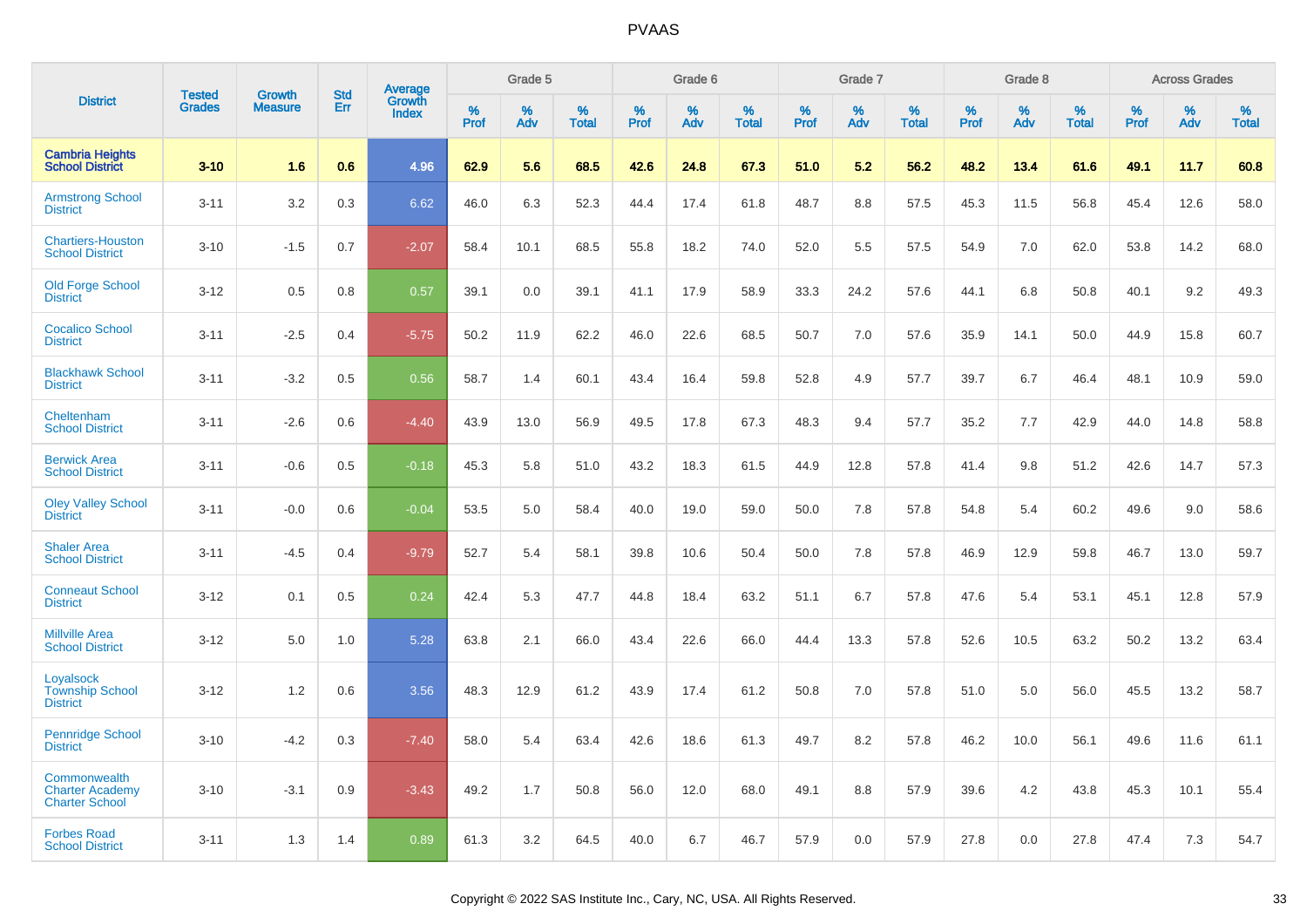# PVAAS

| District | Tested Grades | Growth Measure | Std Err | Average Growth Index | Grade 5 | | | Grade 6 | | | Grade 7 | | | Grade 8 | | | Across Grades | | |
|---|---|---|---|---|---|---|---|---|---|---|---|---|---|---|---|---|---|---|---|
| | | | | | % Prof | % Adv | % Total | % Prof | % Adv | % Total | % Prof | % Adv | % Total | % Prof | % Adv | % Total | % Prof | % Adv | % Total |
| **Cambria Heights School District** | **3-10** | **1.6** | **0.6** | **4.96** | **62.9** | **5.6** | **68.5** | **42.6** | **24.8** | **67.3** | **51.0** | **5.2** | **56.2** | **48.2** | **13.4** | **61.6** | **49.1** | **11.7** | **60.8** |
| Armstrong School District | 3-11 | 3.2 | 0.3 | 6.62 | 46.0 | 6.3 | 52.3 | 44.4 | 17.4 | 61.8 | 48.7 | 8.8 | 57.5 | 45.3 | 11.5 | 56.8 | 45.4 | 12.6 | 58.0 |
| Chartiers-Houston School District | 3-10 | -1.5 | 0.7 | -2.07 | 58.4 | 10.1 | 68.5 | 55.8 | 18.2 | 74.0 | 52.0 | 5.5 | 57.5 | 54.9 | 7.0 | 62.0 | 53.8 | 14.2 | 68.0 |
| Old Forge School District | 3-12 | 0.5 | 0.8 | 0.57 | 39.1 | 0.0 | 39.1 | 41.1 | 17.9 | 58.9 | 33.3 | 24.2 | 57.6 | 44.1 | 6.8 | 50.8 | 40.1 | 9.2 | 49.3 |
| Cocalico School District | 3-11 | -2.5 | 0.4 | -5.75 | 50.2 | 11.9 | 62.2 | 46.0 | 22.6 | 68.5 | 50.7 | 7.0 | 57.6 | 35.9 | 14.1 | 50.0 | 44.9 | 15.8 | 60.7 |
| Blackhawk School District | 3-11 | -3.2 | 0.5 | 0.56 | 58.7 | 1.4 | 60.1 | 43.4 | 16.4 | 59.8 | 52.8 | 4.9 | 57.7 | 39.7 | 6.7 | 46.4 | 48.1 | 10.9 | 59.0 |
| Cheltenham School District | 3-11 | -2.6 | 0.6 | -4.40 | 43.9 | 13.0 | 56.9 | 49.5 | 17.8 | 67.3 | 48.3 | 9.4 | 57.7 | 35.2 | 7.7 | 42.9 | 44.0 | 14.8 | 58.8 |
| Berwick Area School District | 3-11 | -0.6 | 0.5 | -0.18 | 45.3 | 5.8 | 51.0 | 43.2 | 18.3 | 61.5 | 44.9 | 12.8 | 57.8 | 41.4 | 9.8 | 51.2 | 42.6 | 14.7 | 57.3 |
| Oley Valley School District | 3-11 | -0.0 | 0.6 | -0.04 | 53.5 | 5.0 | 58.4 | 40.0 | 19.0 | 59.0 | 50.0 | 7.8 | 57.8 | 54.8 | 5.4 | 60.2 | 49.6 | 9.0 | 58.6 |
| Shaler Area School District | 3-11 | -4.5 | 0.4 | -9.79 | 52.7 | 5.4 | 58.1 | 39.8 | 10.6 | 50.4 | 50.0 | 7.8 | 57.8 | 46.9 | 12.9 | 59.8 | 46.7 | 13.0 | 59.7 |
| Conneaut School District | 3-12 | 0.1 | 0.5 | 0.24 | 42.4 | 5.3 | 47.7 | 44.8 | 18.4 | 63.2 | 51.1 | 6.7 | 57.8 | 47.6 | 5.4 | 53.1 | 45.1 | 12.8 | 57.9 |
| Millville Area School District | 3-12 | 5.0 | 1.0 | 5.28 | 63.8 | 2.1 | 66.0 | 43.4 | 22.6 | 66.0 | 44.4 | 13.3 | 57.8 | 52.6 | 10.5 | 63.2 | 50.2 | 13.2 | 63.4 |
| Loyalsock Township School District | 3-12 | 1.2 | 0.6 | 3.56 | 48.3 | 12.9 | 61.2 | 43.9 | 17.4 | 61.2 | 50.8 | 7.0 | 57.8 | 51.0 | 5.0 | 56.0 | 45.5 | 13.2 | 58.7 |
| Pennridge School District | 3-10 | -4.2 | 0.3 | -7.40 | 58.0 | 5.4 | 63.4 | 42.6 | 18.6 | 61.3 | 49.7 | 8.2 | 57.8 | 46.2 | 10.0 | 56.1 | 49.6 | 11.6 | 61.1 |
| Commonwealth Charter Academy Charter School | 3-10 | -3.1 | 0.9 | -3.43 | 49.2 | 1.7 | 50.8 | 56.0 | 12.0 | 68.0 | 49.1 | 8.8 | 57.9 | 39.6 | 4.2 | 43.8 | 45.3 | 10.1 | 55.4 |
| Forbes Road School District | 3-11 | 1.3 | 1.4 | 0.89 | 61.3 | 3.2 | 64.5 | 40.0 | 6.7 | 46.7 | 57.9 | 0.0 | 57.9 | 27.8 | 0.0 | 27.8 | 47.4 | 7.3 | 54.7 |

Copyright © 2022 SAS Institute Inc., Cary, NC, USA. All Rights Reserved.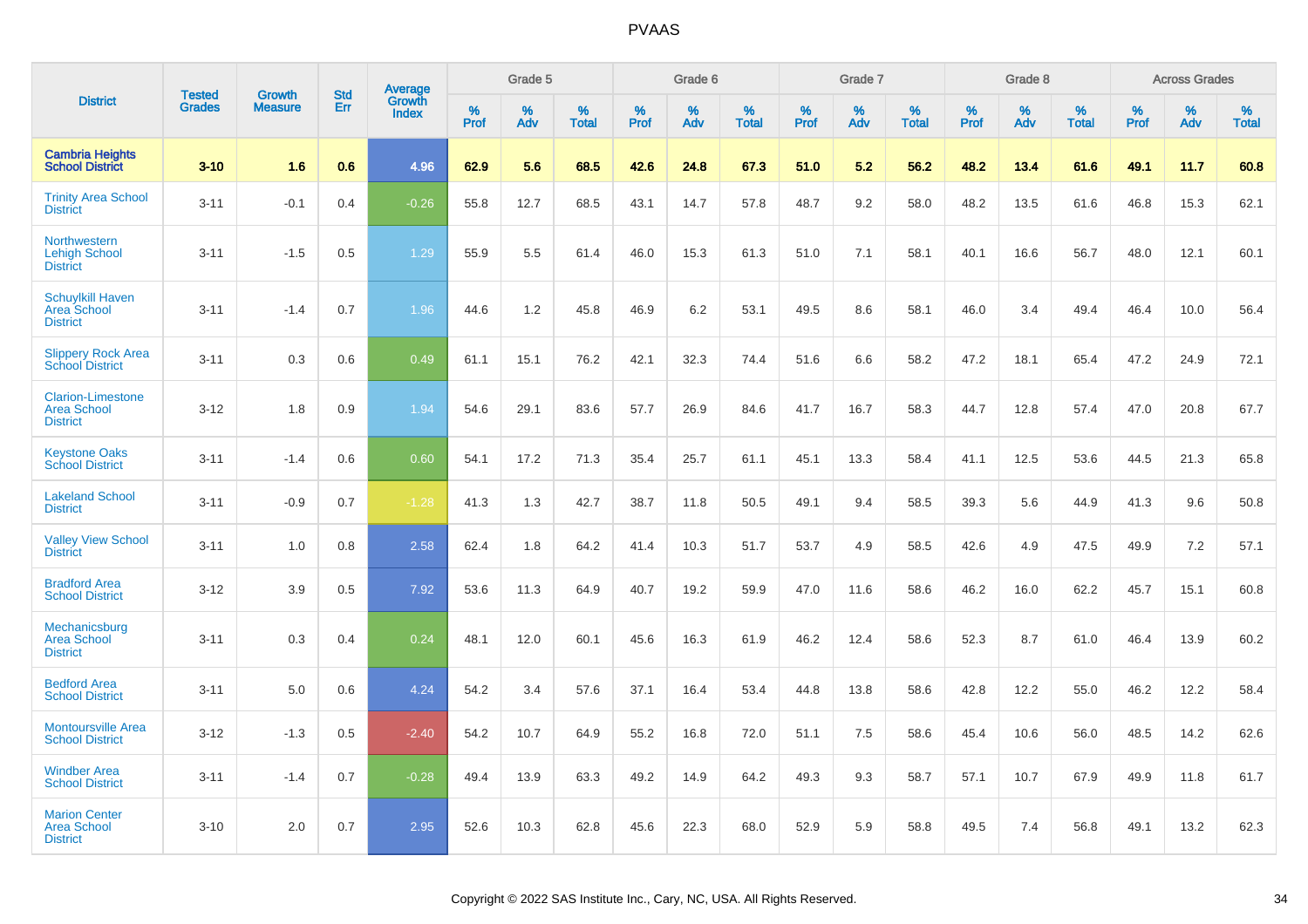# PVAAS

| District | Tested Grades | Growth Measure | Std Err | Average Growth Index | Grade 5 | | | Grade 6 | | | Grade 7 | | | Grade 8 | | | Across Grades | | |
|---|---|---|---|---|---|---|---|---|---|---|---|---|---|---|---|---|---|---|---|
| | | | | | % Prof | % Adv | % Total | % Prof | % Adv | % Total | % Prof | % Adv | % Total | % Prof | % Adv | % Total | % Prof | % Adv | % Total |
| **Cambria Heights School District** | **3-10** | **1.6** | **0.6** | **4.96** | **62.9** | **5.6** | **68.5** | **42.6** | **24.8** | **67.3** | **51.0** | **5.2** | **56.2** | **48.2** | **13.4** | **61.6** | **49.1** | **11.7** | **60.8** |
| Trinity Area School District | 3-11 | -0.1 | 0.4 | -0.26 | 55.8 | 12.7 | 68.5 | 43.1 | 14.7 | 57.8 | 48.7 | 9.2 | 58.0 | 48.2 | 13.5 | 61.6 | 46.8 | 15.3 | 62.1 |
| Northwestern Lehigh School District | 3-11 | -1.5 | 0.5 | 1.29 | 55.9 | 5.5 | 61.4 | 46.0 | 15.3 | 61.3 | 51.0 | 7.1 | 58.1 | 40.1 | 16.6 | 56.7 | 48.0 | 12.1 | 60.1 |
| Schuylkill Haven Area School District | 3-11 | -1.4 | 0.7 | 1.96 | 44.6 | 1.2 | 45.8 | 46.9 | 6.2 | 53.1 | 49.5 | 8.6 | 58.1 | 46.0 | 3.4 | 49.4 | 46.4 | 10.0 | 56.4 |
| Slippery Rock Area School District | 3-11 | 0.3 | 0.6 | 0.49 | 61.1 | 15.1 | 76.2 | 42.1 | 32.3 | 74.4 | 51.6 | 6.6 | 58.2 | 47.2 | 18.1 | 65.4 | 47.2 | 24.9 | 72.1 |
| Clarion-Limestone Area School District | 3-12 | 1.8 | 0.9 | 1.94 | 54.6 | 29.1 | 83.6 | 57.7 | 26.9 | 84.6 | 41.7 | 16.7 | 58.3 | 44.7 | 12.8 | 57.4 | 47.0 | 20.8 | 67.7 |
| Keystone Oaks School District | 3-11 | -1.4 | 0.6 | 0.60 | 54.1 | 17.2 | 71.3 | 35.4 | 25.7 | 61.1 | 45.1 | 13.3 | 58.4 | 41.1 | 12.5 | 53.6 | 44.5 | 21.3 | 65.8 |
| Lakeland School District | 3-11 | -0.9 | 0.7 | -1.28 | 41.3 | 1.3 | 42.7 | 38.7 | 11.8 | 50.5 | 49.1 | 9.4 | 58.5 | 39.3 | 5.6 | 44.9 | 41.3 | 9.6 | 50.8 |
| Valley View School District | 3-11 | 1.0 | 0.8 | 2.58 | 62.4 | 1.8 | 64.2 | 41.4 | 10.3 | 51.7 | 53.7 | 4.9 | 58.5 | 42.6 | 4.9 | 47.5 | 49.9 | 7.2 | 57.1 |
| Bradford Area School District | 3-12 | 3.9 | 0.5 | 7.92 | 53.6 | 11.3 | 64.9 | 40.7 | 19.2 | 59.9 | 47.0 | 11.6 | 58.6 | 46.2 | 16.0 | 62.2 | 45.7 | 15.1 | 60.8 |
| Mechanicsburg Area School District | 3-11 | 0.3 | 0.4 | 0.24 | 48.1 | 12.0 | 60.1 | 45.6 | 16.3 | 61.9 | 46.2 | 12.4 | 58.6 | 52.3 | 8.7 | 61.0 | 46.4 | 13.9 | 60.2 |
| Bedford Area School District | 3-11 | 5.0 | 0.6 | 4.24 | 54.2 | 3.4 | 57.6 | 37.1 | 16.4 | 53.4 | 44.8 | 13.8 | 58.6 | 42.8 | 12.2 | 55.0 | 46.2 | 12.2 | 58.4 |
| Montoursville Area School District | 3-12 | -1.3 | 0.5 | -2.40 | 54.2 | 10.7 | 64.9 | 55.2 | 16.8 | 72.0 | 51.1 | 7.5 | 58.6 | 45.4 | 10.6 | 56.0 | 48.5 | 14.2 | 62.6 |
| Windber Area School District | 3-11 | -1.4 | 0.7 | -0.28 | 49.4 | 13.9 | 63.3 | 49.2 | 14.9 | 64.2 | 49.3 | 9.3 | 58.7 | 57.1 | 10.7 | 67.9 | 49.9 | 11.8 | 61.7 |
| Marion Center Area School District | 3-10 | 2.0 | 0.7 | 2.95 | 52.6 | 10.3 | 62.8 | 45.6 | 22.3 | 68.0 | 52.9 | 5.9 | 58.8 | 49.5 | 7.4 | 56.8 | 49.1 | 13.2 | 62.3 |

Copyright © 2022 SAS Institute Inc., Cary, NC, USA. All Rights Reserved.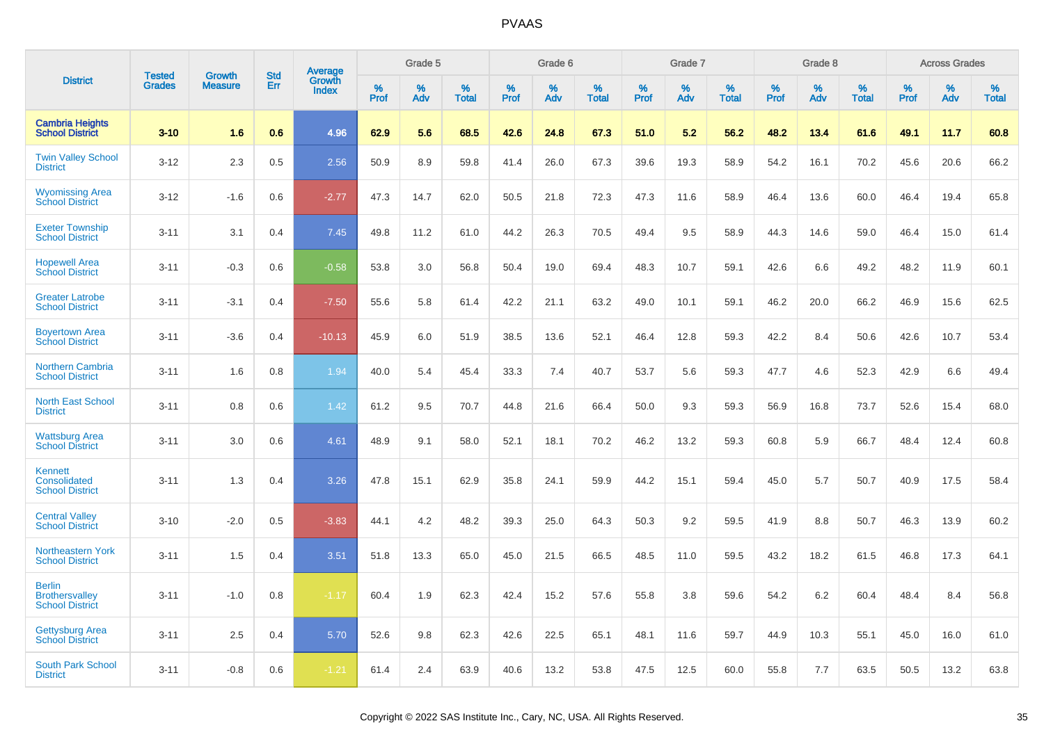# PVAAS

| District | Tested Grades | Growth Measure | Std Err | Average Growth Index | Grade 5 | | | Grade 6 | | | Grade 7 | | | Grade 8 | | | Across Grades | | |
|---|---|---|---|---|---|---|---|---|---|---|---|---|---|---|---|---|---|---|---|
| | | | | | % Prof | % Adv | % Total | % Prof | % Adv | % Total | % Prof | % Adv | % Total | % Prof | % Adv | % Total | % Prof | % Adv | % Total |
| **Cambria Heights School District** | **3-10** | **1.6** | **0.6** | **4.96** | **62.9** | **5.6** | **68.5** | **42.6** | **24.8** | **67.3** | **51.0** | **5.2** | **56.2** | **48.2** | **13.4** | **61.6** | **49.1** | **11.7** | **60.8** |
| Twin Valley School District | 3-12 | 2.3 | 0.5 | 2.56 | 50.9 | 8.9 | 59.8 | 41.4 | 26.0 | 67.3 | 39.6 | 19.3 | 58.9 | 54.2 | 16.1 | 70.2 | 45.6 | 20.6 | 66.2 |
| Wyomissing Area School District | 3-12 | -1.6 | 0.6 | -2.77 | 47.3 | 14.7 | 62.0 | 50.5 | 21.8 | 72.3 | 47.3 | 11.6 | 58.9 | 46.4 | 13.6 | 60.0 | 46.4 | 19.4 | 65.8 |
| Exeter Township School District | 3-11 | 3.1 | 0.4 | 7.45 | 49.8 | 11.2 | 61.0 | 44.2 | 26.3 | 70.5 | 49.4 | 9.5 | 58.9 | 44.3 | 14.6 | 59.0 | 46.4 | 15.0 | 61.4 |
| Hopewell Area School District | 3-11 | -0.3 | 0.6 | -0.58 | 53.8 | 3.0 | 56.8 | 50.4 | 19.0 | 69.4 | 48.3 | 10.7 | 59.1 | 42.6 | 6.6 | 49.2 | 48.2 | 11.9 | 60.1 |
| Greater Latrobe School District | 3-11 | -3.1 | 0.4 | -7.50 | 55.6 | 5.8 | 61.4 | 42.2 | 21.1 | 63.2 | 49.0 | 10.1 | 59.1 | 46.2 | 20.0 | 66.2 | 46.9 | 15.6 | 62.5 |
| Boyertown Area School District | 3-11 | -3.6 | 0.4 | -10.13 | 45.9 | 6.0 | 51.9 | 38.5 | 13.6 | 52.1 | 46.4 | 12.8 | 59.3 | 42.2 | 8.4 | 50.6 | 42.6 | 10.7 | 53.4 |
| Northern Cambria School District | 3-11 | 1.6 | 0.8 | 1.94 | 40.0 | 5.4 | 45.4 | 33.3 | 7.4 | 40.7 | 53.7 | 5.6 | 59.3 | 47.7 | 4.6 | 52.3 | 42.9 | 6.6 | 49.4 |
| North East School District | 3-11 | 0.8 | 0.6 | 1.42 | 61.2 | 9.5 | 70.7 | 44.8 | 21.6 | 66.4 | 50.0 | 9.3 | 59.3 | 56.9 | 16.8 | 73.7 | 52.6 | 15.4 | 68.0 |
| Wattsburg Area School District | 3-11 | 3.0 | 0.6 | 4.61 | 48.9 | 9.1 | 58.0 | 52.1 | 18.1 | 70.2 | 46.2 | 13.2 | 59.3 | 60.8 | 5.9 | 66.7 | 48.4 | 12.4 | 60.8 |
| Kennett Consolidated School District | 3-11 | 1.3 | 0.4 | 3.26 | 47.8 | 15.1 | 62.9 | 35.8 | 24.1 | 59.9 | 44.2 | 15.1 | 59.4 | 45.0 | 5.7 | 50.7 | 40.9 | 17.5 | 58.4 |
| Central Valley School District | 3-10 | -2.0 | 0.5 | -3.83 | 44.1 | 4.2 | 48.2 | 39.3 | 25.0 | 64.3 | 50.3 | 9.2 | 59.5 | 41.9 | 8.8 | 50.7 | 46.3 | 13.9 | 60.2 |
| Northeastern York School District | 3-11 | 1.5 | 0.4 | 3.51 | 51.8 | 13.3 | 65.0 | 45.0 | 21.5 | 66.5 | 48.5 | 11.0 | 59.5 | 43.2 | 18.2 | 61.5 | 46.8 | 17.3 | 64.1 |
| Berlin Brothersvalley School District | 3-11 | -1.0 | 0.8 | -1.17 | 60.4 | 1.9 | 62.3 | 42.4 | 15.2 | 57.6 | 55.8 | 3.8 | 59.6 | 54.2 | 6.2 | 60.4 | 48.4 | 8.4 | 56.8 |
| Gettysburg Area School District | 3-11 | 2.5 | 0.4 | 5.70 | 52.6 | 9.8 | 62.3 | 42.6 | 22.5 | 65.1 | 48.1 | 11.6 | 59.7 | 44.9 | 10.3 | 55.1 | 45.0 | 16.0 | 61.0 |
| South Park School District | 3-11 | -0.8 | 0.6 | -1.21 | 61.4 | 2.4 | 63.9 | 40.6 | 13.2 | 53.8 | 47.5 | 12.5 | 60.0 | 55.8 | 7.7 | 63.5 | 50.5 | 13.2 | 63.8 |

Copyright © 2022 SAS Institute Inc., Cary, NC, USA. All Rights Reserved.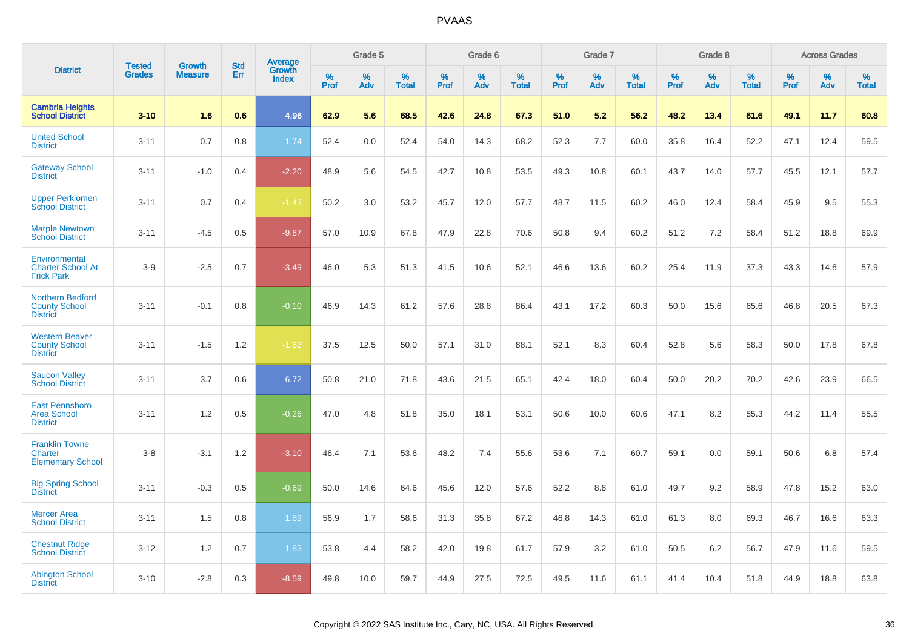# PVAAS

| District | Tested Grades | Growth Measure | Std Err | Average Growth Index | Grade 5 | | | Grade 6 | | | Grade 7 | | | Grade 8 | | | Across Grades | | |
|---|---|---|---|---|---|---|---|---|---|---|---|---|---|---|---|---|---|---|---|
| | | | | | % Prof | % Adv | % Total | % Prof | % Adv | % Total | % Prof | % Adv | % Total | % Prof | % Adv | % Total | % Prof | % Adv | % Total |
| **Cambria Heights School District** | **3-10** | **1.6** | **0.6** | **4.96** | **62.9** | **5.6** | **68.5** | **42.6** | **24.8** | **67.3** | **51.0** | **5.2** | **56.2** | **48.2** | **13.4** | **61.6** | **49.1** | **11.7** | **60.8** |
| United School District | 3-11 | 0.7 | 0.8 | 1.74 | 52.4 | 0.0 | 52.4 | 54.0 | 14.3 | 68.2 | 52.3 | 7.7 | 60.0 | 35.8 | 16.4 | 52.2 | 47.1 | 12.4 | 59.5 |
| Gateway School District | 3-11 | -1.0 | 0.4 | -2.20 | 48.9 | 5.6 | 54.5 | 42.7 | 10.8 | 53.5 | 49.3 | 10.8 | 60.1 | 43.7 | 14.0 | 57.7 | 45.5 | 12.1 | 57.7 |
| Upper Perkiomen School District | 3-11 | 0.7 | 0.4 | -1.43 | 50.2 | 3.0 | 53.2 | 45.7 | 12.0 | 57.7 | 48.7 | 11.5 | 60.2 | 46.0 | 12.4 | 58.4 | 45.9 | 9.5 | 55.3 |
| Marple Newtown School District | 3-11 | -4.5 | 0.5 | -9.87 | 57.0 | 10.9 | 67.8 | 47.9 | 22.8 | 70.6 | 50.8 | 9.4 | 60.2 | 51.2 | 7.2 | 58.4 | 51.2 | 18.8 | 69.9 |
| Environmental Charter School At Frick Park | 3-9 | -2.5 | 0.7 | -3.49 | 46.0 | 5.3 | 51.3 | 41.5 | 10.6 | 52.1 | 46.6 | 13.6 | 60.2 | 25.4 | 11.9 | 37.3 | 43.3 | 14.6 | 57.9 |
| Northern Bedford County School District | 3-11 | -0.1 | 0.8 | -0.10 | 46.9 | 14.3 | 61.2 | 57.6 | 28.8 | 86.4 | 43.1 | 17.2 | 60.3 | 50.0 | 15.6 | 65.6 | 46.8 | 20.5 | 67.3 |
| Western Beaver County School District | 3-11 | -1.5 | 1.2 | -1.62 | 37.5 | 12.5 | 50.0 | 57.1 | 31.0 | 88.1 | 52.1 | 8.3 | 60.4 | 52.8 | 5.6 | 58.3 | 50.0 | 17.8 | 67.8 |
| Saucon Valley School District | 3-11 | 3.7 | 0.6 | 6.72 | 50.8 | 21.0 | 71.8 | 43.6 | 21.5 | 65.1 | 42.4 | 18.0 | 60.4 | 50.0 | 20.2 | 70.2 | 42.6 | 23.9 | 66.5 |
| East Pennsboro Area School District | 3-11 | 1.2 | 0.5 | -0.26 | 47.0 | 4.8 | 51.8 | 35.0 | 18.1 | 53.1 | 50.6 | 10.0 | 60.6 | 47.1 | 8.2 | 55.3 | 44.2 | 11.4 | 55.5 |
| Franklin Towne Charter Elementary School | 3-8 | -3.1 | 1.2 | -3.10 | 46.4 | 7.1 | 53.6 | 48.2 | 7.4 | 55.6 | 53.6 | 7.1 | 60.7 | 59.1 | 0.0 | 59.1 | 50.6 | 6.8 | 57.4 |
| Big Spring School District | 3-11 | -0.3 | 0.5 | -0.69 | 50.0 | 14.6 | 64.6 | 45.6 | 12.0 | 57.6 | 52.2 | 8.8 | 61.0 | 49.7 | 9.2 | 58.9 | 47.8 | 15.2 | 63.0 |
| Mercer Area School District | 3-11 | 1.5 | 0.8 | 1.89 | 56.9 | 1.7 | 58.6 | 31.3 | 35.8 | 67.2 | 46.8 | 14.3 | 61.0 | 61.3 | 8.0 | 69.3 | 46.7 | 16.6 | 63.3 |
| Chestnut Ridge School District | 3-12 | 1.2 | 0.7 | 1.83 | 53.8 | 4.4 | 58.2 | 42.0 | 19.8 | 61.7 | 57.9 | 3.2 | 61.0 | 50.5 | 6.2 | 56.7 | 47.9 | 11.6 | 59.5 |
| Abington School District | 3-10 | -2.8 | 0.3 | -8.59 | 49.8 | 10.0 | 59.7 | 44.9 | 27.5 | 72.5 | 49.5 | 11.6 | 61.1 | 41.4 | 10.4 | 51.8 | 44.9 | 18.8 | 63.8 |

Copyright © 2022 SAS Institute Inc., Cary, NC, USA. All Rights Reserved.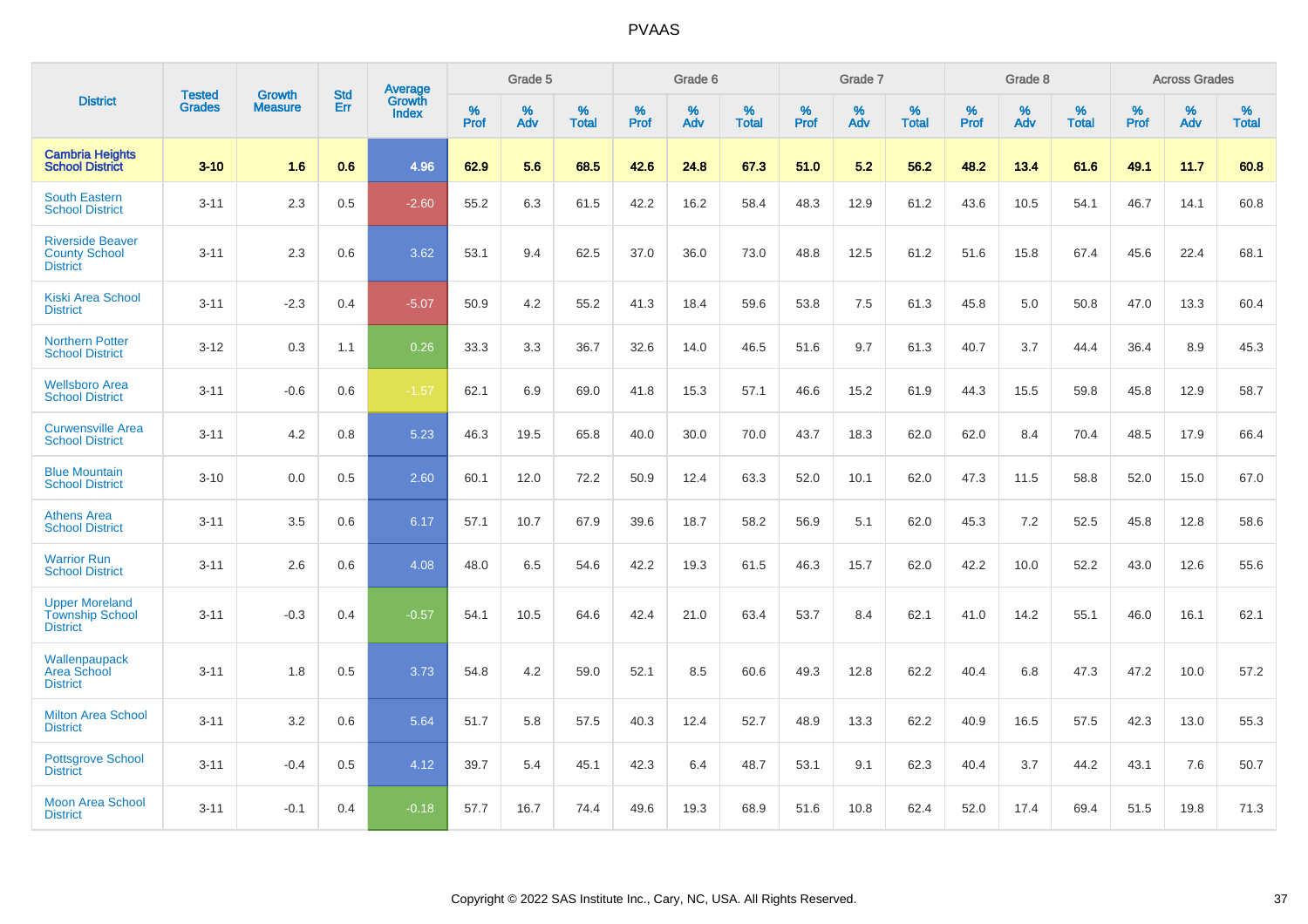# PVAAS

| District | Tested Grades | Growth Measure | Std Err | Average Growth Index | Grade 5 | | | Grade 6 | | | Grade 7 | | | Grade 8 | | | Across Grades | | |
|---|---|---|---|---|---|---|---|---|---|---|---|---|---|---|---|---|---|---|---|
| | | | | | % Prof | % Adv | % Total | % Prof | % Adv | % Total | % Prof | % Adv | % Total | % Prof | % Adv | % Total | % Prof | % Adv | % Total |
| **Cambria Heights School District** | **3-10** | **1.6** | **0.6** | **4.96** | **62.9** | **5.6** | **68.5** | **42.6** | **24.8** | **67.3** | **51.0** | **5.2** | **56.2** | **48.2** | **13.4** | **61.6** | **49.1** | **11.7** | **60.8** |
| South Eastern School District | 3-11 | 2.3 | 0.5 | -2.60 | 55.2 | 6.3 | 61.5 | 42.2 | 16.2 | 58.4 | 48.3 | 12.9 | 61.2 | 43.6 | 10.5 | 54.1 | 46.7 | 14.1 | 60.8 |
| Riverside Beaver County School District | 3-11 | 2.3 | 0.6 | 3.62 | 53.1 | 9.4 | 62.5 | 37.0 | 36.0 | 73.0 | 48.8 | 12.5 | 61.2 | 51.6 | 15.8 | 67.4 | 45.6 | 22.4 | 68.1 |
| Kiski Area School District | 3-11 | -2.3 | 0.4 | -5.07 | 50.9 | 4.2 | 55.2 | 41.3 | 18.4 | 59.6 | 53.8 | 7.5 | 61.3 | 45.8 | 5.0 | 50.8 | 47.0 | 13.3 | 60.4 |
| Northern Potter School District | 3-12 | 0.3 | 1.1 | 0.26 | 33.3 | 3.3 | 36.7 | 32.6 | 14.0 | 46.5 | 51.6 | 9.7 | 61.3 | 40.7 | 3.7 | 44.4 | 36.4 | 8.9 | 45.3 |
| Wellsboro Area School District | 3-11 | -0.6 | 0.6 | -1.57 | 62.1 | 6.9 | 69.0 | 41.8 | 15.3 | 57.1 | 46.6 | 15.2 | 61.9 | 44.3 | 15.5 | 59.8 | 45.8 | 12.9 | 58.7 |
| Curwensville Area School District | 3-11 | 4.2 | 0.8 | 5.23 | 46.3 | 19.5 | 65.8 | 40.0 | 30.0 | 70.0 | 43.7 | 18.3 | 62.0 | 62.0 | 8.4 | 70.4 | 48.5 | 17.9 | 66.4 |
| Blue Mountain School District | 3-10 | 0.0 | 0.5 | 2.60 | 60.1 | 12.0 | 72.2 | 50.9 | 12.4 | 63.3 | 52.0 | 10.1 | 62.0 | 47.3 | 11.5 | 58.8 | 52.0 | 15.0 | 67.0 |
| Athens Area School District | 3-11 | 3.5 | 0.6 | 6.17 | 57.1 | 10.7 | 67.9 | 39.6 | 18.7 | 58.2 | 56.9 | 5.1 | 62.0 | 45.3 | 7.2 | 52.5 | 45.8 | 12.8 | 58.6 |
| Warrior Run School District | 3-11 | 2.6 | 0.6 | 4.08 | 48.0 | 6.5 | 54.6 | 42.2 | 19.3 | 61.5 | 46.3 | 15.7 | 62.0 | 42.2 | 10.0 | 52.2 | 43.0 | 12.6 | 55.6 |
| Upper Moreland Township School District | 3-11 | -0.3 | 0.4 | -0.57 | 54.1 | 10.5 | 64.6 | 42.4 | 21.0 | 63.4 | 53.7 | 8.4 | 62.1 | 41.0 | 14.2 | 55.1 | 46.0 | 16.1 | 62.1 |
| Wallenpaupack Area School District | 3-11 | 1.8 | 0.5 | 3.73 | 54.8 | 4.2 | 59.0 | 52.1 | 8.5 | 60.6 | 49.3 | 12.8 | 62.2 | 40.4 | 6.8 | 47.3 | 47.2 | 10.0 | 57.2 |
| Milton Area School District | 3-11 | 3.2 | 0.6 | 5.64 | 51.7 | 5.8 | 57.5 | 40.3 | 12.4 | 52.7 | 48.9 | 13.3 | 62.2 | 40.9 | 16.5 | 57.5 | 42.3 | 13.0 | 55.3 |
| Pottsgrove School District | 3-11 | -0.4 | 0.5 | 4.12 | 39.7 | 5.4 | 45.1 | 42.3 | 6.4 | 48.7 | 53.1 | 9.1 | 62.3 | 40.4 | 3.7 | 44.2 | 43.1 | 7.6 | 50.7 |
| Moon Area School District | 3-11 | -0.1 | 0.4 | -0.18 | 57.7 | 16.7 | 74.4 | 49.6 | 19.3 | 68.9 | 51.6 | 10.8 | 62.4 | 52.0 | 17.4 | 69.4 | 51.5 | 19.8 | 71.3 |

Copyright © 2022 SAS Institute Inc., Cary, NC, USA. All Rights Reserved.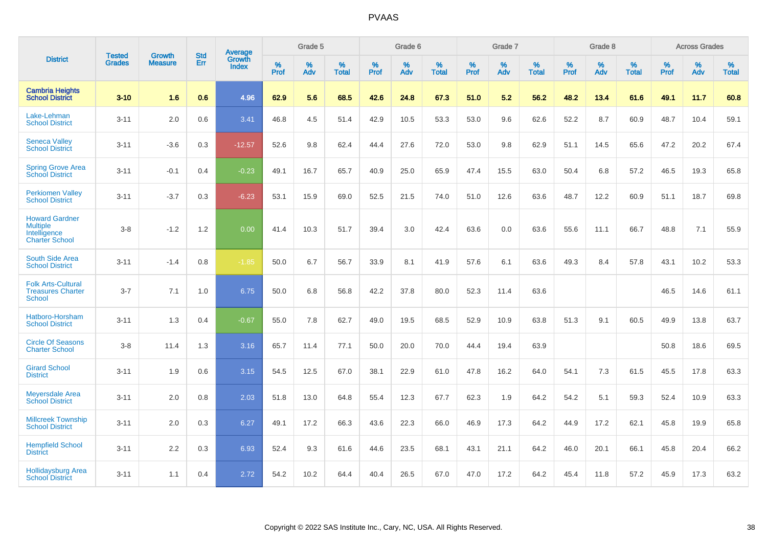| District | Tested Grades | Growth Measure | Std Err | Average Growth Index | Grade 5 | | | Grade 6 | | | Grade 7 | | | Grade 8 | | | Across Grades | | |
|---|---|---|---|---|---|---|---|---|---|---|---|---|---|---|---|---|---|---|---|
| | | | | | % Prof | % Adv | % Total | % Prof | % Adv | % Total | % Prof | % Adv | % Total | % Prof | % Adv | % Total | % Prof | % Adv | % Total |
| **Cambria Heights School District** | **3-10** | **1.6** | **0.6** | **4.96** | **62.9** | **5.6** | **68.5** | **42.6** | **24.8** | **67.3** | **51.0** | **5.2** | **56.2** | **48.2** | **13.4** | **61.6** | **49.1** | **11.7** | **60.8** |
| Lake-Lehman School District | 3-11 | 2.0 | 0.6 | 3.41 | 46.8 | 4.5 | 51.4 | 42.9 | 10.5 | 53.3 | 53.0 | 9.6 | 62.6 | 52.2 | 8.7 | 60.9 | 48.7 | 10.4 | 59.1 |
| Seneca Valley School District | 3-11 | -3.6 | 0.3 | -12.57 | 52.6 | 9.8 | 62.4 | 44.4 | 27.6 | 72.0 | 53.0 | 9.8 | 62.9 | 51.1 | 14.5 | 65.6 | 47.2 | 20.2 | 67.4 |
| Spring Grove Area School District | 3-11 | -0.1 | 0.4 | -0.23 | 49.1 | 16.7 | 65.7 | 40.9 | 25.0 | 65.9 | 47.4 | 15.5 | 63.0 | 50.4 | 6.8 | 57.2 | 46.5 | 19.3 | 65.8 |
| Perkiomen Valley School District | 3-11 | -3.7 | 0.3 | -6.23 | 53.1 | 15.9 | 69.0 | 52.5 | 21.5 | 74.0 | 51.0 | 12.6 | 63.6 | 48.7 | 12.2 | 60.9 | 51.1 | 18.7 | 69.8 |
| Howard Gardner Multiple Intelligence Charter School | 3-8 | -1.2 | 1.2 | 0.00 | 41.4 | 10.3 | 51.7 | 39.4 | 3.0 | 42.4 | 63.6 | 0.0 | 63.6 | 55.6 | 11.1 | 66.7 | 48.8 | 7.1 | 55.9 |
| South Side Area School District | 3-11 | -1.4 | 0.8 | -1.85 | 50.0 | 6.7 | 56.7 | 33.9 | 8.1 | 41.9 | 57.6 | 6.1 | 63.6 | 49.3 | 8.4 | 57.8 | 43.1 | 10.2 | 53.3 |
| Folk Arts-Cultural Treasures Charter School | 3-7 | 7.1 | 1.0 | 6.75 | 50.0 | 6.8 | 56.8 | 42.2 | 37.8 | 80.0 | 52.3 | 11.4 | 63.6 | | | | 46.5 | 14.6 | 61.1 |
| Hatboro-Horsham School District | 3-11 | 1.3 | 0.4 | -0.67 | 55.0 | 7.8 | 62.7 | 49.0 | 19.5 | 68.5 | 52.9 | 10.9 | 63.8 | 51.3 | 9.1 | 60.5 | 49.9 | 13.8 | 63.7 |
| Circle Of Seasons Charter School | 3-8 | 11.4 | 1.3 | 3.16 | 65.7 | 11.4 | 77.1 | 50.0 | 20.0 | 70.0 | 44.4 | 19.4 | 63.9 | | | | 50.8 | 18.6 | 69.5 |
| Girard School District | 3-11 | 1.9 | 0.6 | 3.15 | 54.5 | 12.5 | 67.0 | 38.1 | 22.9 | 61.0 | 47.8 | 16.2 | 64.0 | 54.1 | 7.3 | 61.5 | 45.5 | 17.8 | 63.3 |
| Meyersdale Area School District | 3-11 | 2.0 | 0.8 | 2.03 | 51.8 | 13.0 | 64.8 | 55.4 | 12.3 | 67.7 | 62.3 | 1.9 | 64.2 | 54.2 | 5.1 | 59.3 | 52.4 | 10.9 | 63.3 |
| Millcreek Township School District | 3-11 | 2.0 | 0.3 | 6.27 | 49.1 | 17.2 | 66.3 | 43.6 | 22.3 | 66.0 | 46.9 | 17.3 | 64.2 | 44.9 | 17.2 | 62.1 | 45.8 | 19.9 | 65.8 |
| Hempfield School District | 3-11 | 2.2 | 0.3 | 6.93 | 52.4 | 9.3 | 61.6 | 44.6 | 23.5 | 68.1 | 43.1 | 21.1 | 64.2 | 46.0 | 20.1 | 66.1 | 45.8 | 20.4 | 66.2 |
| Hollidaysburg Area School District | 3-11 | 1.1 | 0.4 | 2.72 | 54.2 | 10.2 | 64.4 | 40.4 | 26.5 | 67.0 | 47.0 | 17.2 | 64.2 | 45.4 | 11.8 | 57.2 | 45.9 | 17.3 | 63.2 |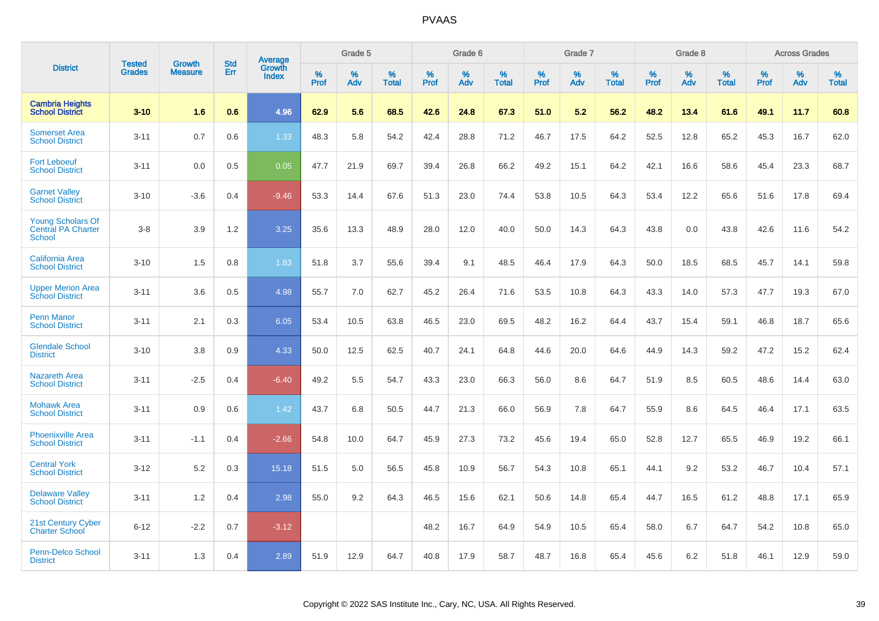| District | Tested Grades | Growth Measure | Std Err | Average Growth Index | Grade 5 | | | Grade 6 | | | Grade 7 | | | Grade 8 | | | Across Grades | | |
|---|---|---|---|---|---|---|---|---|---|---|---|---|---|---|---|---|---|---|---|
| | | | | | % Prof | % Adv | % Total | % Prof | % Adv | % Total | % Prof | % Adv | % Total | % Prof | % Adv | % Total | % Prof | % Adv | % Total |
| **Cambria Heights School District** | **3-10** | **1.6** | **0.6** | **4.96** | **62.9** | **5.6** | **68.5** | **42.6** | **24.8** | **67.3** | **51.0** | **5.2** | **56.2** | **48.2** | **13.4** | **61.6** | **49.1** | **11.7** | **60.8** |
| Somerset Area School District | 3-11 | 0.7 | 0.6 | 1.33 | 48.3 | 5.8 | 54.2 | 42.4 | 28.8 | 71.2 | 46.7 | 17.5 | 64.2 | 52.5 | 12.8 | 65.2 | 45.3 | 16.7 | 62.0 |
| Fort Leboeuf School District | 3-11 | 0.0 | 0.5 | 0.05 | 47.7 | 21.9 | 69.7 | 39.4 | 26.8 | 66.2 | 49.2 | 15.1 | 64.2 | 42.1 | 16.6 | 58.6 | 45.4 | 23.3 | 68.7 |
| Garnet Valley School District | 3-10 | -3.6 | 0.4 | -9.46 | 53.3 | 14.4 | 67.6 | 51.3 | 23.0 | 74.4 | 53.8 | 10.5 | 64.3 | 53.4 | 12.2 | 65.6 | 51.6 | 17.8 | 69.4 |
| Young Scholars Of Central PA Charter School | 3-8 | 3.9 | 1.2 | 3.25 | 35.6 | 13.3 | 48.9 | 28.0 | 12.0 | 40.0 | 50.0 | 14.3 | 64.3 | 43.8 | 0.0 | 43.8 | 42.6 | 11.6 | 54.2 |
| California Area School District | 3-10 | 1.5 | 0.8 | 1.83 | 51.8 | 3.7 | 55.6 | 39.4 | 9.1 | 48.5 | 46.4 | 17.9 | 64.3 | 50.0 | 18.5 | 68.5 | 45.7 | 14.1 | 59.8 |
| Upper Merion Area School District | 3-11 | 3.6 | 0.5 | 4.98 | 55.7 | 7.0 | 62.7 | 45.2 | 26.4 | 71.6 | 53.5 | 10.8 | 64.3 | 43.3 | 14.0 | 57.3 | 47.7 | 19.3 | 67.0 |
| Penn Manor School District | 3-11 | 2.1 | 0.3 | 6.05 | 53.4 | 10.5 | 63.8 | 46.5 | 23.0 | 69.5 | 48.2 | 16.2 | 64.4 | 43.7 | 15.4 | 59.1 | 46.8 | 18.7 | 65.6 |
| Glendale School District | 3-10 | 3.8 | 0.9 | 4.33 | 50.0 | 12.5 | 62.5 | 40.7 | 24.1 | 64.8 | 44.6 | 20.0 | 64.6 | 44.9 | 14.3 | 59.2 | 47.2 | 15.2 | 62.4 |
| Nazareth Area School District | 3-11 | -2.5 | 0.4 | -6.40 | 49.2 | 5.5 | 54.7 | 43.3 | 23.0 | 66.3 | 56.0 | 8.6 | 64.7 | 51.9 | 8.5 | 60.5 | 48.6 | 14.4 | 63.0 |
| Mohawk Area School District | 3-11 | 0.9 | 0.6 | 1.42 | 43.7 | 6.8 | 50.5 | 44.7 | 21.3 | 66.0 | 56.9 | 7.8 | 64.7 | 55.9 | 8.6 | 64.5 | 46.4 | 17.1 | 63.5 |
| Phoenixville Area School District | 3-11 | -1.1 | 0.4 | -2.66 | 54.8 | 10.0 | 64.7 | 45.9 | 27.3 | 73.2 | 45.6 | 19.4 | 65.0 | 52.8 | 12.7 | 65.5 | 46.9 | 19.2 | 66.1 |
| Central York School District | 3-12 | 5.2 | 0.3 | 15.18 | 51.5 | 5.0 | 56.5 | 45.8 | 10.9 | 56.7 | 54.3 | 10.8 | 65.1 | 44.1 | 9.2 | 53.2 | 46.7 | 10.4 | 57.1 |
| Delaware Valley School District | 3-11 | 1.2 | 0.4 | 2.98 | 55.0 | 9.2 | 64.3 | 46.5 | 15.6 | 62.1 | 50.6 | 14.8 | 65.4 | 44.7 | 16.5 | 61.2 | 48.8 | 17.1 | 65.9 |
| 21st Century Cyber Charter School | 6-12 | -2.2 | 0.7 | -3.12 | | | | 48.2 | 16.7 | 64.9 | 54.9 | 10.5 | 65.4 | 58.0 | 6.7 | 64.7 | 54.2 | 10.8 | 65.0 |
| Penn-Delco School District | 3-11 | 1.3 | 0.4 | 2.89 | 51.9 | 12.9 | 64.7 | 40.8 | 17.9 | 58.7 | 48.7 | 16.8 | 65.4 | 45.6 | 6.2 | 51.8 | 46.1 | 12.9 | 59.0 |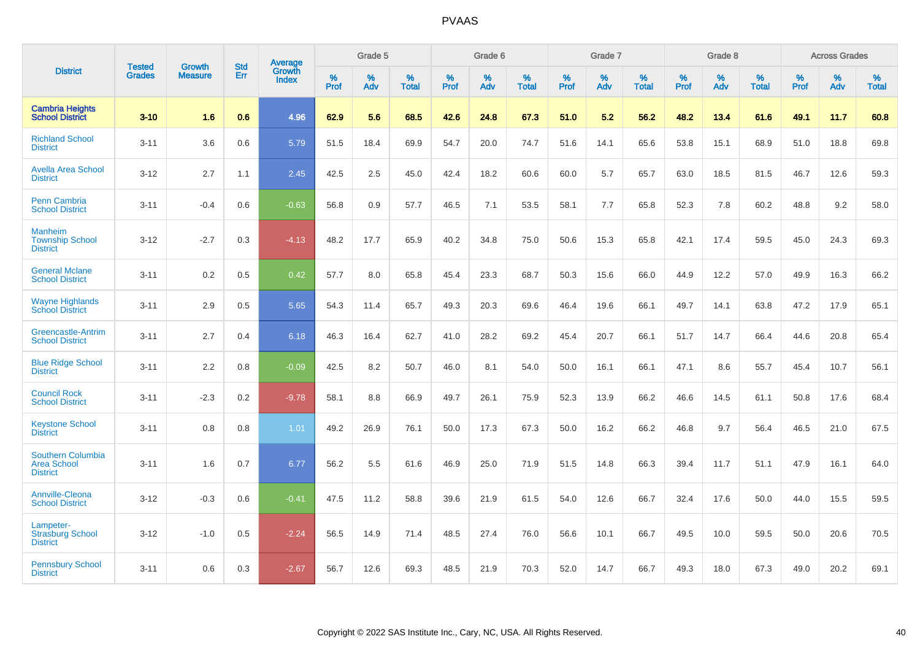# PVAAS

| District | Tested Grades | Growth Measure | Std Err | Average Growth Index | Grade 5 | | | Grade 6 | | | Grade 7 | | | Grade 8 | | | Across Grades | | |
|---|---|---|---|---|---|---|---|---|---|---|---|---|---|---|---|---|---|---|---|
| | | | | | % Prof | % Adv | % Total | % Prof | % Adv | % Total | % Prof | % Adv | % Total | % Prof | % Adv | % Total | % Prof | % Adv | % Total |
| **Cambria Heights School District** | **3-10** | **1.6** | **0.6** | **4.96** | **62.9** | **5.6** | **68.5** | **42.6** | **24.8** | **67.3** | **51.0** | **5.2** | **56.2** | **48.2** | **13.4** | **61.6** | **49.1** | **11.7** | **60.8** |
| Richland School District | 3-11 | 3.6 | 0.6 | 5.79 | 51.5 | 18.4 | 69.9 | 54.7 | 20.0 | 74.7 | 51.6 | 14.1 | 65.6 | 53.8 | 15.1 | 68.9 | 51.0 | 18.8 | 69.8 |
| Avella Area School District | 3-12 | 2.7 | 1.1 | 2.45 | 42.5 | 2.5 | 45.0 | 42.4 | 18.2 | 60.6 | 60.0 | 5.7 | 65.7 | 63.0 | 18.5 | 81.5 | 46.7 | 12.6 | 59.3 |
| Penn Cambria School District | 3-11 | -0.4 | 0.6 | -0.63 | 56.8 | 0.9 | 57.7 | 46.5 | 7.1 | 53.5 | 58.1 | 7.7 | 65.8 | 52.3 | 7.8 | 60.2 | 48.8 | 9.2 | 58.0 |
| Manheim Township School District | 3-12 | -2.7 | 0.3 | -4.13 | 48.2 | 17.7 | 65.9 | 40.2 | 34.8 | 75.0 | 50.6 | 15.3 | 65.8 | 42.1 | 17.4 | 59.5 | 45.0 | 24.3 | 69.3 |
| General Mclane School District | 3-11 | 0.2 | 0.5 | 0.42 | 57.7 | 8.0 | 65.8 | 45.4 | 23.3 | 68.7 | 50.3 | 15.6 | 66.0 | 44.9 | 12.2 | 57.0 | 49.9 | 16.3 | 66.2 |
| Wayne Highlands School District | 3-11 | 2.9 | 0.5 | 5.65 | 54.3 | 11.4 | 65.7 | 49.3 | 20.3 | 69.6 | 46.4 | 19.6 | 66.1 | 49.7 | 14.1 | 63.8 | 47.2 | 17.9 | 65.1 |
| Greencastle-Antrim School District | 3-11 | 2.7 | 0.4 | 6.18 | 46.3 | 16.4 | 62.7 | 41.0 | 28.2 | 69.2 | 45.4 | 20.7 | 66.1 | 51.7 | 14.7 | 66.4 | 44.6 | 20.8 | 65.4 |
| Blue Ridge School District | 3-11 | 2.2 | 0.8 | -0.09 | 42.5 | 8.2 | 50.7 | 46.0 | 8.1 | 54.0 | 50.0 | 16.1 | 66.1 | 47.1 | 8.6 | 55.7 | 45.4 | 10.7 | 56.1 |
| Council Rock School District | 3-11 | -2.3 | 0.2 | -9.78 | 58.1 | 8.8 | 66.9 | 49.7 | 26.1 | 75.9 | 52.3 | 13.9 | 66.2 | 46.6 | 14.5 | 61.1 | 50.8 | 17.6 | 68.4 |
| Keystone School District | 3-11 | 0.8 | 0.8 | 1.01 | 49.2 | 26.9 | 76.1 | 50.0 | 17.3 | 67.3 | 50.0 | 16.2 | 66.2 | 46.8 | 9.7 | 56.4 | 46.5 | 21.0 | 67.5 |
| Southern Columbia Area School District | 3-11 | 1.6 | 0.7 | 6.77 | 56.2 | 5.5 | 61.6 | 46.9 | 25.0 | 71.9 | 51.5 | 14.8 | 66.3 | 39.4 | 11.7 | 51.1 | 47.9 | 16.1 | 64.0 |
| Annville-Cleona School District | 3-12 | -0.3 | 0.6 | -0.41 | 47.5 | 11.2 | 58.8 | 39.6 | 21.9 | 61.5 | 54.0 | 12.6 | 66.7 | 32.4 | 17.6 | 50.0 | 44.0 | 15.5 | 59.5 |
| Lampeter-Strasburg School District | 3-12 | -1.0 | 0.5 | -2.24 | 56.5 | 14.9 | 71.4 | 48.5 | 27.4 | 76.0 | 56.6 | 10.1 | 66.7 | 49.5 | 10.0 | 59.5 | 50.0 | 20.6 | 70.5 |
| Pennsbury School District | 3-11 | 0.6 | 0.3 | -2.67 | 56.7 | 12.6 | 69.3 | 48.5 | 21.9 | 70.3 | 52.0 | 14.7 | 66.7 | 49.3 | 18.0 | 67.3 | 49.0 | 20.2 | 69.1 |

Copyright © 2022 SAS Institute Inc., Cary, NC, USA. All Rights Reserved.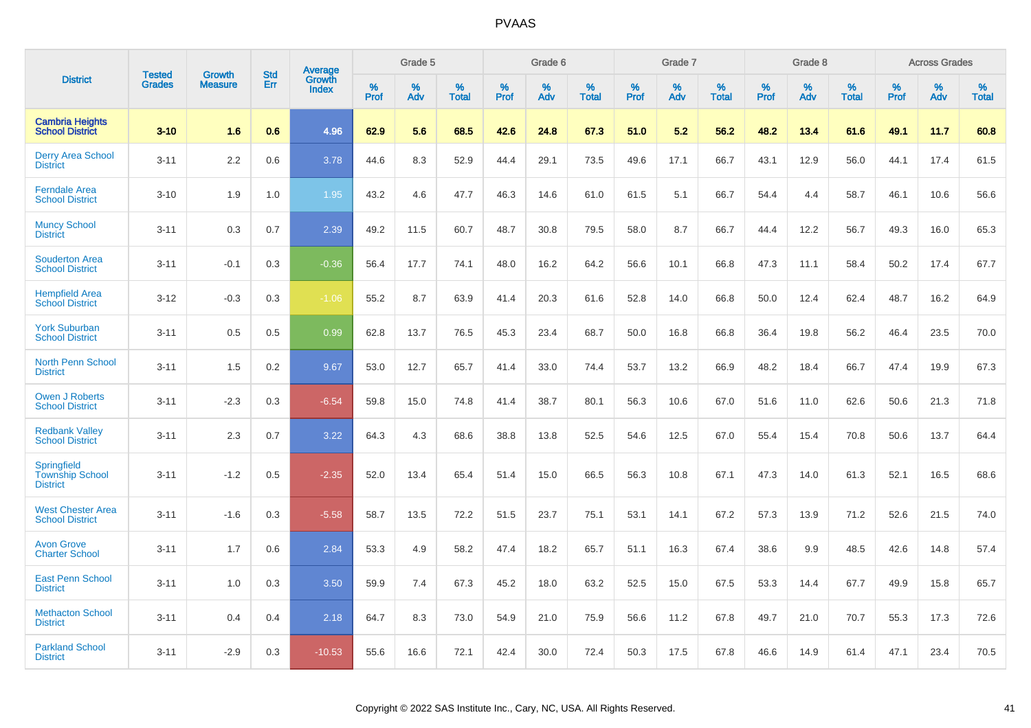# PVAAS

| District | Tested Grades | Growth Measure | Std Err | Average Growth Index | Grade 5 | | | Grade 6 | | | Grade 7 | | | Grade 8 | | | Across Grades | | |
|---|---|---|---|---|---|---|---|---|---|---|---|---|---|---|---|---|---|---|---|
| | | | | | % Prof | % Adv | % Total | % Prof | % Adv | % Total | % Prof | % Adv | % Total | % Prof | % Adv | % Total | % Prof | % Adv | % Total |
| **Cambria Heights School District** | **3-10** | **1.6** | **0.6** | **4.96** | **62.9** | **5.6** | **68.5** | **42.6** | **24.8** | **67.3** | **51.0** | **5.2** | **56.2** | **48.2** | **13.4** | **61.6** | **49.1** | **11.7** | **60.8** |
| Derry Area School District | 3-11 | 2.2 | 0.6 | 3.78 | 44.6 | 8.3 | 52.9 | 44.4 | 29.1 | 73.5 | 49.6 | 17.1 | 66.7 | 43.1 | 12.9 | 56.0 | 44.1 | 17.4 | 61.5 |
| Ferndale Area School District | 3-10 | 1.9 | 1.0 | 1.95 | 43.2 | 4.6 | 47.7 | 46.3 | 14.6 | 61.0 | 61.5 | 5.1 | 66.7 | 54.4 | 4.4 | 58.7 | 46.1 | 10.6 | 56.6 |
| Muncy School District | 3-11 | 0.3 | 0.7 | 2.39 | 49.2 | 11.5 | 60.7 | 48.7 | 30.8 | 79.5 | 58.0 | 8.7 | 66.7 | 44.4 | 12.2 | 56.7 | 49.3 | 16.0 | 65.3 |
| Souderton Area School District | 3-11 | -0.1 | 0.3 | -0.36 | 56.4 | 17.7 | 74.1 | 48.0 | 16.2 | 64.2 | 56.6 | 10.1 | 66.8 | 47.3 | 11.1 | 58.4 | 50.2 | 17.4 | 67.7 |
| Hempfield Area School District | 3-12 | -0.3 | 0.3 | -1.06 | 55.2 | 8.7 | 63.9 | 41.4 | 20.3 | 61.6 | 52.8 | 14.0 | 66.8 | 50.0 | 12.4 | 62.4 | 48.7 | 16.2 | 64.9 |
| York Suburban School District | 3-11 | 0.5 | 0.5 | 0.99 | 62.8 | 13.7 | 76.5 | 45.3 | 23.4 | 68.7 | 50.0 | 16.8 | 66.8 | 36.4 | 19.8 | 56.2 | 46.4 | 23.5 | 70.0 |
| North Penn School District | 3-11 | 1.5 | 0.2 | 9.67 | 53.0 | 12.7 | 65.7 | 41.4 | 33.0 | 74.4 | 53.7 | 13.2 | 66.9 | 48.2 | 18.4 | 66.7 | 47.4 | 19.9 | 67.3 |
| Owen J Roberts School District | 3-11 | -2.3 | 0.3 | -6.54 | 59.8 | 15.0 | 74.8 | 41.4 | 38.7 | 80.1 | 56.3 | 10.6 | 67.0 | 51.6 | 11.0 | 62.6 | 50.6 | 21.3 | 71.8 |
| Redbank Valley School District | 3-11 | 2.3 | 0.7 | 3.22 | 64.3 | 4.3 | 68.6 | 38.8 | 13.8 | 52.5 | 54.6 | 12.5 | 67.0 | 55.4 | 15.4 | 70.8 | 50.6 | 13.7 | 64.4 |
| Springfield Township School District | 3-11 | -1.2 | 0.5 | -2.35 | 52.0 | 13.4 | 65.4 | 51.4 | 15.0 | 66.5 | 56.3 | 10.8 | 67.1 | 47.3 | 14.0 | 61.3 | 52.1 | 16.5 | 68.6 |
| West Chester Area School District | 3-11 | -1.6 | 0.3 | -5.58 | 58.7 | 13.5 | 72.2 | 51.5 | 23.7 | 75.1 | 53.1 | 14.1 | 67.2 | 57.3 | 13.9 | 71.2 | 52.6 | 21.5 | 74.0 |
| Avon Grove Charter School | 3-11 | 1.7 | 0.6 | 2.84 | 53.3 | 4.9 | 58.2 | 47.4 | 18.2 | 65.7 | 51.1 | 16.3 | 67.4 | 38.6 | 9.9 | 48.5 | 42.6 | 14.8 | 57.4 |
| East Penn School District | 3-11 | 1.0 | 0.3 | 3.50 | 59.9 | 7.4 | 67.3 | 45.2 | 18.0 | 63.2 | 52.5 | 15.0 | 67.5 | 53.3 | 14.4 | 67.7 | 49.9 | 15.8 | 65.7 |
| Methacton School District | 3-11 | 0.4 | 0.4 | 2.18 | 64.7 | 8.3 | 73.0 | 54.9 | 21.0 | 75.9 | 56.6 | 11.2 | 67.8 | 49.7 | 21.0 | 70.7 | 55.3 | 17.3 | 72.6 |
| Parkland School District | 3-11 | -2.9 | 0.3 | -10.53 | 55.6 | 16.6 | 72.1 | 42.4 | 30.0 | 72.4 | 50.3 | 17.5 | 67.8 | 46.6 | 14.9 | 61.4 | 47.1 | 23.4 | 70.5 |

Copyright © 2022 SAS Institute Inc., Cary, NC, USA. All Rights Reserved.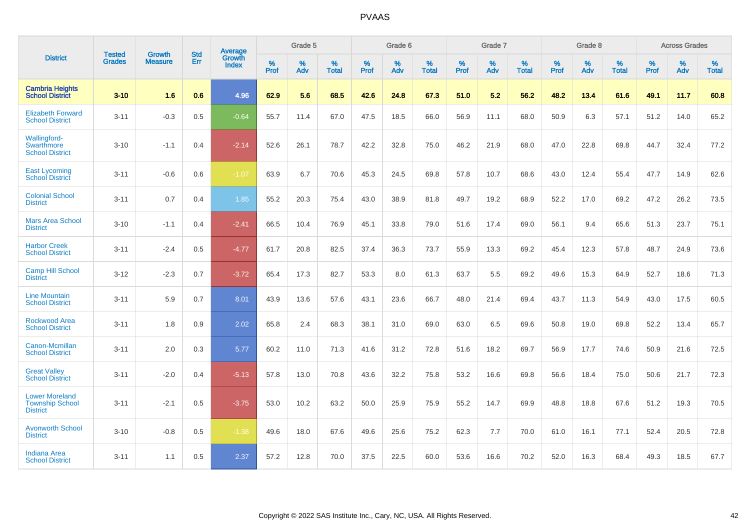# PVAAS

| District | Tested Grades | Growth Measure | Std Err | Average Growth Index | Grade 5 | | | Grade 6 | | | Grade 7 | | | Grade 8 | | | Across Grades | | |
|---|---|---|---|---|---|---|---|---|---|---|---|---|---|---|---|---|---|---|---|
| | | | | | % Prof | % Adv | % Total | % Prof | % Adv | % Total | % Prof | % Adv | % Total | % Prof | % Adv | % Total | % Prof | % Adv | % Total |
| **Cambria Heights School District** | **3-10** | **1.6** | **0.6** | **4.96** | **62.9** | **5.6** | **68.5** | **42.6** | **24.8** | **67.3** | **51.0** | **5.2** | **56.2** | **48.2** | **13.4** | **61.6** | **49.1** | **11.7** | **60.8** |
| Elizabeth Forward School District | 3-11 | -0.3 | 0.5 | -0.64 | 55.7 | 11.4 | 67.0 | 47.5 | 18.5 | 66.0 | 56.9 | 11.1 | 68.0 | 50.9 | 6.3 | 57.1 | 51.2 | 14.0 | 65.2 |
| Wallingford-Swarthmore School District | 3-10 | -1.1 | 0.4 | -2.14 | 52.6 | 26.1 | 78.7 | 42.2 | 32.8 | 75.0 | 46.2 | 21.9 | 68.0 | 47.0 | 22.8 | 69.8 | 44.7 | 32.4 | 77.2 |
| East Lycoming School District | 3-11 | -0.6 | 0.6 | -1.07 | 63.9 | 6.7 | 70.6 | 45.3 | 24.5 | 69.8 | 57.8 | 10.7 | 68.6 | 43.0 | 12.4 | 55.4 | 47.7 | 14.9 | 62.6 |
| Colonial School District | 3-11 | 0.7 | 0.4 | 1.85 | 55.2 | 20.3 | 75.4 | 43.0 | 38.9 | 81.8 | 49.7 | 19.2 | 68.9 | 52.2 | 17.0 | 69.2 | 47.2 | 26.2 | 73.5 |
| Mars Area School District | 3-10 | -1.1 | 0.4 | -2.41 | 66.5 | 10.4 | 76.9 | 45.1 | 33.8 | 79.0 | 51.6 | 17.4 | 69.0 | 56.1 | 9.4 | 65.6 | 51.3 | 23.7 | 75.1 |
| Harbor Creek School District | 3-11 | -2.4 | 0.5 | -4.77 | 61.7 | 20.8 | 82.5 | 37.4 | 36.3 | 73.7 | 55.9 | 13.3 | 69.2 | 45.4 | 12.3 | 57.8 | 48.7 | 24.9 | 73.6 |
| Camp Hill School District | 3-12 | -2.3 | 0.7 | -3.72 | 65.4 | 17.3 | 82.7 | 53.3 | 8.0 | 61.3 | 63.7 | 5.5 | 69.2 | 49.6 | 15.3 | 64.9 | 52.7 | 18.6 | 71.3 |
| Line Mountain School District | 3-11 | 5.9 | 0.7 | 8.01 | 43.9 | 13.6 | 57.6 | 43.1 | 23.6 | 66.7 | 48.0 | 21.4 | 69.4 | 43.7 | 11.3 | 54.9 | 43.0 | 17.5 | 60.5 |
| Rockwood Area School District | 3-11 | 1.8 | 0.9 | 2.02 | 65.8 | 2.4 | 68.3 | 38.1 | 31.0 | 69.0 | 63.0 | 6.5 | 69.6 | 50.8 | 19.0 | 69.8 | 52.2 | 13.4 | 65.7 |
| Canon-Mcmillan School District | 3-11 | 2.0 | 0.3 | 5.77 | 60.2 | 11.0 | 71.3 | 41.6 | 31.2 | 72.8 | 51.6 | 18.2 | 69.7 | 56.9 | 17.7 | 74.6 | 50.9 | 21.6 | 72.5 |
| Great Valley School District | 3-11 | -2.0 | 0.4 | -5.13 | 57.8 | 13.0 | 70.8 | 43.6 | 32.2 | 75.8 | 53.2 | 16.6 | 69.8 | 56.6 | 18.4 | 75.0 | 50.6 | 21.7 | 72.3 |
| Lower Moreland Township School District | 3-11 | -2.1 | 0.5 | -3.75 | 53.0 | 10.2 | 63.2 | 50.0 | 25.9 | 75.9 | 55.2 | 14.7 | 69.9 | 48.8 | 18.8 | 67.6 | 51.2 | 19.3 | 70.5 |
| Avonworth School District | 3-10 | -0.8 | 0.5 | -1.38 | 49.6 | 18.0 | 67.6 | 49.6 | 25.6 | 75.2 | 62.3 | 7.7 | 70.0 | 61.0 | 16.1 | 77.1 | 52.4 | 20.5 | 72.8 |
| Indiana Area School District | 3-11 | 1.1 | 0.5 | 2.37 | 57.2 | 12.8 | 70.0 | 37.5 | 22.5 | 60.0 | 53.6 | 16.6 | 70.2 | 52.0 | 16.3 | 68.4 | 49.3 | 18.5 | 67.7 |

Copyright © 2022 SAS Institute Inc., Cary, NC, USA. All Rights Reserved.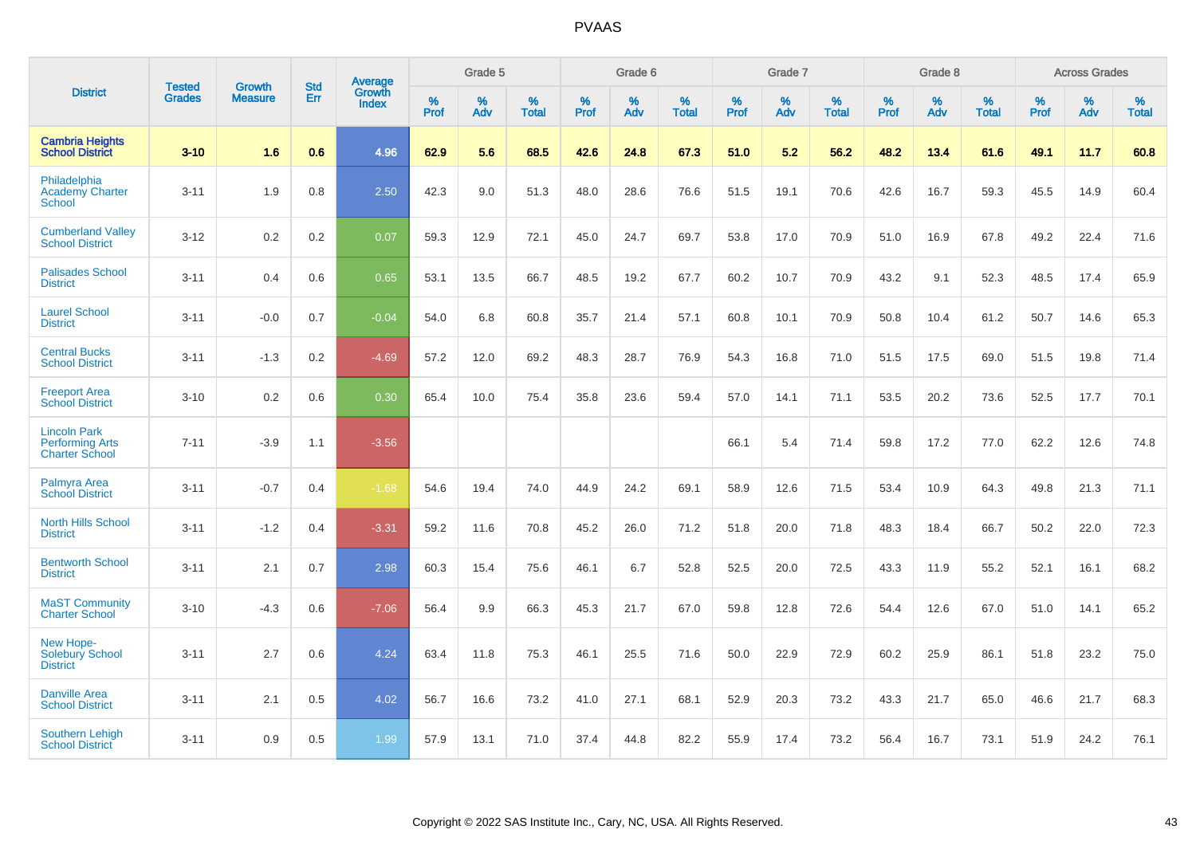# PVAAS

| District | Tested Grades | Growth Measure | Std Err | Average Growth Index | Grade 5 | | | Grade 6 | | | Grade 7 | | | Grade 8 | | | Across Grades | | |
|---|---|---|---|---|---|---|---|---|---|---|---|---|---|---|---|---|---|---|---|
| | | | | | % Prof | % Adv | % Total | % Prof | % Adv | % Total | % Prof | % Adv | % Total | % Prof | % Adv | % Total | % Prof | % Adv | % Total |
| **Cambria Heights School District** | **3-10** | **1.6** | **0.6** | **4.96** | **62.9** | **5.6** | **68.5** | **42.6** | **24.8** | **67.3** | **51.0** | **5.2** | **56.2** | **48.2** | **13.4** | **61.6** | **49.1** | **11.7** | **60.8** |
| Philadelphia Academy Charter School | 3-11 | 1.9 | 0.8 | 2.50 | 42.3 | 9.0 | 51.3 | 48.0 | 28.6 | 76.6 | 51.5 | 19.1 | 70.6 | 42.6 | 16.7 | 59.3 | 45.5 | 14.9 | 60.4 |
| Cumberland Valley School District | 3-12 | 0.2 | 0.2 | 0.07 | 59.3 | 12.9 | 72.1 | 45.0 | 24.7 | 69.7 | 53.8 | 17.0 | 70.9 | 51.0 | 16.9 | 67.8 | 49.2 | 22.4 | 71.6 |
| Palisades School District | 3-11 | 0.4 | 0.6 | 0.65 | 53.1 | 13.5 | 66.7 | 48.5 | 19.2 | 67.7 | 60.2 | 10.7 | 70.9 | 43.2 | 9.1 | 52.3 | 48.5 | 17.4 | 65.9 |
| Laurel School District | 3-11 | -0.0 | 0.7 | -0.04 | 54.0 | 6.8 | 60.8 | 35.7 | 21.4 | 57.1 | 60.8 | 10.1 | 70.9 | 50.8 | 10.4 | 61.2 | 50.7 | 14.6 | 65.3 |
| Central Bucks School District | 3-11 | -1.3 | 0.2 | -4.69 | 57.2 | 12.0 | 69.2 | 48.3 | 28.7 | 76.9 | 54.3 | 16.8 | 71.0 | 51.5 | 17.5 | 69.0 | 51.5 | 19.8 | 71.4 |
| Freeport Area School District | 3-10 | 0.2 | 0.6 | 0.30 | 65.4 | 10.0 | 75.4 | 35.8 | 23.6 | 59.4 | 57.0 | 14.1 | 71.1 | 53.5 | 20.2 | 73.6 | 52.5 | 17.7 | 70.1 |
| Lincoln Park Performing Arts Charter School | 7-11 | -3.9 | 1.1 | -3.56 | | | | | | | 66.1 | 5.4 | 71.4 | 59.8 | 17.2 | 77.0 | 62.2 | 12.6 | 74.8 |
| Palmyra Area School District | 3-11 | -0.7 | 0.4 | -1.68 | 54.6 | 19.4 | 74.0 | 44.9 | 24.2 | 69.1 | 58.9 | 12.6 | 71.5 | 53.4 | 10.9 | 64.3 | 49.8 | 21.3 | 71.1 |
| North Hills School District | 3-11 | -1.2 | 0.4 | -3.31 | 59.2 | 11.6 | 70.8 | 45.2 | 26.0 | 71.2 | 51.8 | 20.0 | 71.8 | 48.3 | 18.4 | 66.7 | 50.2 | 22.0 | 72.3 |
| Bentworth School District | 3-11 | 2.1 | 0.7 | 2.98 | 60.3 | 15.4 | 75.6 | 46.1 | 6.7 | 52.8 | 52.5 | 20.0 | 72.5 | 43.3 | 11.9 | 55.2 | 52.1 | 16.1 | 68.2 |
| MaST Community Charter School | 3-10 | -4.3 | 0.6 | -7.06 | 56.4 | 9.9 | 66.3 | 45.3 | 21.7 | 67.0 | 59.8 | 12.8 | 72.6 | 54.4 | 12.6 | 67.0 | 51.0 | 14.1 | 65.2 |
| New Hope-Solebury School District | 3-11 | 2.7 | 0.6 | 4.24 | 63.4 | 11.8 | 75.3 | 46.1 | 25.5 | 71.6 | 50.0 | 22.9 | 72.9 | 60.2 | 25.9 | 86.1 | 51.8 | 23.2 | 75.0 |
| Danville Area School District | 3-11 | 2.1 | 0.5 | 4.02 | 56.7 | 16.6 | 73.2 | 41.0 | 27.1 | 68.1 | 52.9 | 20.3 | 73.2 | 43.3 | 21.7 | 65.0 | 46.6 | 21.7 | 68.3 |
| Southern Lehigh School District | 3-11 | 0.9 | 0.5 | 1.99 | 57.9 | 13.1 | 71.0 | 37.4 | 44.8 | 82.2 | 55.9 | 17.4 | 73.2 | 56.4 | 16.7 | 73.1 | 51.9 | 24.2 | 76.1 |

Copyright © 2022 SAS Institute Inc., Cary, NC, USA. All Rights Reserved.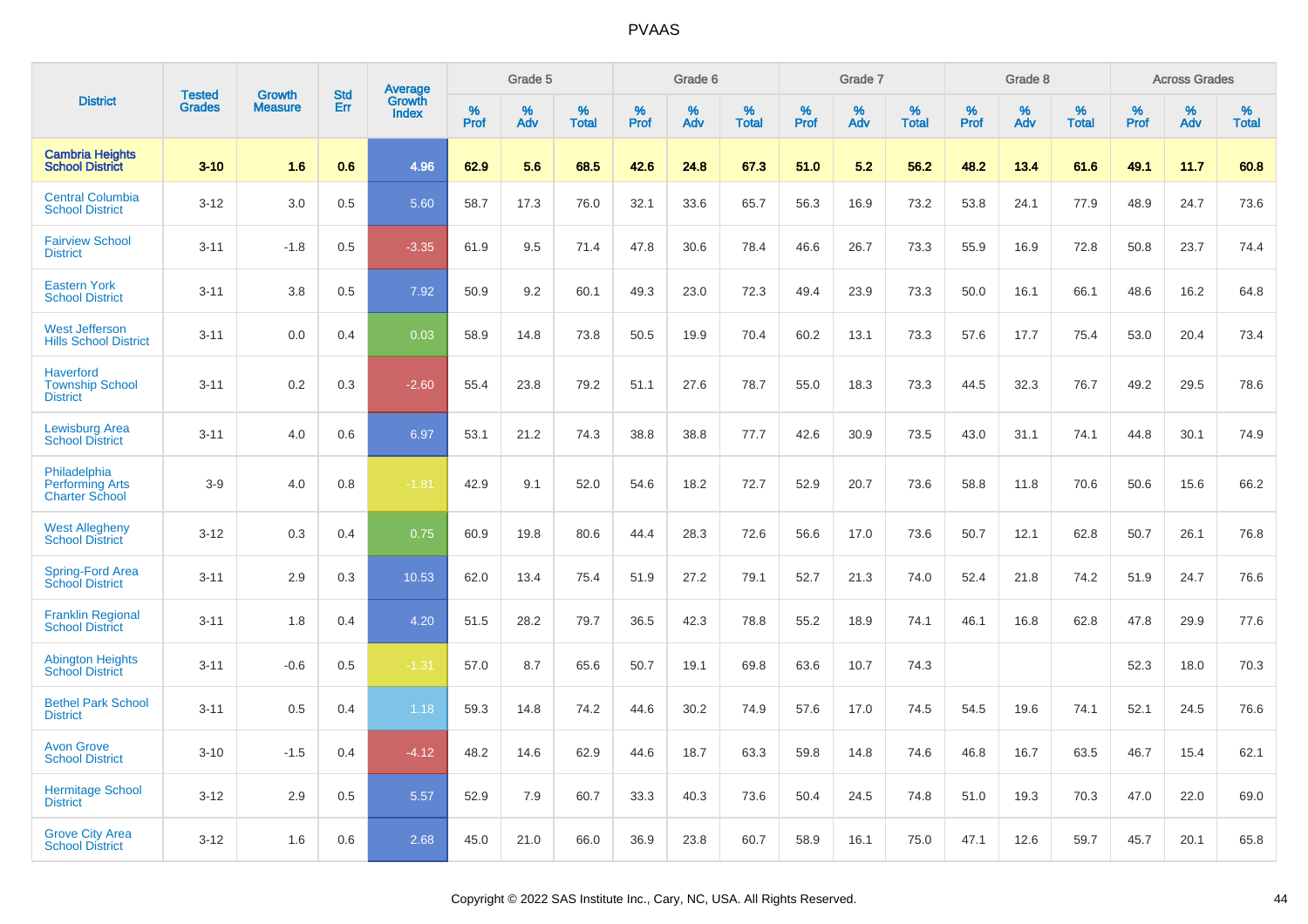| District | Tested Grades | Growth Measure | Std Err | Average Growth Index | Grade 5 | | | Grade 6 | | | Grade 7 | | | Grade 8 | | | Across Grades | | |
|---|---|---|---|---|---|---|---|---|---|---|---|---|---|---|---|---|---|---|---|
| | | | | | % Prof | % Adv | % Total | % Prof | % Adv | % Total | % Prof | % Adv | % Total | % Prof | % Adv | % Total | % Prof | % Adv | % Total |
| **Cambria Heights School District** | **3-10** | **1.6** | **0.6** | **4.96** | **62.9** | **5.6** | **68.5** | **42.6** | **24.8** | **67.3** | **51.0** | **5.2** | **56.2** | **48.2** | **13.4** | **61.6** | **49.1** | **11.7** | **60.8** |
| Central Columbia School District | 3-12 | 3.0 | 0.5 | 5.60 | 58.7 | 17.3 | 76.0 | 32.1 | 33.6 | 65.7 | 56.3 | 16.9 | 73.2 | 53.8 | 24.1 | 77.9 | 48.9 | 24.7 | 73.6 |
| Fairview School District | 3-11 | -1.8 | 0.5 | -3.35 | 61.9 | 9.5 | 71.4 | 47.8 | 30.6 | 78.4 | 46.6 | 26.7 | 73.3 | 55.9 | 16.9 | 72.8 | 50.8 | 23.7 | 74.4 |
| Eastern York School District | 3-11 | 3.8 | 0.5 | 7.92 | 50.9 | 9.2 | 60.1 | 49.3 | 23.0 | 72.3 | 49.4 | 23.9 | 73.3 | 50.0 | 16.1 | 66.1 | 48.6 | 16.2 | 64.8 |
| West Jefferson Hills School District | 3-11 | 0.0 | 0.4 | 0.03 | 58.9 | 14.8 | 73.8 | 50.5 | 19.9 | 70.4 | 60.2 | 13.1 | 73.3 | 57.6 | 17.7 | 75.4 | 53.0 | 20.4 | 73.4 |
| Haverford Township School District | 3-11 | 0.2 | 0.3 | -2.60 | 55.4 | 23.8 | 79.2 | 51.1 | 27.6 | 78.7 | 55.0 | 18.3 | 73.3 | 44.5 | 32.3 | 76.7 | 49.2 | 29.5 | 78.6 |
| Lewisburg Area School District | 3-11 | 4.0 | 0.6 | 6.97 | 53.1 | 21.2 | 74.3 | 38.8 | 38.8 | 77.7 | 42.6 | 30.9 | 73.5 | 43.0 | 31.1 | 74.1 | 44.8 | 30.1 | 74.9 |
| Philadelphia Performing Arts Charter School | 3-9 | 4.0 | 0.8 | -1.81 | 42.9 | 9.1 | 52.0 | 54.6 | 18.2 | 72.7 | 52.9 | 20.7 | 73.6 | 58.8 | 11.8 | 70.6 | 50.6 | 15.6 | 66.2 |
| West Allegheny School District | 3-12 | 0.3 | 0.4 | 0.75 | 60.9 | 19.8 | 80.6 | 44.4 | 28.3 | 72.6 | 56.6 | 17.0 | 73.6 | 50.7 | 12.1 | 62.8 | 50.7 | 26.1 | 76.8 |
| Spring-Ford Area School District | 3-11 | 2.9 | 0.3 | 10.53 | 62.0 | 13.4 | 75.4 | 51.9 | 27.2 | 79.1 | 52.7 | 21.3 | 74.0 | 52.4 | 21.8 | 74.2 | 51.9 | 24.7 | 76.6 |
| Franklin Regional School District | 3-11 | 1.8 | 0.4 | 4.20 | 51.5 | 28.2 | 79.7 | 36.5 | 42.3 | 78.8 | 55.2 | 18.9 | 74.1 | 46.1 | 16.8 | 62.8 | 47.8 | 29.9 | 77.6 |
| Abington Heights School District | 3-11 | -0.6 | 0.5 | -1.31 | 57.0 | 8.7 | 65.6 | 50.7 | 19.1 | 69.8 | 63.6 | 10.7 | 74.3 | | | | 52.3 | 18.0 | 70.3 |
| Bethel Park School District | 3-11 | 0.5 | 0.4 | 1.18 | 59.3 | 14.8 | 74.2 | 44.6 | 30.2 | 74.9 | 57.6 | 17.0 | 74.5 | 54.5 | 19.6 | 74.1 | 52.1 | 24.5 | 76.6 |
| Avon Grove School District | 3-10 | -1.5 | 0.4 | -4.12 | 48.2 | 14.6 | 62.9 | 44.6 | 18.7 | 63.3 | 59.8 | 14.8 | 74.6 | 46.8 | 16.7 | 63.5 | 46.7 | 15.4 | 62.1 |
| Hermitage School District | 3-12 | 2.9 | 0.5 | 5.57 | 52.9 | 7.9 | 60.7 | 33.3 | 40.3 | 73.6 | 50.4 | 24.5 | 74.8 | 51.0 | 19.3 | 70.3 | 47.0 | 22.0 | 69.0 |
| Grove City Area School District | 3-12 | 1.6 | 0.6 | 2.68 | 45.0 | 21.0 | 66.0 | 36.9 | 23.8 | 60.7 | 58.9 | 16.1 | 75.0 | 47.1 | 12.6 | 59.7 | 45.7 | 20.1 | 65.8 |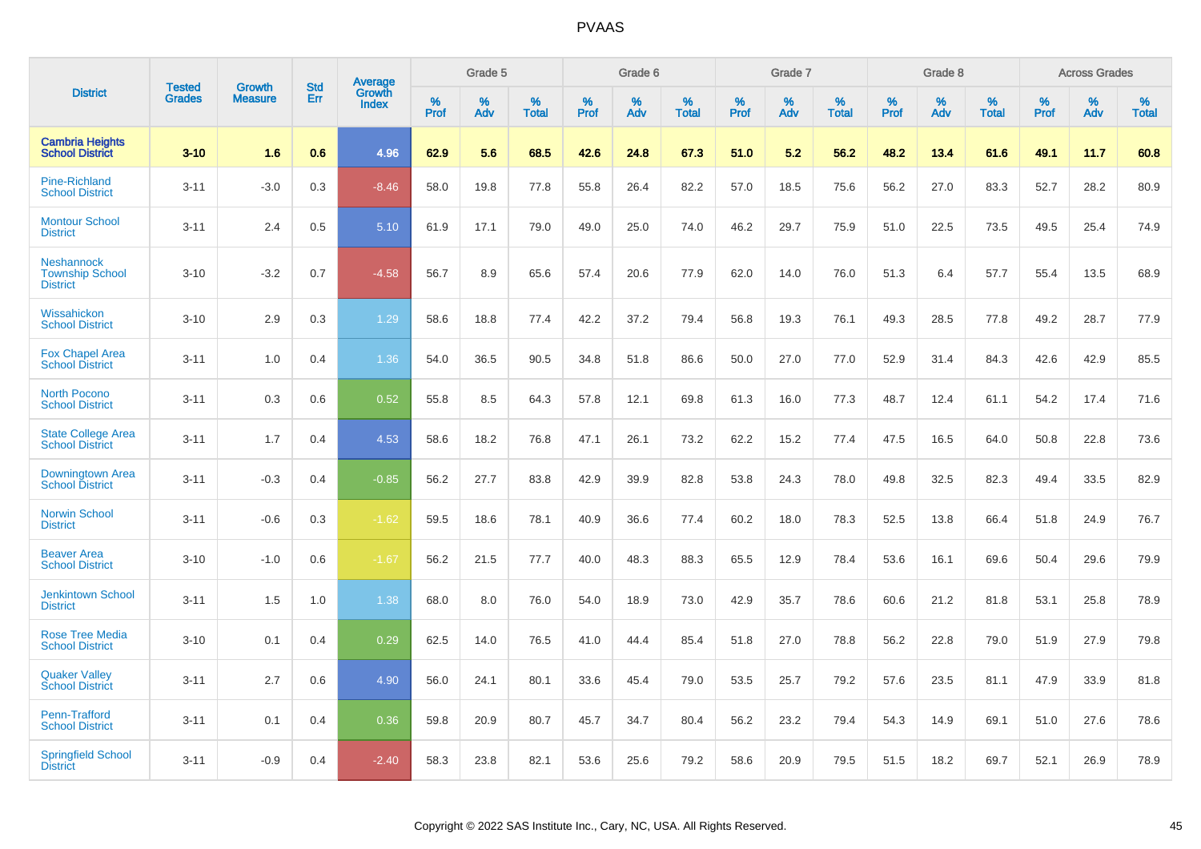# PVAAS

| District | Tested Grades | Growth Measure | Std Err | Average Growth Index | Grade 5 | | | Grade 6 | | | Grade 7 | | | Grade 8 | | | Across Grades | | |
|---|---|---|---|---|---|---|---|---|---|---|---|---|---|---|---|---|---|---|---|
| | | | | | % Prof | % Adv | % Total | % Prof | % Adv | % Total | % Prof | % Adv | % Total | % Prof | % Adv | % Total | % Prof | % Adv | % Total |
| **Cambria Heights School District** | **3-10** | **1.6** | **0.6** | **4.96** | **62.9** | **5.6** | **68.5** | **42.6** | **24.8** | **67.3** | **51.0** | **5.2** | **56.2** | **48.2** | **13.4** | **61.6** | **49.1** | **11.7** | **60.8** |
| Pine-Richland School District | 3-11 | -3.0 | 0.3 | -8.46 | 58.0 | 19.8 | 77.8 | 55.8 | 26.4 | 82.2 | 57.0 | 18.5 | 75.6 | 56.2 | 27.0 | 83.3 | 52.7 | 28.2 | 80.9 |
| Montour School District | 3-11 | 2.4 | 0.5 | 5.10 | 61.9 | 17.1 | 79.0 | 49.0 | 25.0 | 74.0 | 46.2 | 29.7 | 75.9 | 51.0 | 22.5 | 73.5 | 49.5 | 25.4 | 74.9 |
| Neshannock Township School District | 3-10 | -3.2 | 0.7 | -4.58 | 56.7 | 8.9 | 65.6 | 57.4 | 20.6 | 77.9 | 62.0 | 14.0 | 76.0 | 51.3 | 6.4 | 57.7 | 55.4 | 13.5 | 68.9 |
| Wissahickon School District | 3-10 | 2.9 | 0.3 | 1.29 | 58.6 | 18.8 | 77.4 | 42.2 | 37.2 | 79.4 | 56.8 | 19.3 | 76.1 | 49.3 | 28.5 | 77.8 | 49.2 | 28.7 | 77.9 |
| Fox Chapel Area School District | 3-11 | 1.0 | 0.4 | 1.36 | 54.0 | 36.5 | 90.5 | 34.8 | 51.8 | 86.6 | 50.0 | 27.0 | 77.0 | 52.9 | 31.4 | 84.3 | 42.6 | 42.9 | 85.5 |
| North Pocono School District | 3-11 | 0.3 | 0.6 | 0.52 | 55.8 | 8.5 | 64.3 | 57.8 | 12.1 | 69.8 | 61.3 | 16.0 | 77.3 | 48.7 | 12.4 | 61.1 | 54.2 | 17.4 | 71.6 |
| State College Area School District | 3-11 | 1.7 | 0.4 | 4.53 | 58.6 | 18.2 | 76.8 | 47.1 | 26.1 | 73.2 | 62.2 | 15.2 | 77.4 | 47.5 | 16.5 | 64.0 | 50.8 | 22.8 | 73.6 |
| Downingtown Area School District | 3-11 | -0.3 | 0.4 | -0.85 | 56.2 | 27.7 | 83.8 | 42.9 | 39.9 | 82.8 | 53.8 | 24.3 | 78.0 | 49.8 | 32.5 | 82.3 | 49.4 | 33.5 | 82.9 |
| Norwin School District | 3-11 | -0.6 | 0.3 | -1.62 | 59.5 | 18.6 | 78.1 | 40.9 | 36.6 | 77.4 | 60.2 | 18.0 | 78.3 | 52.5 | 13.8 | 66.4 | 51.8 | 24.9 | 76.7 |
| Beaver Area School District | 3-10 | -1.0 | 0.6 | -1.67 | 56.2 | 21.5 | 77.7 | 40.0 | 48.3 | 88.3 | 65.5 | 12.9 | 78.4 | 53.6 | 16.1 | 69.6 | 50.4 | 29.6 | 79.9 |
| Jenkintown School District | 3-11 | 1.5 | 1.0 | 1.38 | 68.0 | 8.0 | 76.0 | 54.0 | 18.9 | 73.0 | 42.9 | 35.7 | 78.6 | 60.6 | 21.2 | 81.8 | 53.1 | 25.8 | 78.9 |
| Rose Tree Media School District | 3-10 | 0.1 | 0.4 | 0.29 | 62.5 | 14.0 | 76.5 | 41.0 | 44.4 | 85.4 | 51.8 | 27.0 | 78.8 | 56.2 | 22.8 | 79.0 | 51.9 | 27.9 | 79.8 |
| Quaker Valley School District | 3-11 | 2.7 | 0.6 | 4.90 | 56.0 | 24.1 | 80.1 | 33.6 | 45.4 | 79.0 | 53.5 | 25.7 | 79.2 | 57.6 | 23.5 | 81.1 | 47.9 | 33.9 | 81.8 |
| Penn-Trafford School District | 3-11 | 0.1 | 0.4 | 0.36 | 59.8 | 20.9 | 80.7 | 45.7 | 34.7 | 80.4 | 56.2 | 23.2 | 79.4 | 54.3 | 14.9 | 69.1 | 51.0 | 27.6 | 78.6 |
| Springfield School District | 3-11 | -0.9 | 0.4 | -2.40 | 58.3 | 23.8 | 82.1 | 53.6 | 25.6 | 79.2 | 58.6 | 20.9 | 79.5 | 51.5 | 18.2 | 69.7 | 52.1 | 26.9 | 78.9 |

Copyright © 2022 SAS Institute Inc., Cary, NC, USA. All Rights Reserved.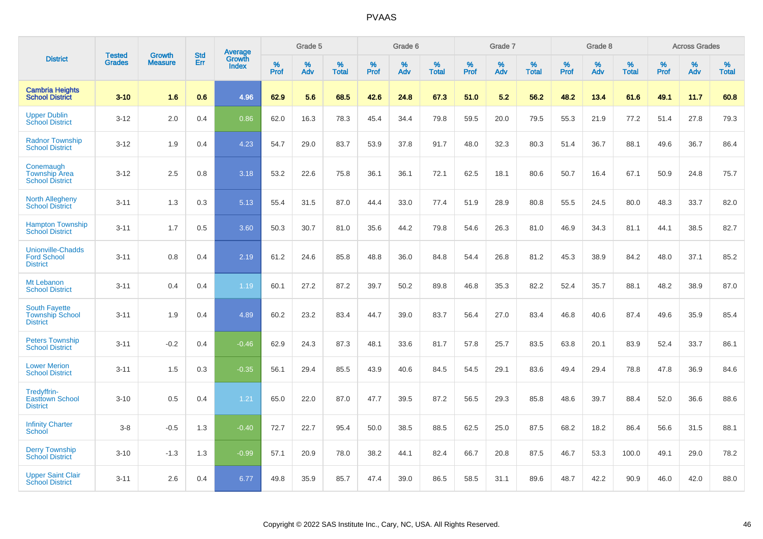# PVAAS

| District | Tested Grades | Growth Measure | Std Err | Average Growth Index | Grade 5 | | | Grade 6 | | | Grade 7 | | | Grade 8 | | | Across Grades | | |
|---|---|---|---|---|---|---|---|---|---|---|---|---|---|---|---|---|---|---|---|
| | | | | | % Prof | % Adv | % Total | % Prof | % Adv | % Total | % Prof | % Adv | % Total | % Prof | % Adv | % Total | % Prof | % Adv | % Total |
| **Cambria Heights School District** | **3-10** | **1.6** | **0.6** | **4.96** | **62.9** | **5.6** | **68.5** | **42.6** | **24.8** | **67.3** | **51.0** | **5.2** | **56.2** | **48.2** | **13.4** | **61.6** | **49.1** | **11.7** | **60.8** |
| Upper Dublin School District | 3-12 | 2.0 | 0.4 | 0.86 | 62.0 | 16.3 | 78.3 | 45.4 | 34.4 | 79.8 | 59.5 | 20.0 | 79.5 | 55.3 | 21.9 | 77.2 | 51.4 | 27.8 | 79.3 |
| Radnor Township School District | 3-12 | 1.9 | 0.4 | 4.23 | 54.7 | 29.0 | 83.7 | 53.9 | 37.8 | 91.7 | 48.0 | 32.3 | 80.3 | 51.4 | 36.7 | 88.1 | 49.6 | 36.7 | 86.4 |
| Conemaugh Township Area School District | 3-12 | 2.5 | 0.8 | 3.18 | 53.2 | 22.6 | 75.8 | 36.1 | 36.1 | 72.1 | 62.5 | 18.1 | 80.6 | 50.7 | 16.4 | 67.1 | 50.9 | 24.8 | 75.7 |
| North Allegheny School District | 3-11 | 1.3 | 0.3 | 5.13 | 55.4 | 31.5 | 87.0 | 44.4 | 33.0 | 77.4 | 51.9 | 28.9 | 80.8 | 55.5 | 24.5 | 80.0 | 48.3 | 33.7 | 82.0 |
| Hampton Township School District | 3-11 | 1.7 | 0.5 | 3.60 | 50.3 | 30.7 | 81.0 | 35.6 | 44.2 | 79.8 | 54.6 | 26.3 | 81.0 | 46.9 | 34.3 | 81.1 | 44.1 | 38.5 | 82.7 |
| Unionville-Chadds Ford School District | 3-11 | 0.8 | 0.4 | 2.19 | 61.2 | 24.6 | 85.8 | 48.8 | 36.0 | 84.8 | 54.4 | 26.8 | 81.2 | 45.3 | 38.9 | 84.2 | 48.0 | 37.1 | 85.2 |
| Mt Lebanon School District | 3-11 | 0.4 | 0.4 | 1.19 | 60.1 | 27.2 | 87.2 | 39.7 | 50.2 | 89.8 | 46.8 | 35.3 | 82.2 | 52.4 | 35.7 | 88.1 | 48.2 | 38.9 | 87.0 |
| South Fayette Township School District | 3-11 | 1.9 | 0.4 | 4.89 | 60.2 | 23.2 | 83.4 | 44.7 | 39.0 | 83.7 | 56.4 | 27.0 | 83.4 | 46.8 | 40.6 | 87.4 | 49.6 | 35.9 | 85.4 |
| Peters Township School District | 3-11 | -0.2 | 0.4 | -0.46 | 62.9 | 24.3 | 87.3 | 48.1 | 33.6 | 81.7 | 57.8 | 25.7 | 83.5 | 63.8 | 20.1 | 83.9 | 52.4 | 33.7 | 86.1 |
| Lower Merion School District | 3-11 | 1.5 | 0.3 | -0.35 | 56.1 | 29.4 | 85.5 | 43.9 | 40.6 | 84.5 | 54.5 | 29.1 | 83.6 | 49.4 | 29.4 | 78.8 | 47.8 | 36.9 | 84.6 |
| Tredyffrin-Easttown School District | 3-10 | 0.5 | 0.4 | 1.21 | 65.0 | 22.0 | 87.0 | 47.7 | 39.5 | 87.2 | 56.5 | 29.3 | 85.8 | 48.6 | 39.7 | 88.4 | 52.0 | 36.6 | 88.6 |
| Infinity Charter School | 3-8 | -0.5 | 1.3 | -0.40 | 72.7 | 22.7 | 95.4 | 50.0 | 38.5 | 88.5 | 62.5 | 25.0 | 87.5 | 68.2 | 18.2 | 86.4 | 56.6 | 31.5 | 88.1 |
| Derry Township School District | 3-10 | -1.3 | 1.3 | -0.99 | 57.1 | 20.9 | 78.0 | 38.2 | 44.1 | 82.4 | 66.7 | 20.8 | 87.5 | 46.7 | 53.3 | 100.0 | 49.1 | 29.0 | 78.2 |
| Upper Saint Clair School District | 3-11 | 2.6 | 0.4 | 6.77 | 49.8 | 35.9 | 85.7 | 47.4 | 39.0 | 86.5 | 58.5 | 31.1 | 89.6 | 48.7 | 42.2 | 90.9 | 46.0 | 42.0 | 88.0 |

Copyright © 2022 SAS Institute Inc., Cary, NC, USA. All Rights Reserved.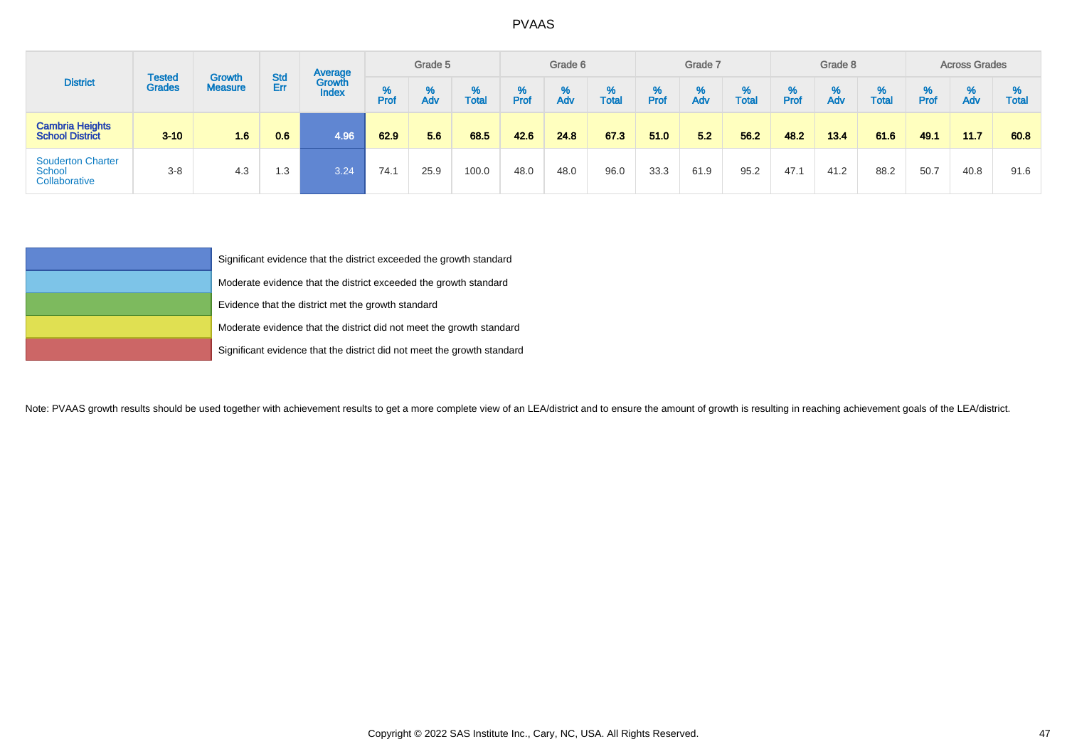# PVAAS

| District | Tested Grades | Growth Measure | Std Err | Average Growth Index | Grade 5 | | | Grade 6 | | | Grade 7 | | | Grade 8 | | | Across Grades | | |
|---|---|---|---|---|---|---|---|---|---|---|---|---|---|---|---|---|---|---|---|
| | | | | | % Prof | % Adv | % Total | % Prof | % Adv | % Total | % Prof | % Adv | % Total | % Prof | % Adv | % Total | % Prof | % Adv | % Total |
| **Cambria Heights School District** | **3-10** | **1.6** | **0.6** | 4.96 | **62.9** | **5.6** | **68.5** | **42.6** | **24.8** | **67.3** | **51.0** | **5.2** | **56.2** | **48.2** | **13.4** | **61.6** | **49.1** | **11.7** | **60.8** |
| Souderton Charter School Collaborative | 3-8 | 4.3 | 1.3 | 3.24 | 74.1 | 25.9 | 100.0 | 48.0 | 48.0 | 96.0 | 33.3 | 61.9 | 95.2 | 47.1 | 41.2 | 88.2 | 50.7 | 40.8 | 91.6 |

Significant evidence that the district exceeded the growth standard

Moderate evidence that the district exceeded the growth standard

Evidence that the district met the growth standard

Moderate evidence that the district did not meet the growth standard

Significant evidence that the district did not meet the growth standard

Note: PVAAS growth results should be used together with achievement results to get a more complete view of an LEA/district and to ensure the amount of growth is resulting in reaching achievement goals of the LEA/district.

Copyright © 2022 SAS Institute Inc., Cary, NC, USA. All Rights Reserved.